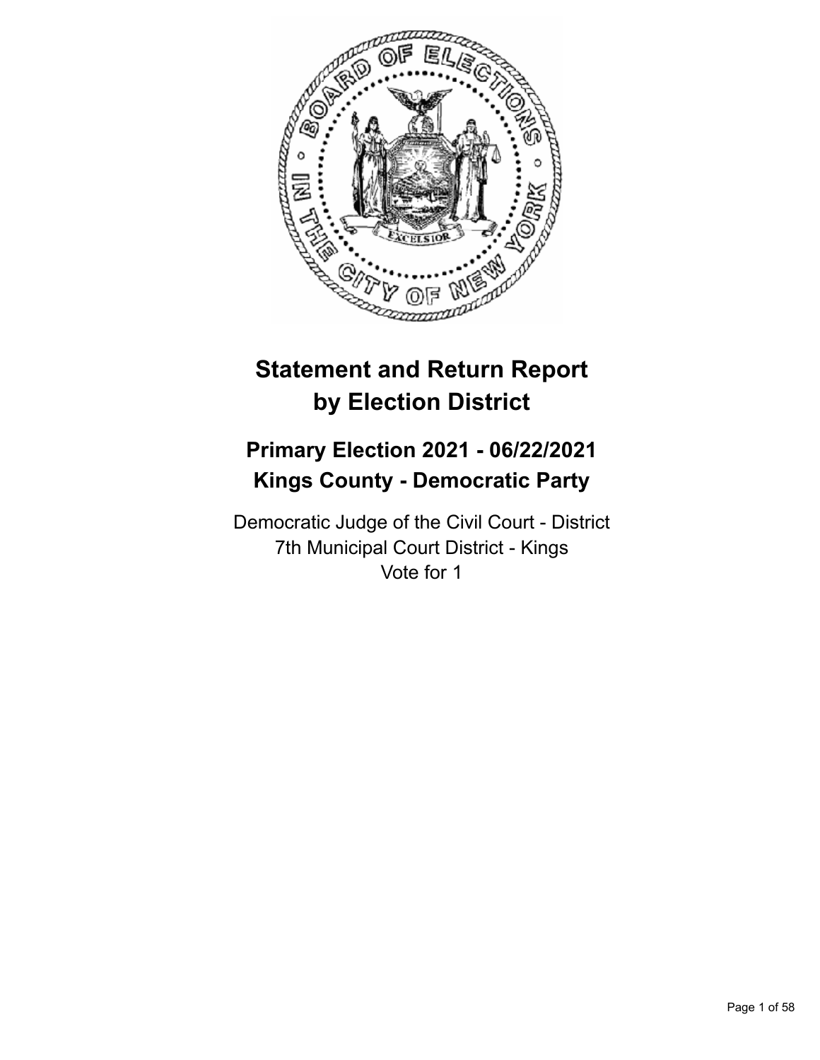# Statement and Return Report by Election District

## Primary Election 2021 - 06/22/2021
## Kings County - Democratic Party

Democratic Judge of the Civil Court - District
7th Municipal Court District - Kings
Vote for 1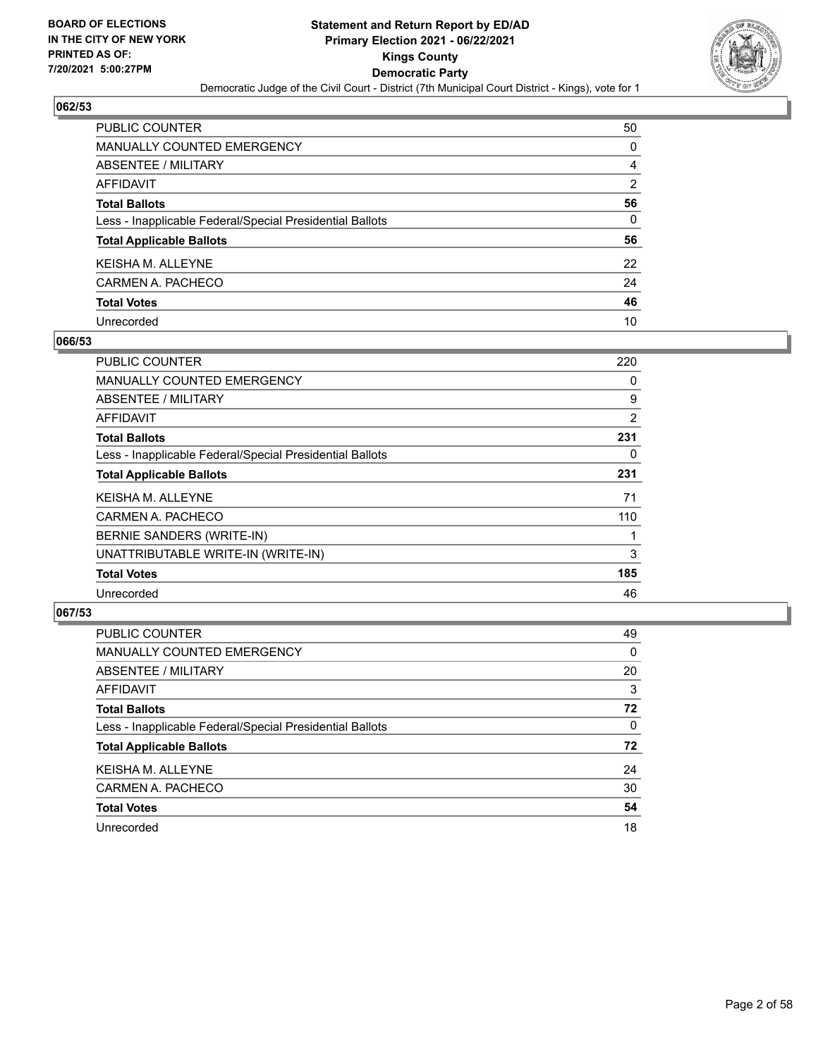## 062/53

| | |
|---|---|
| PUBLIC COUNTER | 50 |
| MANUALLY COUNTED EMERGENCY | 0 |
| ABSENTEE / MILITARY | 4 |
| AFFIDAVIT | 2 |
| **Total Ballots** | **56** |
| Less - Inapplicable Federal/Special Presidential Ballots | 0 |
| **Total Applicable Ballots** | **56** |
| KEISHA M. ALLEYNE | 22 |
| CARMEN A. PACHECO | 24 |
| **Total Votes** | **46** |
| Unrecorded | 10 |

## 066/53

| | |
|---|---|
| PUBLIC COUNTER | 220 |
| MANUALLY COUNTED EMERGENCY | 0 |
| ABSENTEE / MILITARY | 9 |
| AFFIDAVIT | 2 |
| **Total Ballots** | **231** |
| Less - Inapplicable Federal/Special Presidential Ballots | 0 |
| **Total Applicable Ballots** | **231** |
| KEISHA M. ALLEYNE | 71 |
| CARMEN A. PACHECO | 110 |
| BERNIE SANDERS (WRITE-IN) | 1 |
| UNATTRIBUTABLE WRITE-IN (WRITE-IN) | 3 |
| **Total Votes** | **185** |
| Unrecorded | 46 |

## 067/53

| | |
|---|---|
| PUBLIC COUNTER | 49 |
| MANUALLY COUNTED EMERGENCY | 0 |
| ABSENTEE / MILITARY | 20 |
| AFFIDAVIT | 3 |
| **Total Ballots** | **72** |
| Less - Inapplicable Federal/Special Presidential Ballots | 0 |
| **Total Applicable Ballots** | **72** |
| KEISHA M. ALLEYNE | 24 |
| CARMEN A. PACHECO | 30 |
| **Total Votes** | **54** |
| Unrecorded | 18 |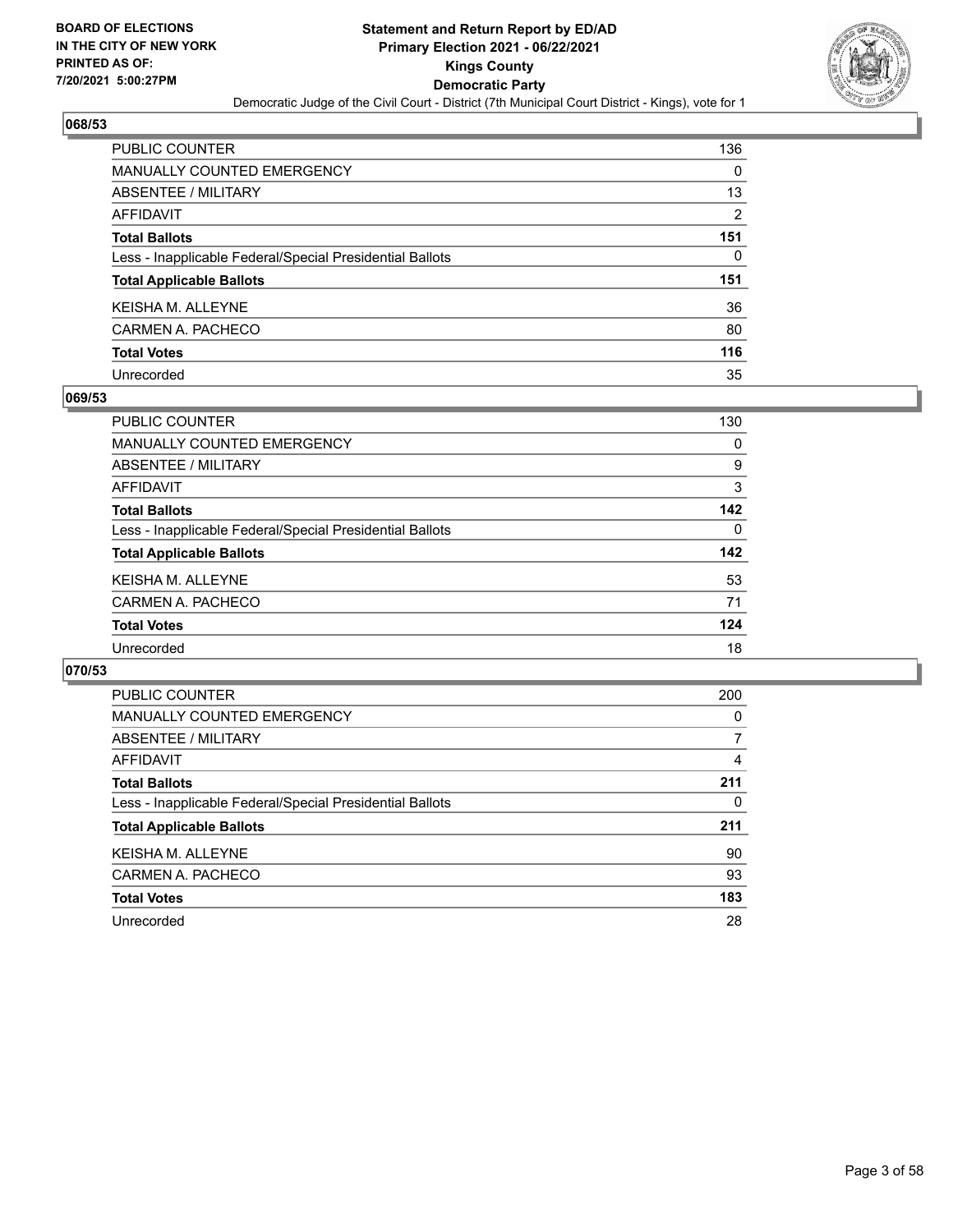## 068/53

| | |
|---|---|
| PUBLIC COUNTER | 136 |
| MANUALLY COUNTED EMERGENCY | 0 |
| ABSENTEE / MILITARY | 13 |
| AFFIDAVIT | 2 |
| **Total Ballots** | **151** |
| Less - Inapplicable Federal/Special Presidential Ballots | 0 |
| **Total Applicable Ballots** | **151** |
| KEISHA M. ALLEYNE | 36 |
| CARMEN A. PACHECO | 80 |
| **Total Votes** | **116** |
| Unrecorded | 35 |

## 069/53

| | |
|---|---|
| PUBLIC COUNTER | 130 |
| MANUALLY COUNTED EMERGENCY | 0 |
| ABSENTEE / MILITARY | 9 |
| AFFIDAVIT | 3 |
| **Total Ballots** | **142** |
| Less - Inapplicable Federal/Special Presidential Ballots | 0 |
| **Total Applicable Ballots** | **142** |
| KEISHA M. ALLEYNE | 53 |
| CARMEN A. PACHECO | 71 |
| **Total Votes** | **124** |
| Unrecorded | 18 |

## 070/53

| | |
|---|---|
| PUBLIC COUNTER | 200 |
| MANUALLY COUNTED EMERGENCY | 0 |
| ABSENTEE / MILITARY | 7 |
| AFFIDAVIT | 4 |
| **Total Ballots** | **211** |
| Less - Inapplicable Federal/Special Presidential Ballots | 0 |
| **Total Applicable Ballots** | **211** |
| KEISHA M. ALLEYNE | 90 |
| CARMEN A. PACHECO | 93 |
| **Total Votes** | **183** |
| Unrecorded | 28 |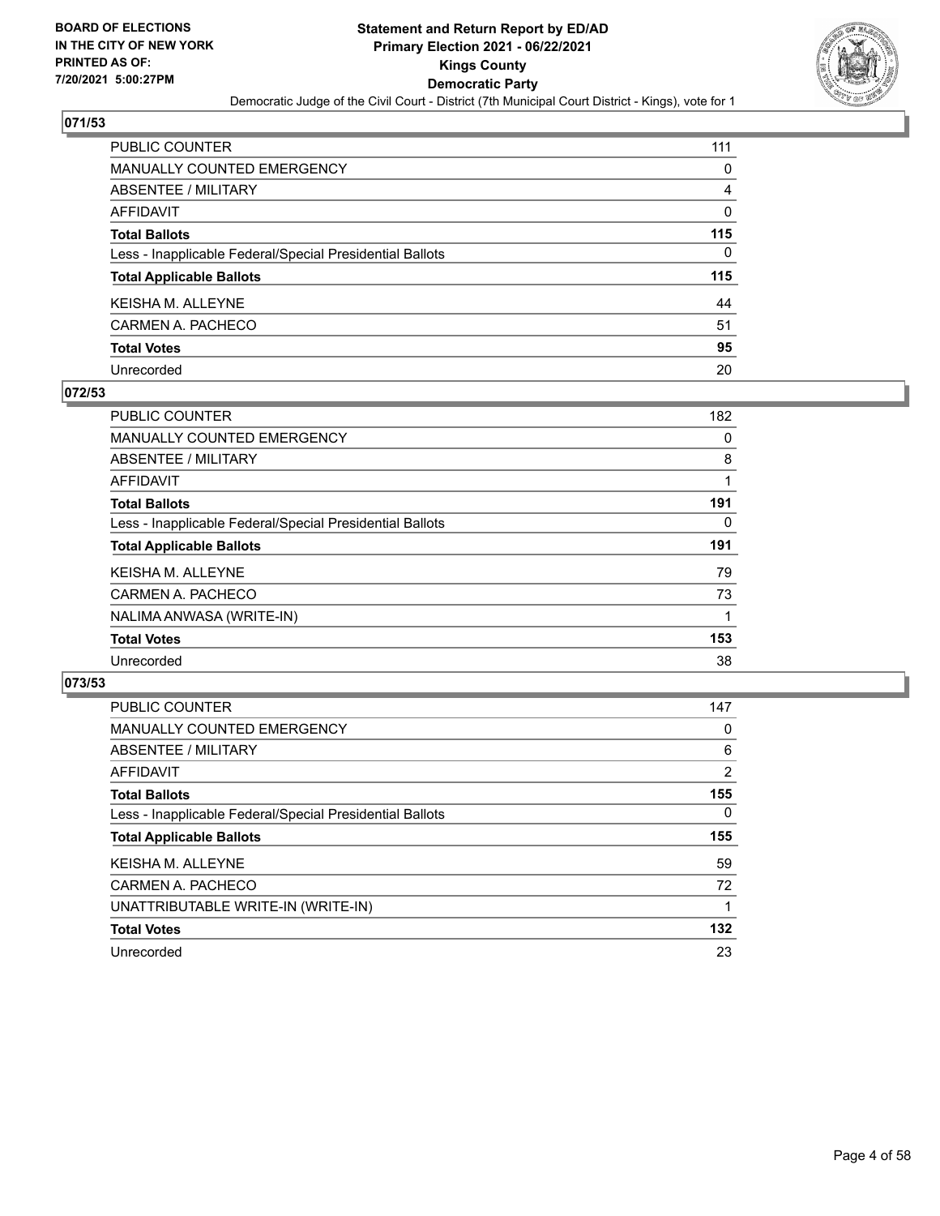BOARD OF ELECTIONS
IN THE CITY OF NEW YORK
PRINTED AS OF:
7/20/2021 5:00:27PM

**Statement and Return Report by ED/AD**
**Primary Election 2021 - 06/22/2021**
**Kings County**
**Democratic Party**
Democratic Judge of the Civil Court - District (7th Municipal Court District - Kings), vote for 1

## 071/53

| | |
|---|---|
| PUBLIC COUNTER | 111 |
| MANUALLY COUNTED EMERGENCY | 0 |
| ABSENTEE / MILITARY | 4 |
| AFFIDAVIT | 0 |
| **Total Ballots** | **115** |
| Less - Inapplicable Federal/Special Presidential Ballots | 0 |
| **Total Applicable Ballots** | **115** |
| KEISHA M. ALLEYNE | 44 |
| CARMEN A. PACHECO | 51 |
| **Total Votes** | **95** |
| Unrecorded | 20 |

## 072/53

| | |
|---|---|
| PUBLIC COUNTER | 182 |
| MANUALLY COUNTED EMERGENCY | 0 |
| ABSENTEE / MILITARY | 8 |
| AFFIDAVIT | 1 |
| **Total Ballots** | **191** |
| Less - Inapplicable Federal/Special Presidential Ballots | 0 |
| **Total Applicable Ballots** | **191** |
| KEISHA M. ALLEYNE | 79 |
| CARMEN A. PACHECO | 73 |
| NALIMA ANWASA (WRITE-IN) | 1 |
| **Total Votes** | **153** |
| Unrecorded | 38 |

## 073/53

| | |
|---|---|
| PUBLIC COUNTER | 147 |
| MANUALLY COUNTED EMERGENCY | 0 |
| ABSENTEE / MILITARY | 6 |
| AFFIDAVIT | 2 |
| **Total Ballots** | **155** |
| Less - Inapplicable Federal/Special Presidential Ballots | 0 |
| **Total Applicable Ballots** | **155** |
| KEISHA M. ALLEYNE | 59 |
| CARMEN A. PACHECO | 72 |
| UNATTRIBUTABLE WRITE-IN (WRITE-IN) | 1 |
| **Total Votes** | **132** |
| Unrecorded | 23 |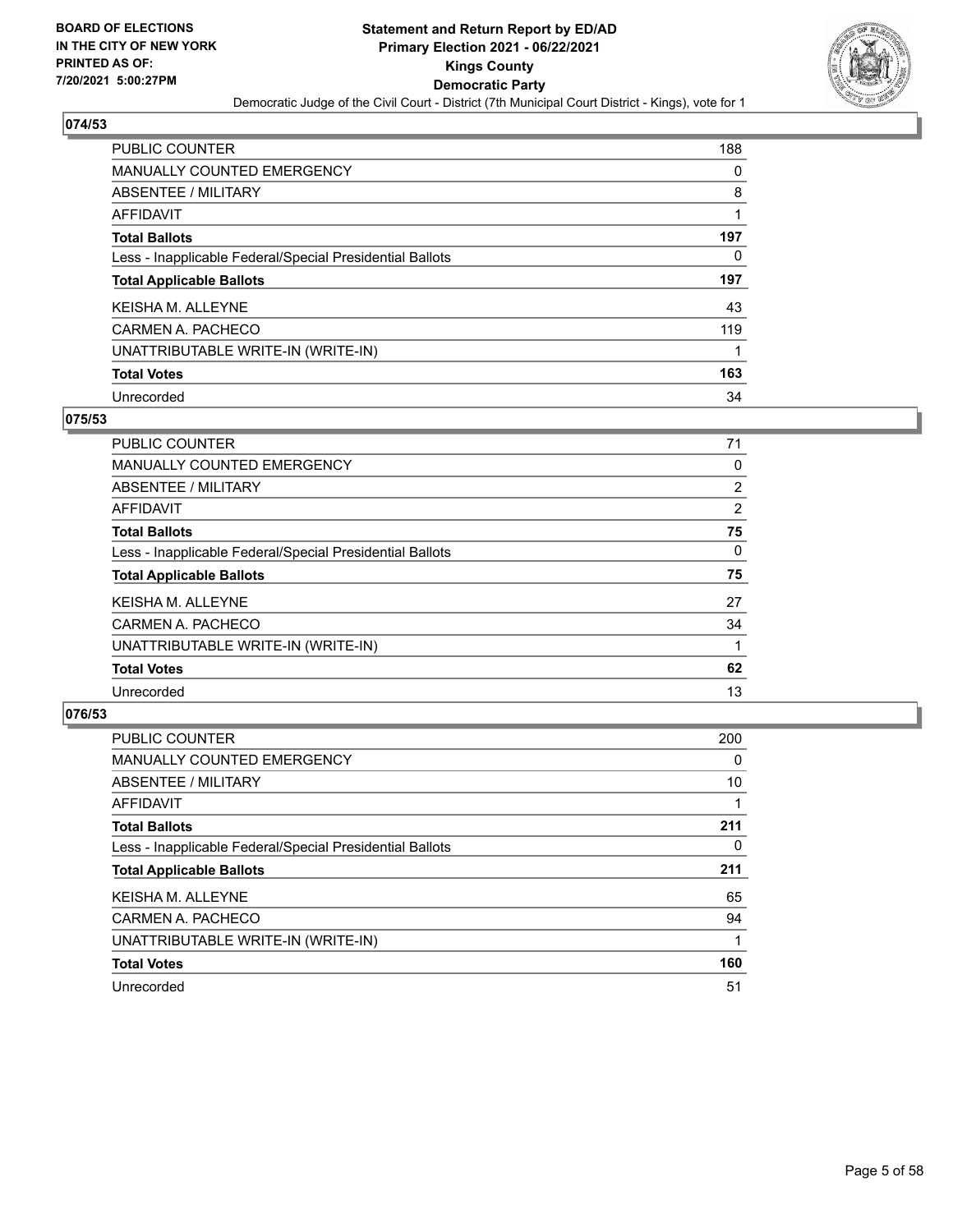## 074/53

| | |
|---|---|
| PUBLIC COUNTER | 188 |
| MANUALLY COUNTED EMERGENCY | 0 |
| ABSENTEE / MILITARY | 8 |
| AFFIDAVIT | 1 |
| **Total Ballots** | **197** |
| Less - Inapplicable Federal/Special Presidential Ballots | 0 |
| **Total Applicable Ballots** | **197** |
| KEISHA M. ALLEYNE | 43 |
| CARMEN A. PACHECO | 119 |
| UNATTRIBUTABLE WRITE-IN (WRITE-IN) | 1 |
| **Total Votes** | **163** |
| Unrecorded | 34 |

## 075/53

| | |
|---|---|
| PUBLIC COUNTER | 71 |
| MANUALLY COUNTED EMERGENCY | 0 |
| ABSENTEE / MILITARY | 2 |
| AFFIDAVIT | 2 |
| **Total Ballots** | **75** |
| Less - Inapplicable Federal/Special Presidential Ballots | 0 |
| **Total Applicable Ballots** | **75** |
| KEISHA M. ALLEYNE | 27 |
| CARMEN A. PACHECO | 34 |
| UNATTRIBUTABLE WRITE-IN (WRITE-IN) | 1 |
| **Total Votes** | **62** |
| Unrecorded | 13 |

## 076/53

| | |
|---|---|
| PUBLIC COUNTER | 200 |
| MANUALLY COUNTED EMERGENCY | 0 |
| ABSENTEE / MILITARY | 10 |
| AFFIDAVIT | 1 |
| **Total Ballots** | **211** |
| Less - Inapplicable Federal/Special Presidential Ballots | 0 |
| **Total Applicable Ballots** | **211** |
| KEISHA M. ALLEYNE | 65 |
| CARMEN A. PACHECO | 94 |
| UNATTRIBUTABLE WRITE-IN (WRITE-IN) | 1 |
| **Total Votes** | **160** |
| Unrecorded | 51 |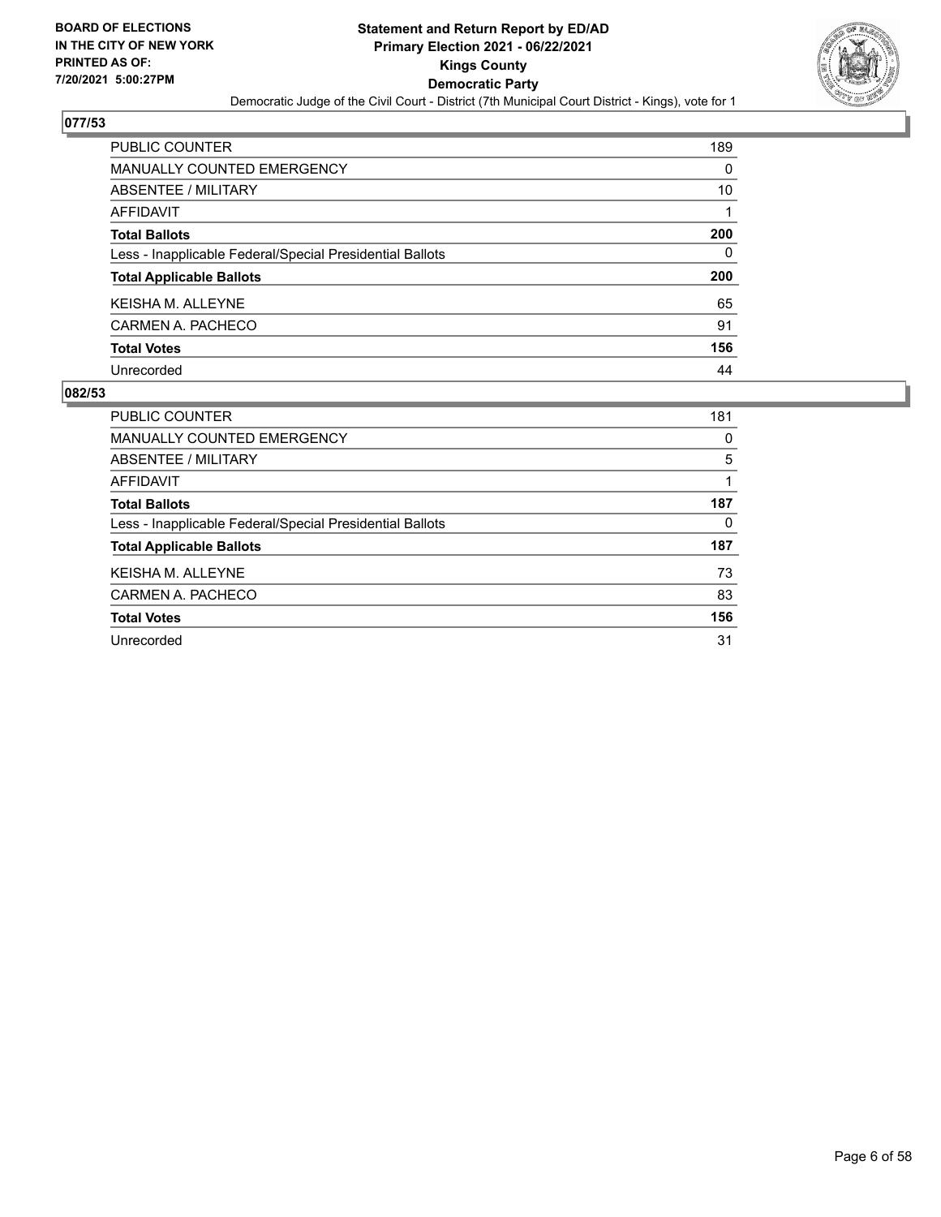## 077/53

| | |
|---|---|
| PUBLIC COUNTER | 189 |
| MANUALLY COUNTED EMERGENCY | 0 |
| ABSENTEE / MILITARY | 10 |
| AFFIDAVIT | 1 |
| **Total Ballots** | **200** |
| Less - Inapplicable Federal/Special Presidential Ballots | 0 |
| **Total Applicable Ballots** | **200** |
| KEISHA M. ALLEYNE | 65 |
| CARMEN A. PACHECO | 91 |
| **Total Votes** | **156** |
| Unrecorded | 44 |

## 082/53

| | |
|---|---|
| PUBLIC COUNTER | 181 |
| MANUALLY COUNTED EMERGENCY | 0 |
| ABSENTEE / MILITARY | 5 |
| AFFIDAVIT | 1 |
| **Total Ballots** | **187** |
| Less - Inapplicable Federal/Special Presidential Ballots | 0 |
| **Total Applicable Ballots** | **187** |
| KEISHA M. ALLEYNE | 73 |
| CARMEN A. PACHECO | 83 |
| **Total Votes** | **156** |
| Unrecorded | 31 |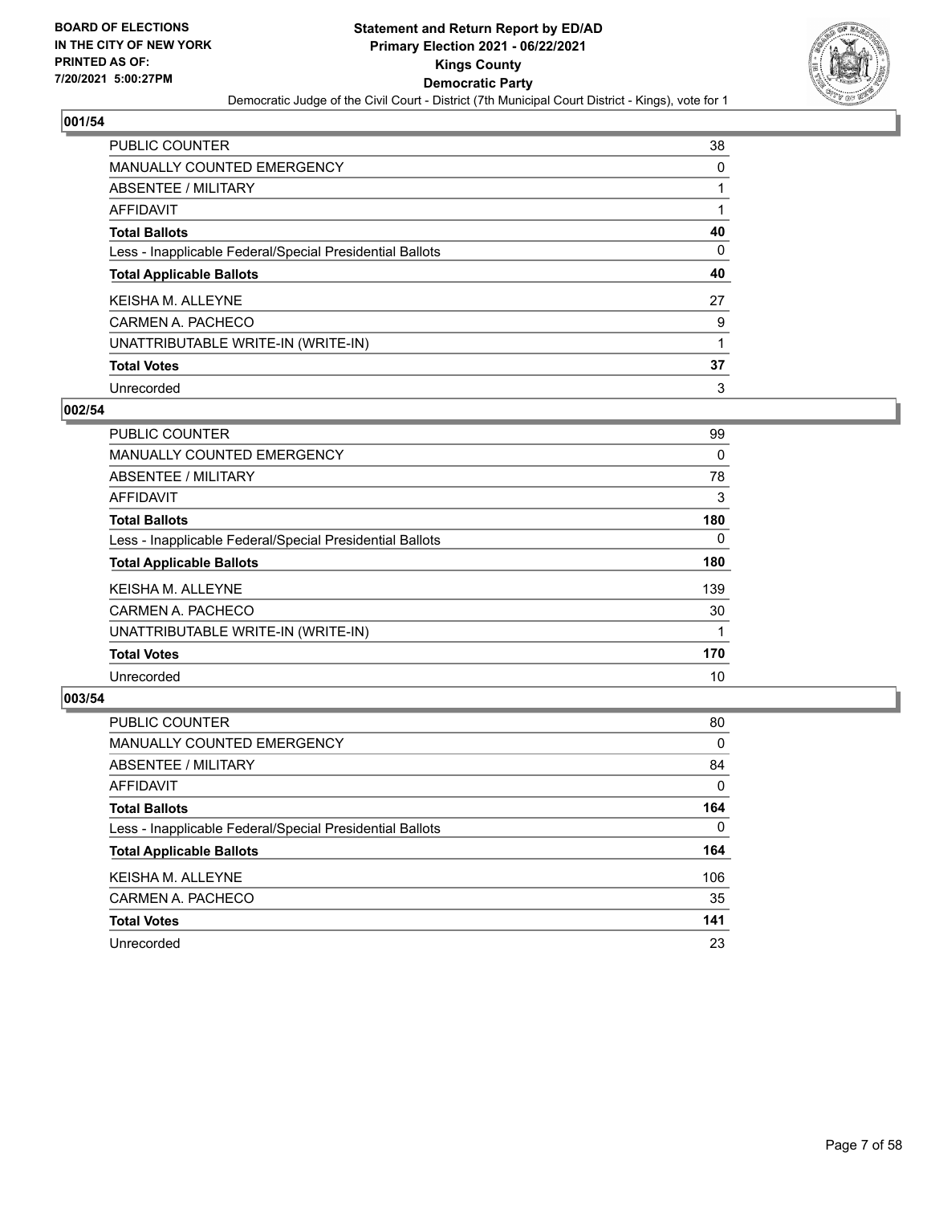BOARD OF ELECTIONS
IN THE CITY OF NEW YORK
PRINTED AS OF:
7/20/2021 5:00:27PM

# Statement and Return Report by ED/AD
## Primary Election 2021 - 06/22/2021
## Kings County
## Democratic Party
### Democratic Judge of the Civil Court - District (7th Municipal Court District - Kings), vote for 1

### 001/54

| | |
|---|---|
| PUBLIC COUNTER | 38 |
| MANUALLY COUNTED EMERGENCY | 0 |
| ABSENTEE / MILITARY | 1 |
| AFFIDAVIT | 1 |
| **Total Ballots** | **40** |
| Less - Inapplicable Federal/Special Presidential Ballots | 0 |
| **Total Applicable Ballots** | **40** |
| KEISHA M. ALLEYNE | 27 |
| CARMEN A. PACHECO | 9 |
| UNATTRIBUTABLE WRITE-IN (WRITE-IN) | 1 |
| **Total Votes** | **37** |
| Unrecorded | 3 |

### 002/54

| | |
|---|---|
| PUBLIC COUNTER | 99 |
| MANUALLY COUNTED EMERGENCY | 0 |
| ABSENTEE / MILITARY | 78 |
| AFFIDAVIT | 3 |
| **Total Ballots** | **180** |
| Less - Inapplicable Federal/Special Presidential Ballots | 0 |
| **Total Applicable Ballots** | **180** |
| KEISHA M. ALLEYNE | 139 |
| CARMEN A. PACHECO | 30 |
| UNATTRIBUTABLE WRITE-IN (WRITE-IN) | 1 |
| **Total Votes** | **170** |
| Unrecorded | 10 |

### 003/54

| | |
|---|---|
| PUBLIC COUNTER | 80 |
| MANUALLY COUNTED EMERGENCY | 0 |
| ABSENTEE / MILITARY | 84 |
| AFFIDAVIT | 0 |
| **Total Ballots** | **164** |
| Less - Inapplicable Federal/Special Presidential Ballots | 0 |
| **Total Applicable Ballots** | **164** |
| KEISHA M. ALLEYNE | 106 |
| CARMEN A. PACHECO | 35 |
| **Total Votes** | **141** |
| Unrecorded | 23 |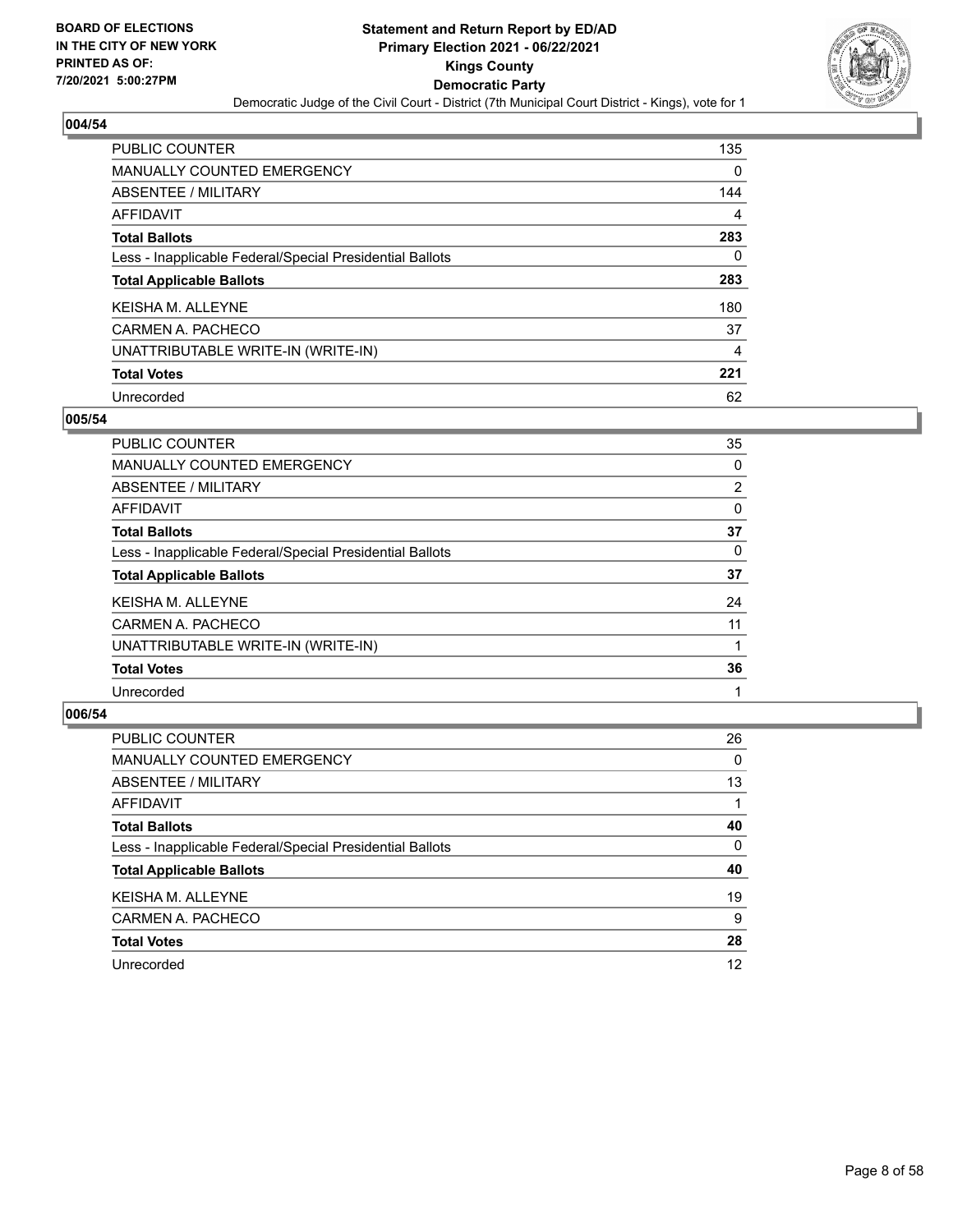**BOARD OF ELECTIONS IN THE CITY OF NEW YORK PRINTED AS OF: 7/20/2021 5:00:27PM**

# Statement and Return Report by ED/AD
## Primary Election 2021 - 06/22/2021
## Kings County
## Democratic Party
### Democratic Judge of the Civil Court - District (7th Municipal Court District - Kings), vote for 1

### 004/54

| | |
|---|---|
| PUBLIC COUNTER | 135 |
| MANUALLY COUNTED EMERGENCY | 0 |
| ABSENTEE / MILITARY | 144 |
| AFFIDAVIT | 4 |
| **Total Ballots** | **283** |
| Less - Inapplicable Federal/Special Presidential Ballots | 0 |
| **Total Applicable Ballots** | **283** |
| KEISHA M. ALLEYNE | 180 |
| CARMEN A. PACHECO | 37 |
| UNATTRIBUTABLE WRITE-IN (WRITE-IN) | 4 |
| **Total Votes** | **221** |
| Unrecorded | 62 |

### 005/54

| | |
|---|---|
| PUBLIC COUNTER | 35 |
| MANUALLY COUNTED EMERGENCY | 0 |
| ABSENTEE / MILITARY | 2 |
| AFFIDAVIT | 0 |
| **Total Ballots** | **37** |
| Less - Inapplicable Federal/Special Presidential Ballots | 0 |
| **Total Applicable Ballots** | **37** |
| KEISHA M. ALLEYNE | 24 |
| CARMEN A. PACHECO | 11 |
| UNATTRIBUTABLE WRITE-IN (WRITE-IN) | 1 |
| **Total Votes** | **36** |
| Unrecorded | 1 |

### 006/54

| | |
|---|---|
| PUBLIC COUNTER | 26 |
| MANUALLY COUNTED EMERGENCY | 0 |
| ABSENTEE / MILITARY | 13 |
| AFFIDAVIT | 1 |
| **Total Ballots** | **40** |
| Less - Inapplicable Federal/Special Presidential Ballots | 0 |
| **Total Applicable Ballots** | **40** |
| KEISHA M. ALLEYNE | 19 |
| CARMEN A. PACHECO | 9 |
| **Total Votes** | **28** |
| Unrecorded | 12 |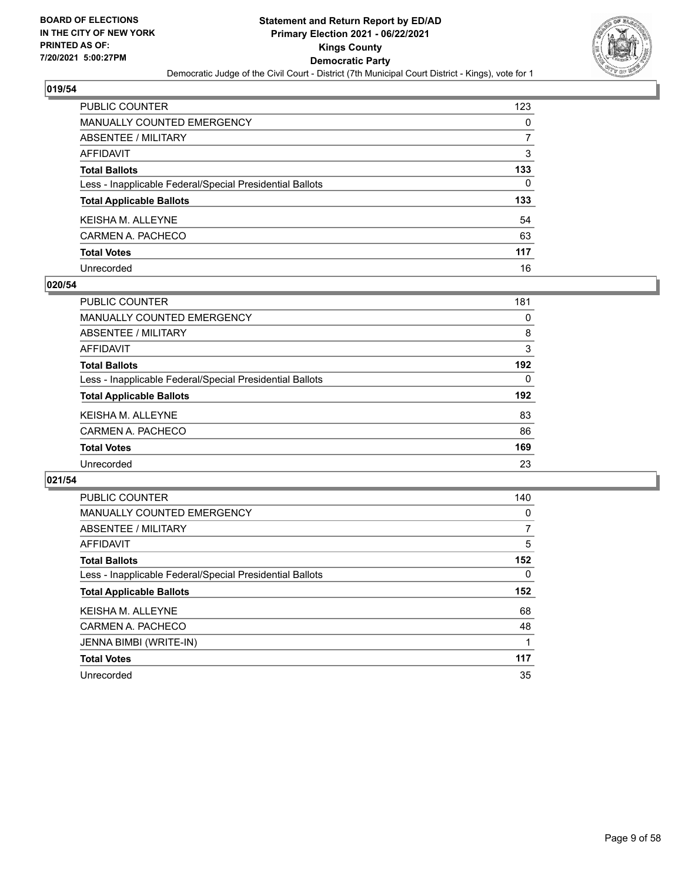## 019/54

| | |
|---|---|
| PUBLIC COUNTER | 123 |
| MANUALLY COUNTED EMERGENCY | 0 |
| ABSENTEE / MILITARY | 7 |
| AFFIDAVIT | 3 |
| **Total Ballots** | **133** |
| Less - Inapplicable Federal/Special Presidential Ballots | 0 |
| **Total Applicable Ballots** | **133** |
| KEISHA M. ALLEYNE | 54 |
| CARMEN A. PACHECO | 63 |
| **Total Votes** | **117** |
| Unrecorded | 16 |

## 020/54

| | |
|---|---|
| PUBLIC COUNTER | 181 |
| MANUALLY COUNTED EMERGENCY | 0 |
| ABSENTEE / MILITARY | 8 |
| AFFIDAVIT | 3 |
| **Total Ballots** | **192** |
| Less - Inapplicable Federal/Special Presidential Ballots | 0 |
| **Total Applicable Ballots** | **192** |
| KEISHA M. ALLEYNE | 83 |
| CARMEN A. PACHECO | 86 |
| **Total Votes** | **169** |
| Unrecorded | 23 |

## 021/54

| | |
|---|---|
| PUBLIC COUNTER | 140 |
| MANUALLY COUNTED EMERGENCY | 0 |
| ABSENTEE / MILITARY | 7 |
| AFFIDAVIT | 5 |
| **Total Ballots** | **152** |
| Less - Inapplicable Federal/Special Presidential Ballots | 0 |
| **Total Applicable Ballots** | **152** |
| KEISHA M. ALLEYNE | 68 |
| CARMEN A. PACHECO | 48 |
| JENNA BIMBI (WRITE-IN) | 1 |
| **Total Votes** | **117** |
| Unrecorded | 35 |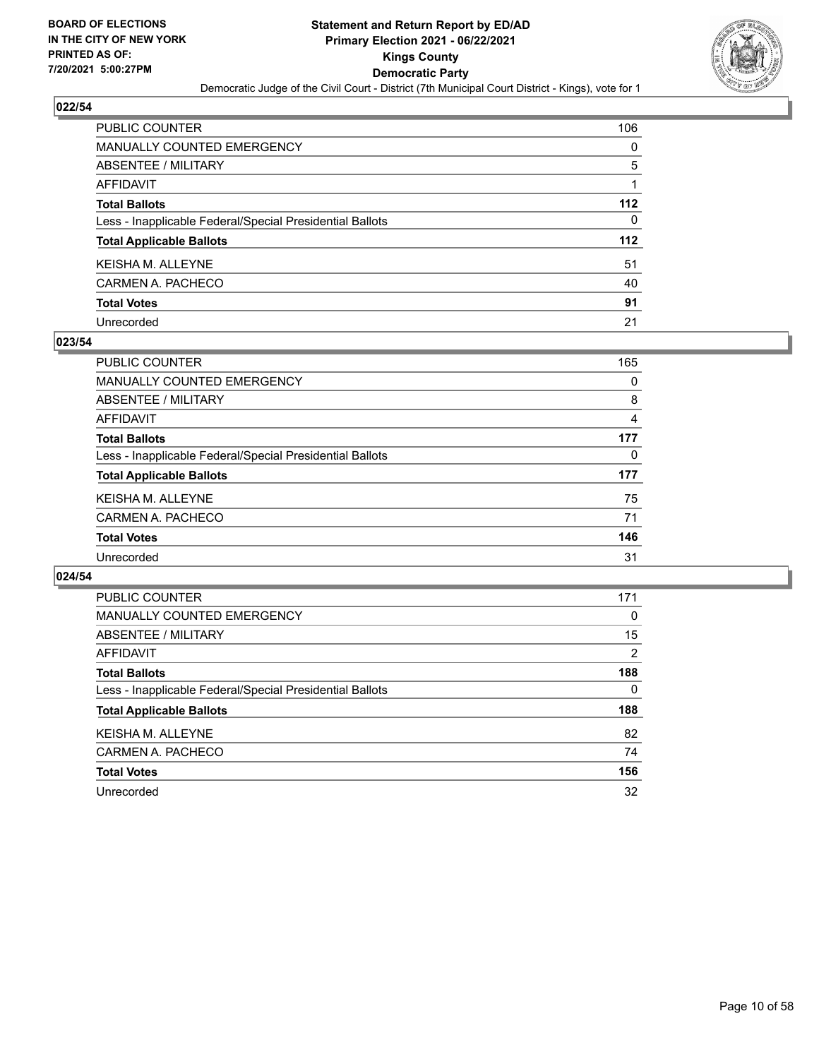## 022/54

| | |
|---|---|
| PUBLIC COUNTER | 106 |
| MANUALLY COUNTED EMERGENCY | 0 |
| ABSENTEE / MILITARY | 5 |
| AFFIDAVIT | 1 |
| **Total Ballots** | **112** |
| Less - Inapplicable Federal/Special Presidential Ballots | 0 |
| **Total Applicable Ballots** | **112** |
| KEISHA M. ALLEYNE | 51 |
| CARMEN A. PACHECO | 40 |
| **Total Votes** | **91** |
| Unrecorded | 21 |

## 023/54

| | |
|---|---|
| PUBLIC COUNTER | 165 |
| MANUALLY COUNTED EMERGENCY | 0 |
| ABSENTEE / MILITARY | 8 |
| AFFIDAVIT | 4 |
| **Total Ballots** | **177** |
| Less - Inapplicable Federal/Special Presidential Ballots | 0 |
| **Total Applicable Ballots** | **177** |
| KEISHA M. ALLEYNE | 75 |
| CARMEN A. PACHECO | 71 |
| **Total Votes** | **146** |
| Unrecorded | 31 |

## 024/54

| | |
|---|---|
| PUBLIC COUNTER | 171 |
| MANUALLY COUNTED EMERGENCY | 0 |
| ABSENTEE / MILITARY | 15 |
| AFFIDAVIT | 2 |
| **Total Ballots** | **188** |
| Less - Inapplicable Federal/Special Presidential Ballots | 0 |
| **Total Applicable Ballots** | **188** |
| KEISHA M. ALLEYNE | 82 |
| CARMEN A. PACHECO | 74 |
| **Total Votes** | **156** |
| Unrecorded | 32 |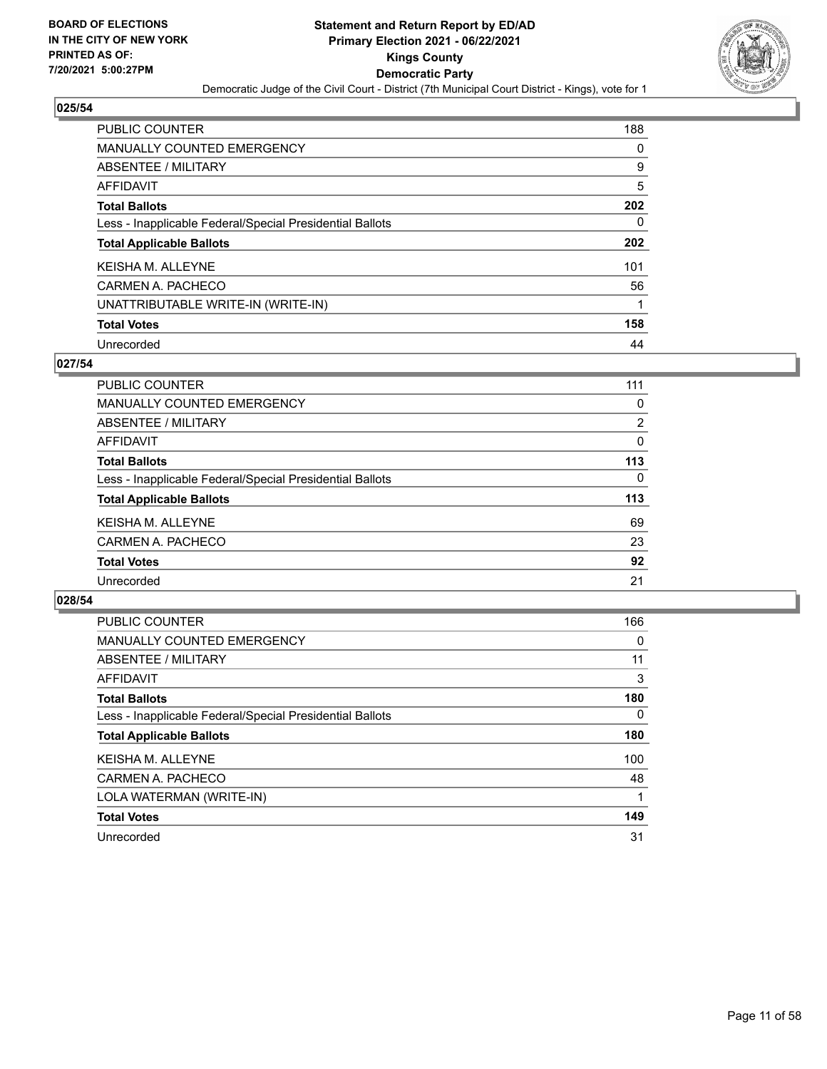**BOARD OF ELECTIONS IN THE CITY OF NEW YORK PRINTED AS OF: 7/20/2021 5:00:27PM**

# Statement and Return Report by ED/AD
## Primary Election 2021 - 06/22/2021
## Kings County
## Democratic Party
### Democratic Judge of the Civil Court - District (7th Municipal Court District - Kings), vote for 1

### 025/54

| | |
|---|---|
| PUBLIC COUNTER | 188 |
| MANUALLY COUNTED EMERGENCY | 0 |
| ABSENTEE / MILITARY | 9 |
| AFFIDAVIT | 5 |
| **Total Ballots** | **202** |
| Less - Inapplicable Federal/Special Presidential Ballots | 0 |
| **Total Applicable Ballots** | **202** |
| KEISHA M. ALLEYNE | 101 |
| CARMEN A. PACHECO | 56 |
| UNATTRIBUTABLE WRITE-IN (WRITE-IN) | 1 |
| **Total Votes** | **158** |
| Unrecorded | 44 |

### 027/54

| | |
|---|---|
| PUBLIC COUNTER | 111 |
| MANUALLY COUNTED EMERGENCY | 0 |
| ABSENTEE / MILITARY | 2 |
| AFFIDAVIT | 0 |
| **Total Ballots** | **113** |
| Less - Inapplicable Federal/Special Presidential Ballots | 0 |
| **Total Applicable Ballots** | **113** |
| KEISHA M. ALLEYNE | 69 |
| CARMEN A. PACHECO | 23 |
| **Total Votes** | **92** |
| Unrecorded | 21 |

### 028/54

| | |
|---|---|
| PUBLIC COUNTER | 166 |
| MANUALLY COUNTED EMERGENCY | 0 |
| ABSENTEE / MILITARY | 11 |
| AFFIDAVIT | 3 |
| **Total Ballots** | **180** |
| Less - Inapplicable Federal/Special Presidential Ballots | 0 |
| **Total Applicable Ballots** | **180** |
| KEISHA M. ALLEYNE | 100 |
| CARMEN A. PACHECO | 48 |
| LOLA WATERMAN (WRITE-IN) | 1 |
| **Total Votes** | **149** |
| Unrecorded | 31 |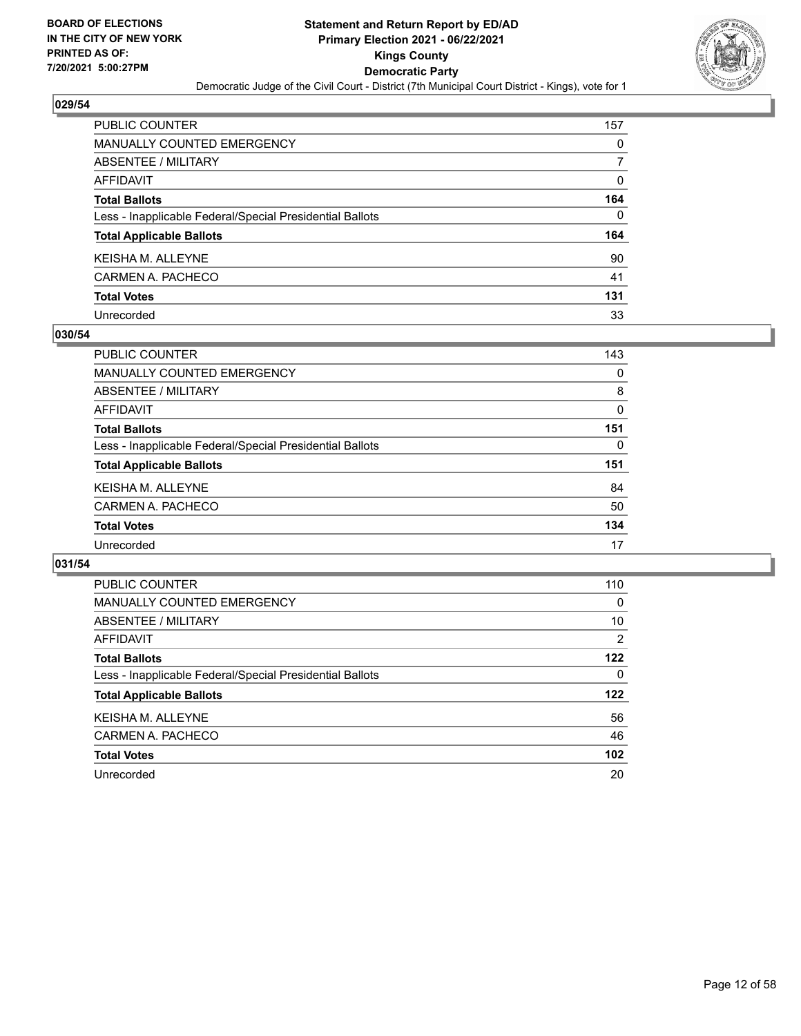## 029/54

| | |
|---|---|
| PUBLIC COUNTER | 157 |
| MANUALLY COUNTED EMERGENCY | 0 |
| ABSENTEE / MILITARY | 7 |
| AFFIDAVIT | 0 |
| **Total Ballots** | **164** |
| Less - Inapplicable Federal/Special Presidential Ballots | 0 |
| **Total Applicable Ballots** | **164** |
| KEISHA M. ALLEYNE | 90 |
| CARMEN A. PACHECO | 41 |
| **Total Votes** | **131** |
| Unrecorded | 33 |

## 030/54

| | |
|---|---|
| PUBLIC COUNTER | 143 |
| MANUALLY COUNTED EMERGENCY | 0 |
| ABSENTEE / MILITARY | 8 |
| AFFIDAVIT | 0 |
| **Total Ballots** | **151** |
| Less - Inapplicable Federal/Special Presidential Ballots | 0 |
| **Total Applicable Ballots** | **151** |
| KEISHA M. ALLEYNE | 84 |
| CARMEN A. PACHECO | 50 |
| **Total Votes** | **134** |
| Unrecorded | 17 |

## 031/54

| | |
|---|---|
| PUBLIC COUNTER | 110 |
| MANUALLY COUNTED EMERGENCY | 0 |
| ABSENTEE / MILITARY | 10 |
| AFFIDAVIT | 2 |
| **Total Ballots** | **122** |
| Less - Inapplicable Federal/Special Presidential Ballots | 0 |
| **Total Applicable Ballots** | **122** |
| KEISHA M. ALLEYNE | 56 |
| CARMEN A. PACHECO | 46 |
| **Total Votes** | **102** |
| Unrecorded | 20 |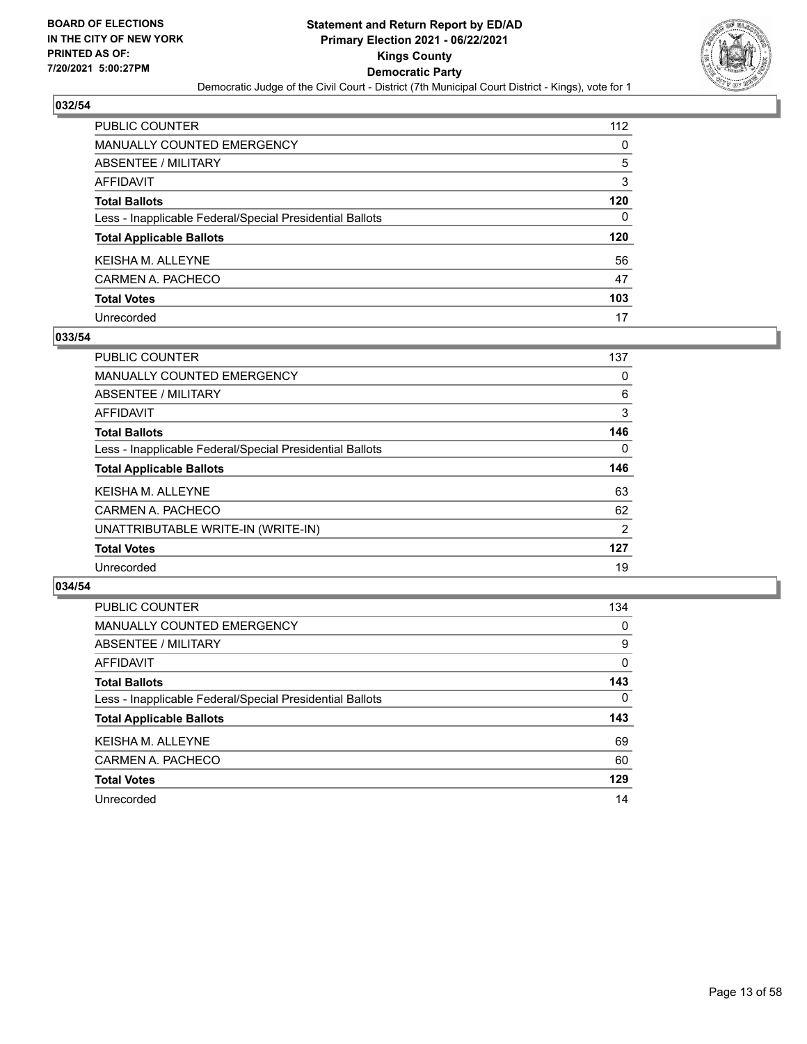## 032/54

| | |
|---|---|
| PUBLIC COUNTER | 112 |
| MANUALLY COUNTED EMERGENCY | 0 |
| ABSENTEE / MILITARY | 5 |
| AFFIDAVIT | 3 |
| **Total Ballots** | **120** |
| Less - Inapplicable Federal/Special Presidential Ballots | 0 |
| **Total Applicable Ballots** | **120** |
| KEISHA M. ALLEYNE | 56 |
| CARMEN A. PACHECO | 47 |
| **Total Votes** | **103** |
| Unrecorded | 17 |

## 033/54

| | |
|---|---|
| PUBLIC COUNTER | 137 |
| MANUALLY COUNTED EMERGENCY | 0 |
| ABSENTEE / MILITARY | 6 |
| AFFIDAVIT | 3 |
| **Total Ballots** | **146** |
| Less - Inapplicable Federal/Special Presidential Ballots | 0 |
| **Total Applicable Ballots** | **146** |
| KEISHA M. ALLEYNE | 63 |
| CARMEN A. PACHECO | 62 |
| UNATTRIBUTABLE WRITE-IN (WRITE-IN) | 2 |
| **Total Votes** | **127** |
| Unrecorded | 19 |

## 034/54

| | |
|---|---|
| PUBLIC COUNTER | 134 |
| MANUALLY COUNTED EMERGENCY | 0 |
| ABSENTEE / MILITARY | 9 |
| AFFIDAVIT | 0 |
| **Total Ballots** | **143** |
| Less - Inapplicable Federal/Special Presidential Ballots | 0 |
| **Total Applicable Ballots** | **143** |
| KEISHA M. ALLEYNE | 69 |
| CARMEN A. PACHECO | 60 |
| **Total Votes** | **129** |
| Unrecorded | 14 |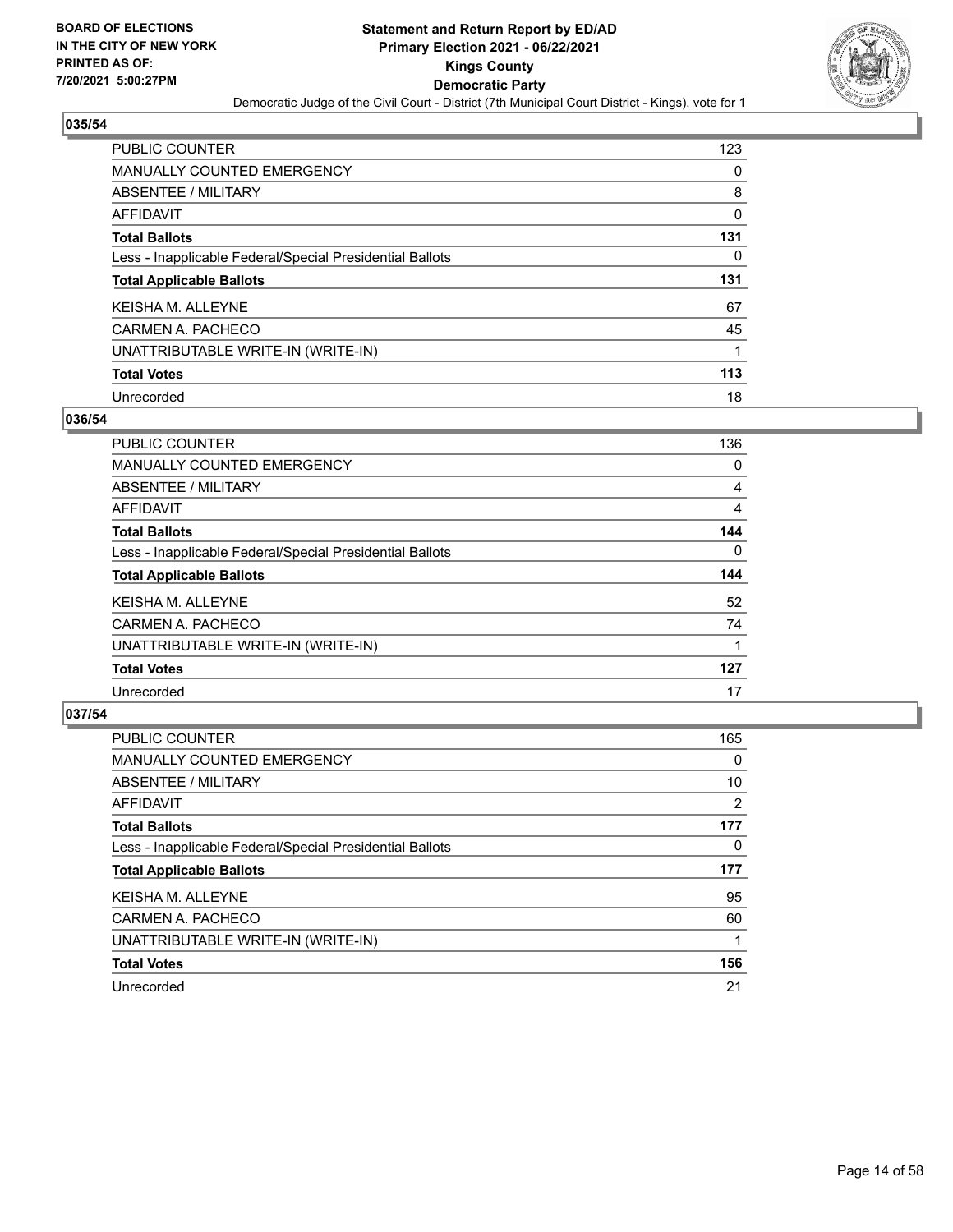### 035/54

| | |
|---|---|
| PUBLIC COUNTER | 123 |
| MANUALLY COUNTED EMERGENCY | 0 |
| ABSENTEE / MILITARY | 8 |
| AFFIDAVIT | 0 |
| **Total Ballots** | **131** |
| Less - Inapplicable Federal/Special Presidential Ballots | 0 |
| **Total Applicable Ballots** | **131** |
| KEISHA M. ALLEYNE | 67 |
| CARMEN A. PACHECO | 45 |
| UNATTRIBUTABLE WRITE-IN (WRITE-IN) | 1 |
| **Total Votes** | **113** |
| Unrecorded | 18 |

### 036/54

| | |
|---|---|
| PUBLIC COUNTER | 136 |
| MANUALLY COUNTED EMERGENCY | 0 |
| ABSENTEE / MILITARY | 4 |
| AFFIDAVIT | 4 |
| **Total Ballots** | **144** |
| Less - Inapplicable Federal/Special Presidential Ballots | 0 |
| **Total Applicable Ballots** | **144** |
| KEISHA M. ALLEYNE | 52 |
| CARMEN A. PACHECO | 74 |
| UNATTRIBUTABLE WRITE-IN (WRITE-IN) | 1 |
| **Total Votes** | **127** |
| Unrecorded | 17 |

### 037/54

| | |
|---|---|
| PUBLIC COUNTER | 165 |
| MANUALLY COUNTED EMERGENCY | 0 |
| ABSENTEE / MILITARY | 10 |
| AFFIDAVIT | 2 |
| **Total Ballots** | **177** |
| Less - Inapplicable Federal/Special Presidential Ballots | 0 |
| **Total Applicable Ballots** | **177** |
| KEISHA M. ALLEYNE | 95 |
| CARMEN A. PACHECO | 60 |
| UNATTRIBUTABLE WRITE-IN (WRITE-IN) | 1 |
| **Total Votes** | **156** |
| Unrecorded | 21 |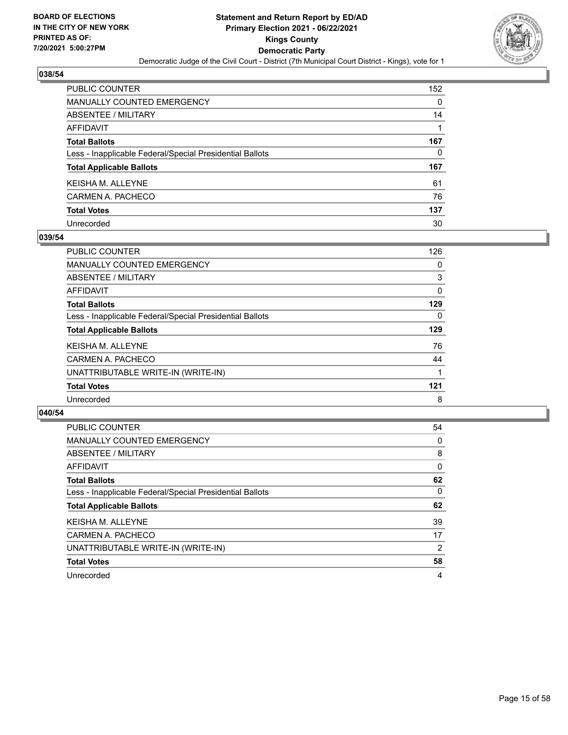## 038/54

| | |
|---|---|
| PUBLIC COUNTER | 152 |
| MANUALLY COUNTED EMERGENCY | 0 |
| ABSENTEE / MILITARY | 14 |
| AFFIDAVIT | 1 |
| **Total Ballots** | **167** |
| Less - Inapplicable Federal/Special Presidential Ballots | 0 |
| **Total Applicable Ballots** | **167** |
| KEISHA M. ALLEYNE | 61 |
| CARMEN A. PACHECO | 76 |
| **Total Votes** | **137** |
| Unrecorded | 30 |

## 039/54

| | |
|---|---|
| PUBLIC COUNTER | 126 |
| MANUALLY COUNTED EMERGENCY | 0 |
| ABSENTEE / MILITARY | 3 |
| AFFIDAVIT | 0 |
| **Total Ballots** | **129** |
| Less - Inapplicable Federal/Special Presidential Ballots | 0 |
| **Total Applicable Ballots** | **129** |
| KEISHA M. ALLEYNE | 76 |
| CARMEN A. PACHECO | 44 |
| UNATTRIBUTABLE WRITE-IN (WRITE-IN) | 1 |
| **Total Votes** | **121** |
| Unrecorded | 8 |

## 040/54

| | |
|---|---|
| PUBLIC COUNTER | 54 |
| MANUALLY COUNTED EMERGENCY | 0 |
| ABSENTEE / MILITARY | 8 |
| AFFIDAVIT | 0 |
| **Total Ballots** | **62** |
| Less - Inapplicable Federal/Special Presidential Ballots | 0 |
| **Total Applicable Ballots** | **62** |
| KEISHA M. ALLEYNE | 39 |
| CARMEN A. PACHECO | 17 |
| UNATTRIBUTABLE WRITE-IN (WRITE-IN) | 2 |
| **Total Votes** | **58** |
| Unrecorded | 4 |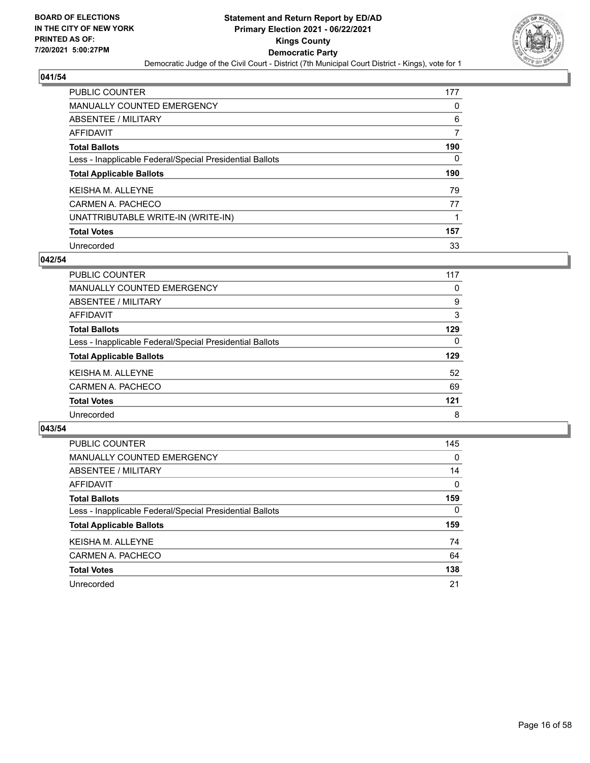BOARD OF ELECTIONS
IN THE CITY OF NEW YORK
PRINTED AS OF:
7/20/2021 5:00:27PM

**Statement and Return Report by ED/AD**
**Primary Election 2021 - 06/22/2021**
**Kings County**
**Democratic Party**
Democratic Judge of the Civil Court - District (7th Municipal Court District - Kings), vote for 1

## 041/54

| | |
|---|---|
| PUBLIC COUNTER | 177 |
| MANUALLY COUNTED EMERGENCY | 0 |
| ABSENTEE / MILITARY | 6 |
| AFFIDAVIT | 7 |
| **Total Ballots** | **190** |
| Less - Inapplicable Federal/Special Presidential Ballots | 0 |
| **Total Applicable Ballots** | **190** |
| KEISHA M. ALLEYNE | 79 |
| CARMEN A. PACHECO | 77 |
| UNATTRIBUTABLE WRITE-IN (WRITE-IN) | 1 |
| **Total Votes** | **157** |
| Unrecorded | 33 |

## 042/54

| | |
|---|---|
| PUBLIC COUNTER | 117 |
| MANUALLY COUNTED EMERGENCY | 0 |
| ABSENTEE / MILITARY | 9 |
| AFFIDAVIT | 3 |
| **Total Ballots** | **129** |
| Less - Inapplicable Federal/Special Presidential Ballots | 0 |
| **Total Applicable Ballots** | **129** |
| KEISHA M. ALLEYNE | 52 |
| CARMEN A. PACHECO | 69 |
| **Total Votes** | **121** |
| Unrecorded | 8 |

## 043/54

| | |
|---|---|
| PUBLIC COUNTER | 145 |
| MANUALLY COUNTED EMERGENCY | 0 |
| ABSENTEE / MILITARY | 14 |
| AFFIDAVIT | 0 |
| **Total Ballots** | **159** |
| Less - Inapplicable Federal/Special Presidential Ballots | 0 |
| **Total Applicable Ballots** | **159** |
| KEISHA M. ALLEYNE | 74 |
| CARMEN A. PACHECO | 64 |
| **Total Votes** | **138** |
| Unrecorded | 21 |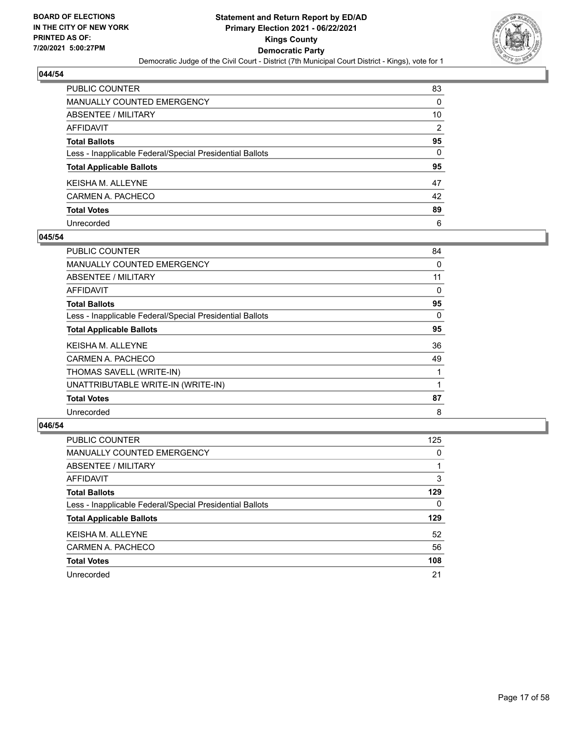**BOARD OF ELECTIONS IN THE CITY OF NEW YORK PRINTED AS OF: 7/20/2021 5:00:27PM**

# Statement and Return Report by ED/AD
## Primary Election 2021 - 06/22/2021
## Kings County
## Democratic Party
### Democratic Judge of the Civil Court - District (7th Municipal Court District - Kings), vote for 1

### 044/54

| | |
|---|---|
| PUBLIC COUNTER | 83 |
| MANUALLY COUNTED EMERGENCY | 0 |
| ABSENTEE / MILITARY | 10 |
| AFFIDAVIT | 2 |
| **Total Ballots** | **95** |
| Less - Inapplicable Federal/Special Presidential Ballots | 0 |
| **Total Applicable Ballots** | **95** |
| KEISHA M. ALLEYNE | 47 |
| CARMEN A. PACHECO | 42 |
| **Total Votes** | **89** |
| Unrecorded | 6 |

### 045/54

| | |
|---|---|
| PUBLIC COUNTER | 84 |
| MANUALLY COUNTED EMERGENCY | 0 |
| ABSENTEE / MILITARY | 11 |
| AFFIDAVIT | 0 |
| **Total Ballots** | **95** |
| Less - Inapplicable Federal/Special Presidential Ballots | 0 |
| **Total Applicable Ballots** | **95** |
| KEISHA M. ALLEYNE | 36 |
| CARMEN A. PACHECO | 49 |
| THOMAS SAVELL (WRITE-IN) | 1 |
| UNATTRIBUTABLE WRITE-IN (WRITE-IN) | 1 |
| **Total Votes** | **87** |
| Unrecorded | 8 |

### 046/54

| | |
|---|---|
| PUBLIC COUNTER | 125 |
| MANUALLY COUNTED EMERGENCY | 0 |
| ABSENTEE / MILITARY | 1 |
| AFFIDAVIT | 3 |
| **Total Ballots** | **129** |
| Less - Inapplicable Federal/Special Presidential Ballots | 0 |
| **Total Applicable Ballots** | **129** |
| KEISHA M. ALLEYNE | 52 |
| CARMEN A. PACHECO | 56 |
| **Total Votes** | **108** |
| Unrecorded | 21 |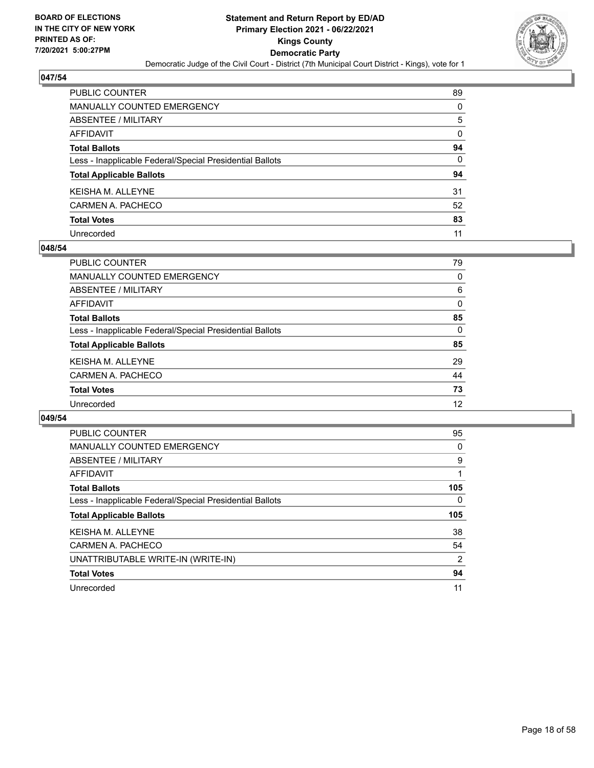## 047/54

| | |
|---|---|
| PUBLIC COUNTER | 89 |
| MANUALLY COUNTED EMERGENCY | 0 |
| ABSENTEE / MILITARY | 5 |
| AFFIDAVIT | 0 |
| **Total Ballots** | **94** |
| Less - Inapplicable Federal/Special Presidential Ballots | 0 |
| **Total Applicable Ballots** | **94** |
| KEISHA M. ALLEYNE | 31 |
| CARMEN A. PACHECO | 52 |
| **Total Votes** | **83** |
| Unrecorded | 11 |

## 048/54

| | |
|---|---|
| PUBLIC COUNTER | 79 |
| MANUALLY COUNTED EMERGENCY | 0 |
| ABSENTEE / MILITARY | 6 |
| AFFIDAVIT | 0 |
| **Total Ballots** | **85** |
| Less - Inapplicable Federal/Special Presidential Ballots | 0 |
| **Total Applicable Ballots** | **85** |
| KEISHA M. ALLEYNE | 29 |
| CARMEN A. PACHECO | 44 |
| **Total Votes** | **73** |
| Unrecorded | 12 |

## 049/54

| | |
|---|---|
| PUBLIC COUNTER | 95 |
| MANUALLY COUNTED EMERGENCY | 0 |
| ABSENTEE / MILITARY | 9 |
| AFFIDAVIT | 1 |
| **Total Ballots** | **105** |
| Less - Inapplicable Federal/Special Presidential Ballots | 0 |
| **Total Applicable Ballots** | **105** |
| KEISHA M. ALLEYNE | 38 |
| CARMEN A. PACHECO | 54 |
| UNATTRIBUTABLE WRITE-IN (WRITE-IN) | 2 |
| **Total Votes** | **94** |
| Unrecorded | 11 |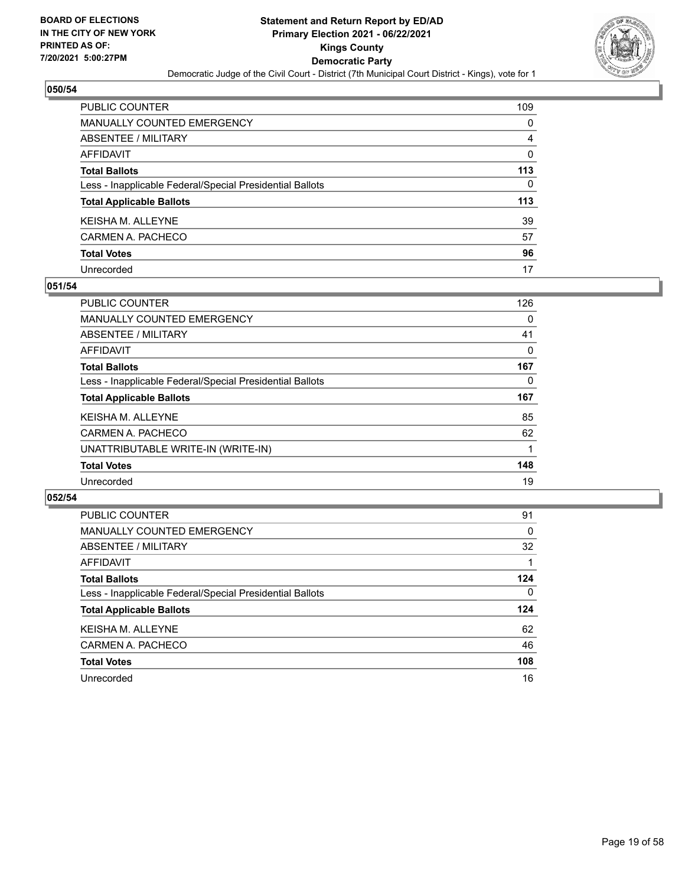## 050/54

| | |
|---|---|
| PUBLIC COUNTER | 109 |
| MANUALLY COUNTED EMERGENCY | 0 |
| ABSENTEE / MILITARY | 4 |
| AFFIDAVIT | 0 |
| **Total Ballots** | **113** |
| Less - Inapplicable Federal/Special Presidential Ballots | 0 |
| **Total Applicable Ballots** | **113** |
| KEISHA M. ALLEYNE | 39 |
| CARMEN A. PACHECO | 57 |
| **Total Votes** | **96** |
| Unrecorded | 17 |

## 051/54

| | |
|---|---|
| PUBLIC COUNTER | 126 |
| MANUALLY COUNTED EMERGENCY | 0 |
| ABSENTEE / MILITARY | 41 |
| AFFIDAVIT | 0 |
| **Total Ballots** | **167** |
| Less - Inapplicable Federal/Special Presidential Ballots | 0 |
| **Total Applicable Ballots** | **167** |
| KEISHA M. ALLEYNE | 85 |
| CARMEN A. PACHECO | 62 |
| UNATTRIBUTABLE WRITE-IN (WRITE-IN) | 1 |
| **Total Votes** | **148** |
| Unrecorded | 19 |

## 052/54

| | |
|---|---|
| PUBLIC COUNTER | 91 |
| MANUALLY COUNTED EMERGENCY | 0 |
| ABSENTEE / MILITARY | 32 |
| AFFIDAVIT | 1 |
| **Total Ballots** | **124** |
| Less - Inapplicable Federal/Special Presidential Ballots | 0 |
| **Total Applicable Ballots** | **124** |
| KEISHA M. ALLEYNE | 62 |
| CARMEN A. PACHECO | 46 |
| **Total Votes** | **108** |
| Unrecorded | 16 |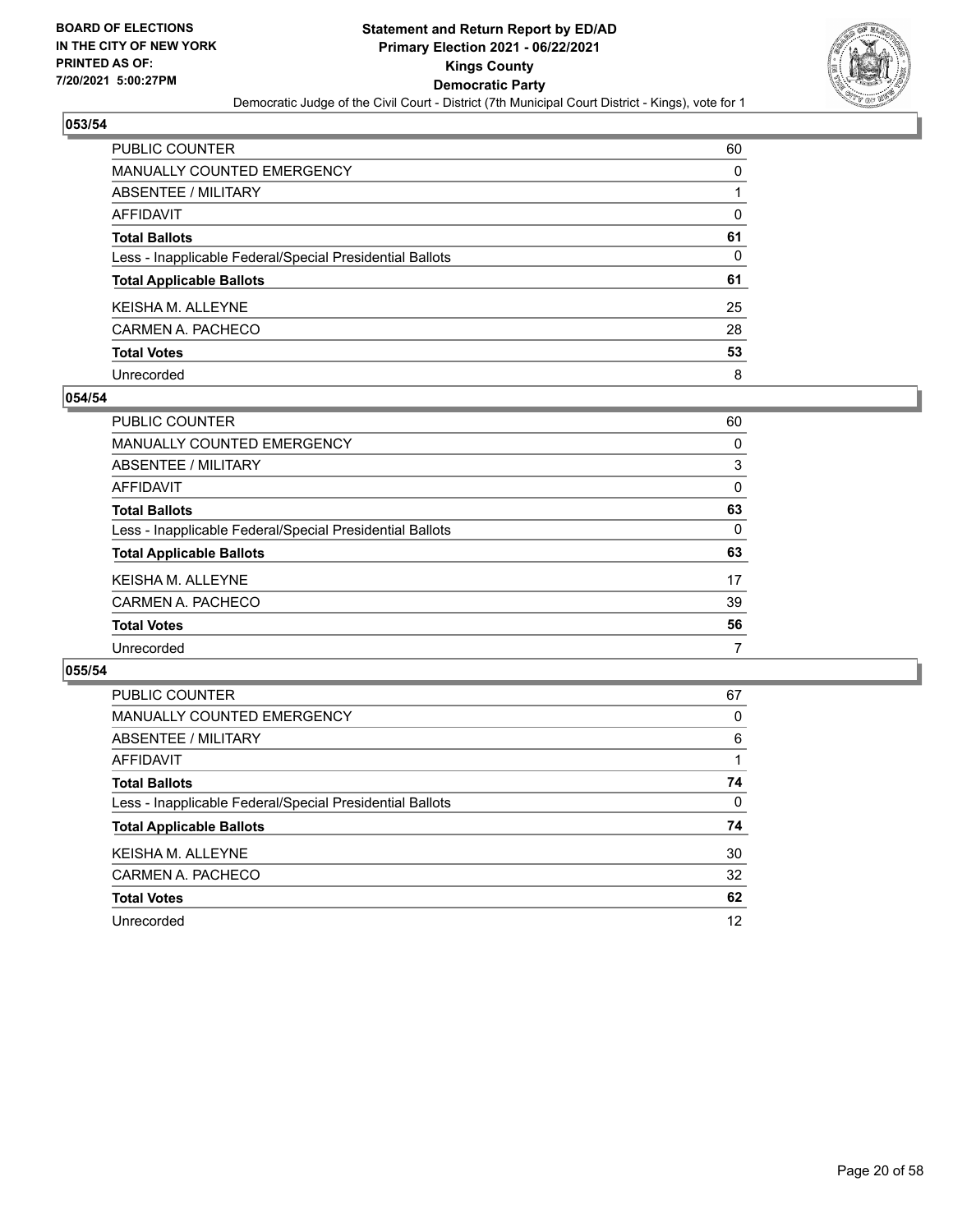## 053/54

| | |
|---|---|
| PUBLIC COUNTER | 60 |
| MANUALLY COUNTED EMERGENCY | 0 |
| ABSENTEE / MILITARY | 1 |
| AFFIDAVIT | 0 |
| **Total Ballots** | **61** |
| Less - Inapplicable Federal/Special Presidential Ballots | 0 |
| **Total Applicable Ballots** | **61** |
| KEISHA M. ALLEYNE | 25 |
| CARMEN A. PACHECO | 28 |
| **Total Votes** | **53** |
| Unrecorded | 8 |

## 054/54

| | |
|---|---|
| PUBLIC COUNTER | 60 |
| MANUALLY COUNTED EMERGENCY | 0 |
| ABSENTEE / MILITARY | 3 |
| AFFIDAVIT | 0 |
| **Total Ballots** | **63** |
| Less - Inapplicable Federal/Special Presidential Ballots | 0 |
| **Total Applicable Ballots** | **63** |
| KEISHA M. ALLEYNE | 17 |
| CARMEN A. PACHECO | 39 |
| **Total Votes** | **56** |
| Unrecorded | 7 |

## 055/54

| | |
|---|---|
| PUBLIC COUNTER | 67 |
| MANUALLY COUNTED EMERGENCY | 0 |
| ABSENTEE / MILITARY | 6 |
| AFFIDAVIT | 1 |
| **Total Ballots** | **74** |
| Less - Inapplicable Federal/Special Presidential Ballots | 0 |
| **Total Applicable Ballots** | **74** |
| KEISHA M. ALLEYNE | 30 |
| CARMEN A. PACHECO | 32 |
| **Total Votes** | **62** |
| Unrecorded | 12 |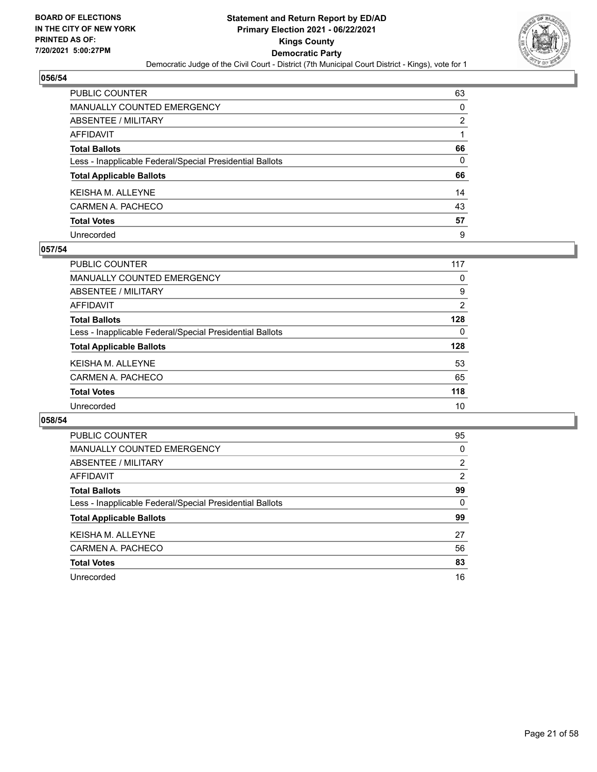## 056/54

| | |
|---|---|
| PUBLIC COUNTER | 63 |
| MANUALLY COUNTED EMERGENCY | 0 |
| ABSENTEE / MILITARY | 2 |
| AFFIDAVIT | 1 |
| **Total Ballots** | **66** |
| Less - Inapplicable Federal/Special Presidential Ballots | 0 |
| **Total Applicable Ballots** | **66** |
| KEISHA M. ALLEYNE | 14 |
| CARMEN A. PACHECO | 43 |
| **Total Votes** | **57** |
| Unrecorded | 9 |

## 057/54

| | |
|---|---|
| PUBLIC COUNTER | 117 |
| MANUALLY COUNTED EMERGENCY | 0 |
| ABSENTEE / MILITARY | 9 |
| AFFIDAVIT | 2 |
| **Total Ballots** | **128** |
| Less - Inapplicable Federal/Special Presidential Ballots | 0 |
| **Total Applicable Ballots** | **128** |
| KEISHA M. ALLEYNE | 53 |
| CARMEN A. PACHECO | 65 |
| **Total Votes** | **118** |
| Unrecorded | 10 |

## 058/54

| | |
|---|---|
| PUBLIC COUNTER | 95 |
| MANUALLY COUNTED EMERGENCY | 0 |
| ABSENTEE / MILITARY | 2 |
| AFFIDAVIT | 2 |
| **Total Ballots** | **99** |
| Less - Inapplicable Federal/Special Presidential Ballots | 0 |
| **Total Applicable Ballots** | **99** |
| KEISHA M. ALLEYNE | 27 |
| CARMEN A. PACHECO | 56 |
| **Total Votes** | **83** |
| Unrecorded | 16 |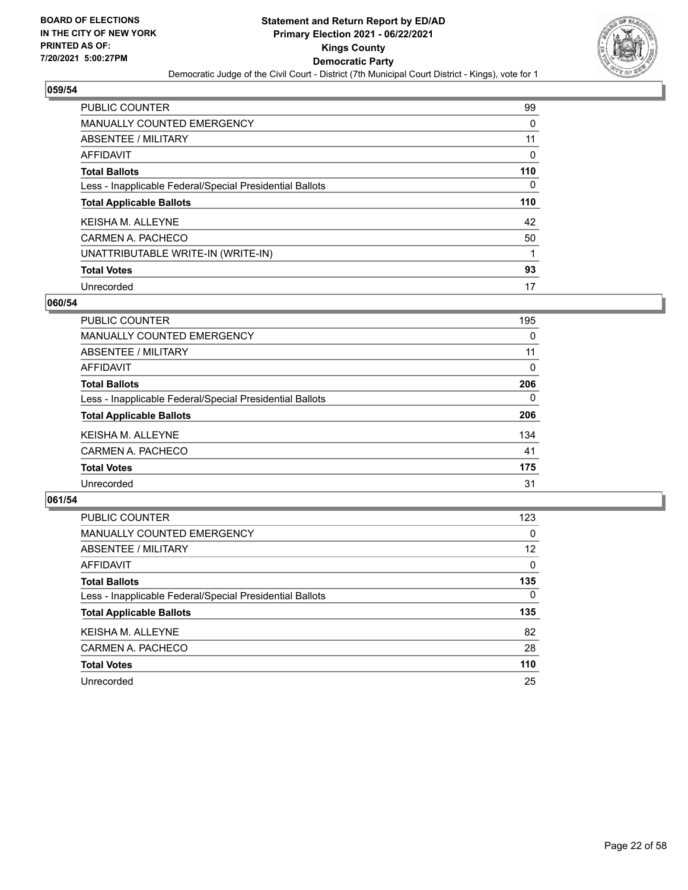BOARD OF ELECTIONS
IN THE CITY OF NEW YORK
PRINTED AS OF:
7/20/2021 5:00:27PM

**Statement and Return Report by ED/AD**
**Primary Election 2021 - 06/22/2021**
**Kings County**
**Democratic Party**
Democratic Judge of the Civil Court - District (7th Municipal Court District - Kings), vote for 1

## 059/54

| | |
|---|---|
| PUBLIC COUNTER | 99 |
| MANUALLY COUNTED EMERGENCY | 0 |
| ABSENTEE / MILITARY | 11 |
| AFFIDAVIT | 0 |
| **Total Ballots** | **110** |
| Less - Inapplicable Federal/Special Presidential Ballots | 0 |
| **Total Applicable Ballots** | **110** |
| KEISHA M. ALLEYNE | 42 |
| CARMEN A. PACHECO | 50 |
| UNATTRIBUTABLE WRITE-IN (WRITE-IN) | 1 |
| **Total Votes** | **93** |
| Unrecorded | 17 |

## 060/54

| | |
|---|---|
| PUBLIC COUNTER | 195 |
| MANUALLY COUNTED EMERGENCY | 0 |
| ABSENTEE / MILITARY | 11 |
| AFFIDAVIT | 0 |
| **Total Ballots** | **206** |
| Less - Inapplicable Federal/Special Presidential Ballots | 0 |
| **Total Applicable Ballots** | **206** |
| KEISHA M. ALLEYNE | 134 |
| CARMEN A. PACHECO | 41 |
| **Total Votes** | **175** |
| Unrecorded | 31 |

## 061/54

| | |
|---|---|
| PUBLIC COUNTER | 123 |
| MANUALLY COUNTED EMERGENCY | 0 |
| ABSENTEE / MILITARY | 12 |
| AFFIDAVIT | 0 |
| **Total Ballots** | **135** |
| Less - Inapplicable Federal/Special Presidential Ballots | 0 |
| **Total Applicable Ballots** | **135** |
| KEISHA M. ALLEYNE | 82 |
| CARMEN A. PACHECO | 28 |
| **Total Votes** | **110** |
| Unrecorded | 25 |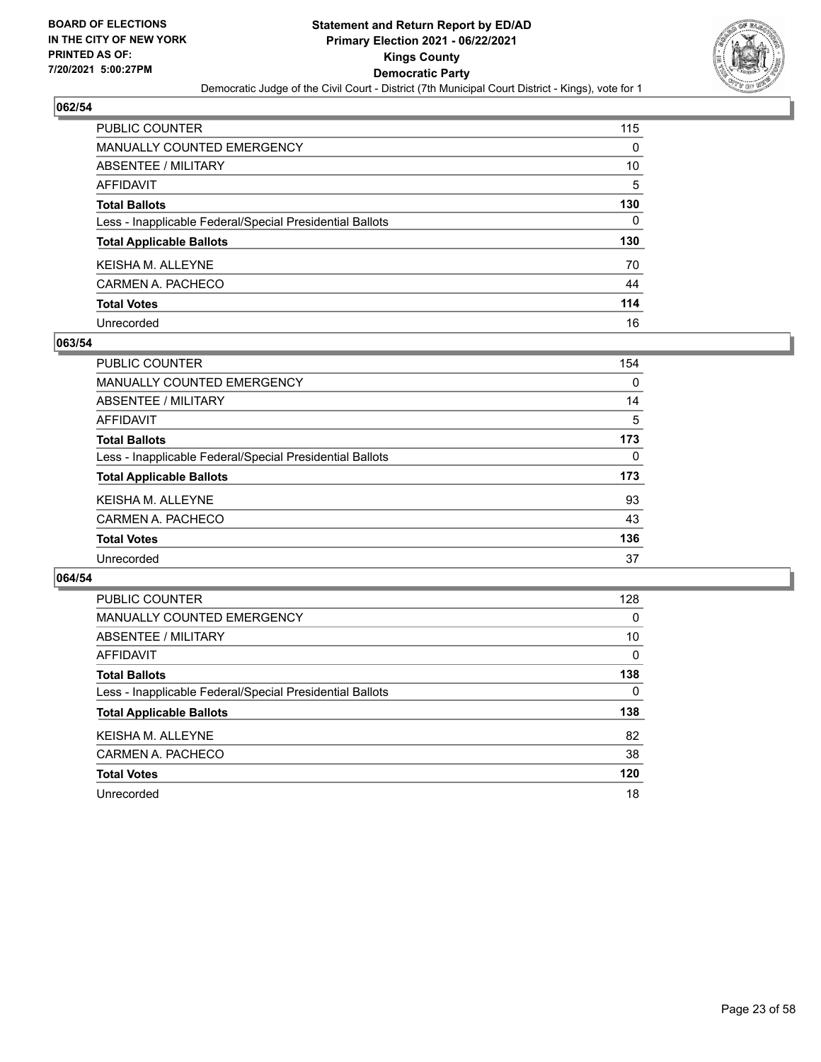BOARD OF ELECTIONS
IN THE CITY OF NEW YORK
PRINTED AS OF:
7/20/2021 5:00:27PM

# Statement and Return Report by ED/AD
## Primary Election 2021 - 06/22/2021
## Kings County
## Democratic Party
Democratic Judge of the Civil Court - District (7th Municipal Court District - Kings), vote for 1

### 062/54

| | |
|---|---|
| PUBLIC COUNTER | 115 |
| MANUALLY COUNTED EMERGENCY | 0 |
| ABSENTEE / MILITARY | 10 |
| AFFIDAVIT | 5 |
| **Total Ballots** | **130** |
| Less - Inapplicable Federal/Special Presidential Ballots | 0 |
| **Total Applicable Ballots** | **130** |
| KEISHA M. ALLEYNE | 70 |
| CARMEN A. PACHECO | 44 |
| **Total Votes** | **114** |
| Unrecorded | 16 |

### 063/54

| | |
|---|---|
| PUBLIC COUNTER | 154 |
| MANUALLY COUNTED EMERGENCY | 0 |
| ABSENTEE / MILITARY | 14 |
| AFFIDAVIT | 5 |
| **Total Ballots** | **173** |
| Less - Inapplicable Federal/Special Presidential Ballots | 0 |
| **Total Applicable Ballots** | **173** |
| KEISHA M. ALLEYNE | 93 |
| CARMEN A. PACHECO | 43 |
| **Total Votes** | **136** |
| Unrecorded | 37 |

### 064/54

| | |
|---|---|
| PUBLIC COUNTER | 128 |
| MANUALLY COUNTED EMERGENCY | 0 |
| ABSENTEE / MILITARY | 10 |
| AFFIDAVIT | 0 |
| **Total Ballots** | **138** |
| Less - Inapplicable Federal/Special Presidential Ballots | 0 |
| **Total Applicable Ballots** | **138** |
| KEISHA M. ALLEYNE | 82 |
| CARMEN A. PACHECO | 38 |
| **Total Votes** | **120** |
| Unrecorded | 18 |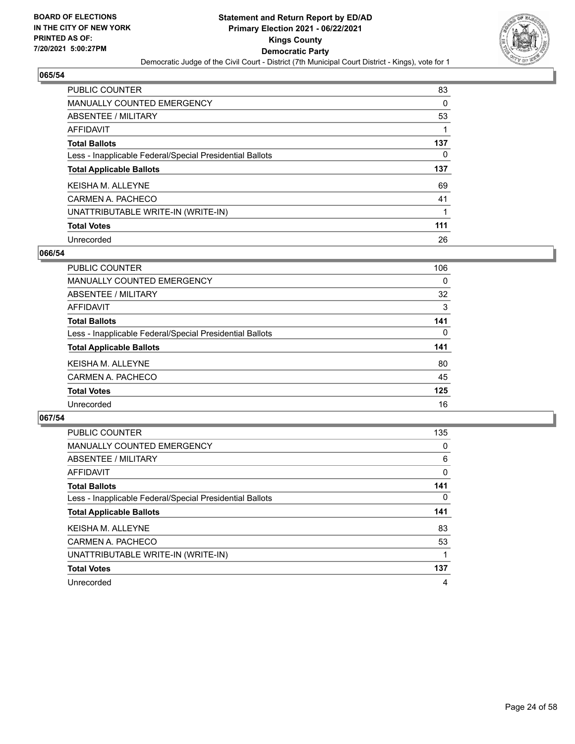BOARD OF ELECTIONS
IN THE CITY OF NEW YORK
PRINTED AS OF:
7/20/2021 5:00:27PM

# Statement and Return Report by ED/AD
## Primary Election 2021 - 06/22/2021
## Kings County
## Democratic Party
### Democratic Judge of the Civil Court - District (7th Municipal Court District - Kings), vote for 1

### 065/54

| | |
|---|---|
| PUBLIC COUNTER | 83 |
| MANUALLY COUNTED EMERGENCY | 0 |
| ABSENTEE / MILITARY | 53 |
| AFFIDAVIT | 1 |
| **Total Ballots** | **137** |
| Less - Inapplicable Federal/Special Presidential Ballots | 0 |
| **Total Applicable Ballots** | **137** |
| KEISHA M. ALLEYNE | 69 |
| CARMEN A. PACHECO | 41 |
| UNATTRIBUTABLE WRITE-IN (WRITE-IN) | 1 |
| **Total Votes** | **111** |
| Unrecorded | 26 |

### 066/54

| | |
|---|---|
| PUBLIC COUNTER | 106 |
| MANUALLY COUNTED EMERGENCY | 0 |
| ABSENTEE / MILITARY | 32 |
| AFFIDAVIT | 3 |
| **Total Ballots** | **141** |
| Less - Inapplicable Federal/Special Presidential Ballots | 0 |
| **Total Applicable Ballots** | **141** |
| KEISHA M. ALLEYNE | 80 |
| CARMEN A. PACHECO | 45 |
| **Total Votes** | **125** |
| Unrecorded | 16 |

### 067/54

| | |
|---|---|
| PUBLIC COUNTER | 135 |
| MANUALLY COUNTED EMERGENCY | 0 |
| ABSENTEE / MILITARY | 6 |
| AFFIDAVIT | 0 |
| **Total Ballots** | **141** |
| Less - Inapplicable Federal/Special Presidential Ballots | 0 |
| **Total Applicable Ballots** | **141** |
| KEISHA M. ALLEYNE | 83 |
| CARMEN A. PACHECO | 53 |
| UNATTRIBUTABLE WRITE-IN (WRITE-IN) | 1 |
| **Total Votes** | **137** |
| Unrecorded | 4 |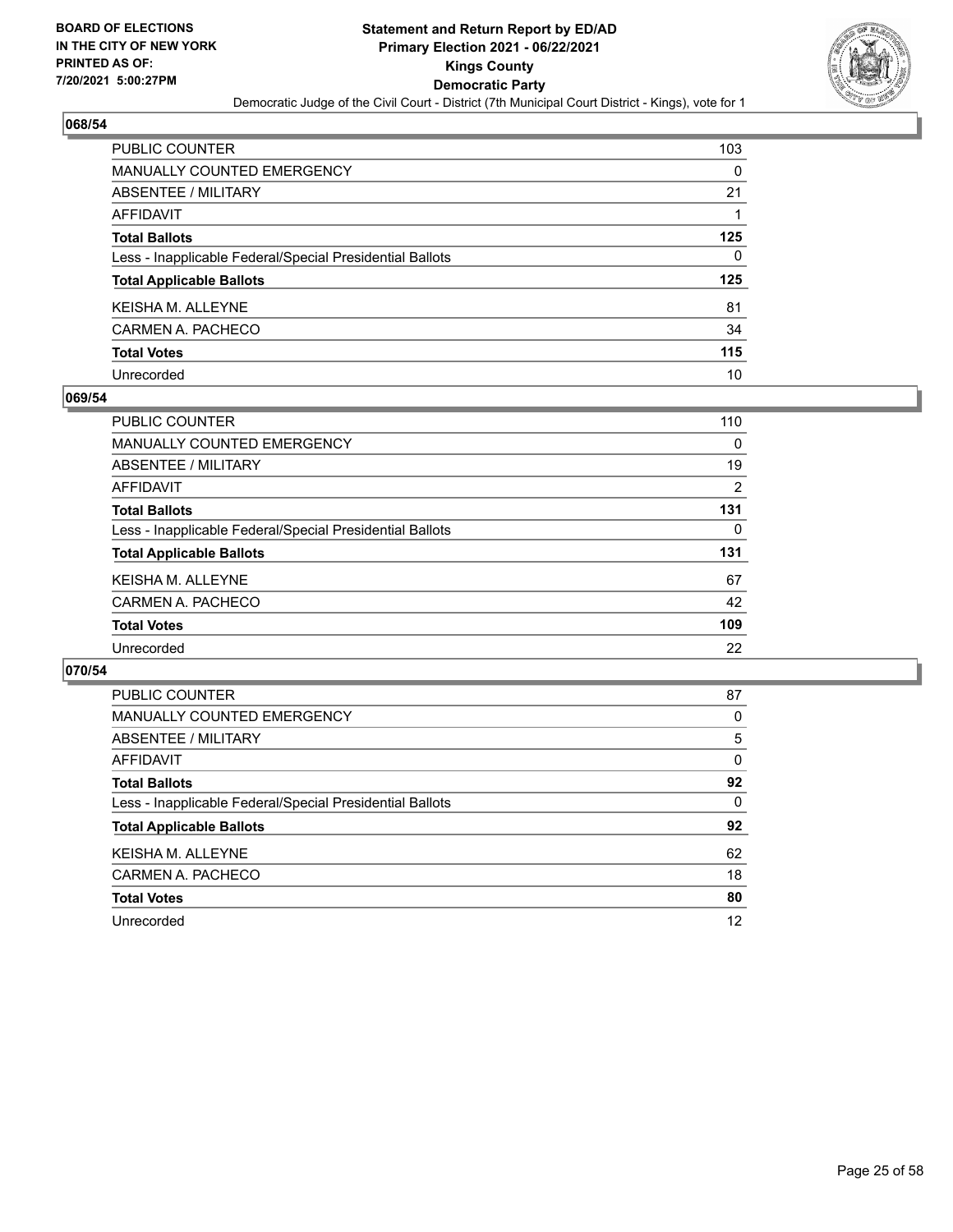## 068/54

| | |
|---|---|
| PUBLIC COUNTER | 103 |
| MANUALLY COUNTED EMERGENCY | 0 |
| ABSENTEE / MILITARY | 21 |
| AFFIDAVIT | 1 |
| **Total Ballots** | **125** |
| Less - Inapplicable Federal/Special Presidential Ballots | 0 |
| **Total Applicable Ballots** | **125** |
| KEISHA M. ALLEYNE | 81 |
| CARMEN A. PACHECO | 34 |
| **Total Votes** | **115** |
| Unrecorded | 10 |

## 069/54

| | |
|---|---|
| PUBLIC COUNTER | 110 |
| MANUALLY COUNTED EMERGENCY | 0 |
| ABSENTEE / MILITARY | 19 |
| AFFIDAVIT | 2 |
| **Total Ballots** | **131** |
| Less - Inapplicable Federal/Special Presidential Ballots | 0 |
| **Total Applicable Ballots** | **131** |
| KEISHA M. ALLEYNE | 67 |
| CARMEN A. PACHECO | 42 |
| **Total Votes** | **109** |
| Unrecorded | 22 |

## 070/54

| | |
|---|---|
| PUBLIC COUNTER | 87 |
| MANUALLY COUNTED EMERGENCY | 0 |
| ABSENTEE / MILITARY | 5 |
| AFFIDAVIT | 0 |
| **Total Ballots** | **92** |
| Less - Inapplicable Federal/Special Presidential Ballots | 0 |
| **Total Applicable Ballots** | **92** |
| KEISHA M. ALLEYNE | 62 |
| CARMEN A. PACHECO | 18 |
| **Total Votes** | **80** |
| Unrecorded | 12 |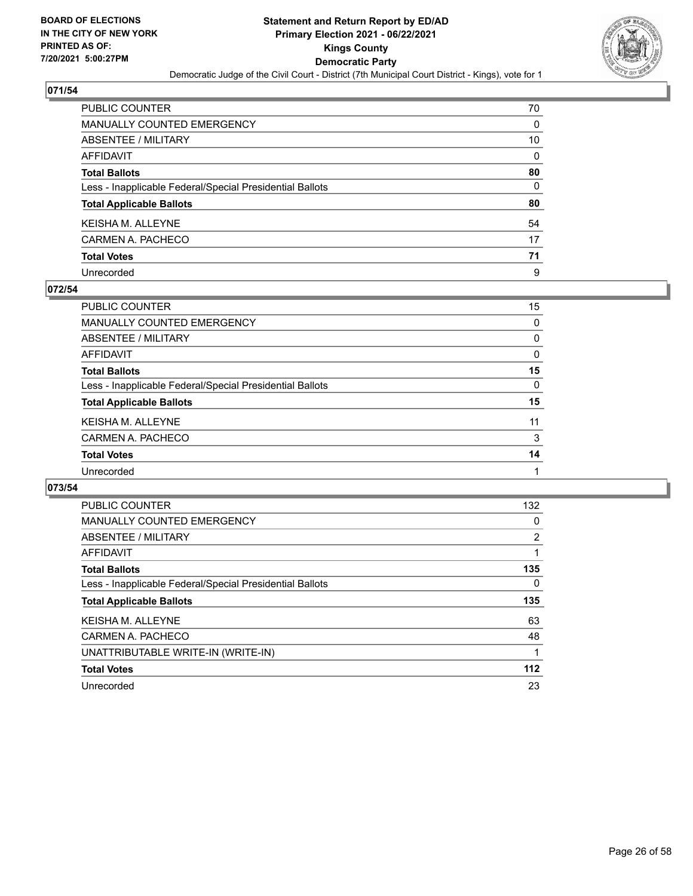## 071/54

| | |
|---|---|
| PUBLIC COUNTER | 70 |
| MANUALLY COUNTED EMERGENCY | 0 |
| ABSENTEE / MILITARY | 10 |
| AFFIDAVIT | 0 |
| **Total Ballots** | **80** |
| Less - Inapplicable Federal/Special Presidential Ballots | 0 |
| **Total Applicable Ballots** | **80** |
| KEISHA M. ALLEYNE | 54 |
| CARMEN A. PACHECO | 17 |
| **Total Votes** | **71** |
| Unrecorded | 9 |

## 072/54

| | |
|---|---|
| PUBLIC COUNTER | 15 |
| MANUALLY COUNTED EMERGENCY | 0 |
| ABSENTEE / MILITARY | 0 |
| AFFIDAVIT | 0 |
| **Total Ballots** | **15** |
| Less - Inapplicable Federal/Special Presidential Ballots | 0 |
| **Total Applicable Ballots** | **15** |
| KEISHA M. ALLEYNE | 11 |
| CARMEN A. PACHECO | 3 |
| **Total Votes** | **14** |
| Unrecorded | 1 |

## 073/54

| | |
|---|---|
| PUBLIC COUNTER | 132 |
| MANUALLY COUNTED EMERGENCY | 0 |
| ABSENTEE / MILITARY | 2 |
| AFFIDAVIT | 1 |
| **Total Ballots** | **135** |
| Less - Inapplicable Federal/Special Presidential Ballots | 0 |
| **Total Applicable Ballots** | **135** |
| KEISHA M. ALLEYNE | 63 |
| CARMEN A. PACHECO | 48 |
| UNATTRIBUTABLE WRITE-IN (WRITE-IN) | 1 |
| **Total Votes** | **112** |
| Unrecorded | 23 |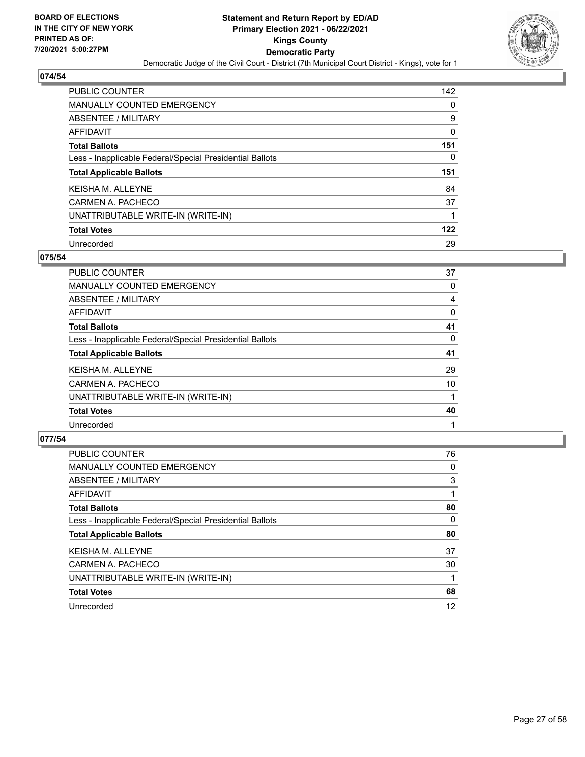BOARD OF ELECTIONS
IN THE CITY OF NEW YORK
PRINTED AS OF:
7/20/2021 5:00:27PM

**Statement and Return Report by ED/AD**
**Primary Election 2021 - 06/22/2021**
**Kings County**
**Democratic Party**
Democratic Judge of the Civil Court - District (7th Municipal Court District - Kings), vote for 1

## 074/54

| | |
|---|---|
| PUBLIC COUNTER | 142 |
| MANUALLY COUNTED EMERGENCY | 0 |
| ABSENTEE / MILITARY | 9 |
| AFFIDAVIT | 0 |
| **Total Ballots** | **151** |
| Less - Inapplicable Federal/Special Presidential Ballots | 0 |
| **Total Applicable Ballots** | **151** |
| KEISHA M. ALLEYNE | 84 |
| CARMEN A. PACHECO | 37 |
| UNATTRIBUTABLE WRITE-IN (WRITE-IN) | 1 |
| **Total Votes** | **122** |
| Unrecorded | 29 |

## 075/54

| | |
|---|---|
| PUBLIC COUNTER | 37 |
| MANUALLY COUNTED EMERGENCY | 0 |
| ABSENTEE / MILITARY | 4 |
| AFFIDAVIT | 0 |
| **Total Ballots** | **41** |
| Less - Inapplicable Federal/Special Presidential Ballots | 0 |
| **Total Applicable Ballots** | **41** |
| KEISHA M. ALLEYNE | 29 |
| CARMEN A. PACHECO | 10 |
| UNATTRIBUTABLE WRITE-IN (WRITE-IN) | 1 |
| **Total Votes** | **40** |
| Unrecorded | 1 |

## 077/54

| | |
|---|---|
| PUBLIC COUNTER | 76 |
| MANUALLY COUNTED EMERGENCY | 0 |
| ABSENTEE / MILITARY | 3 |
| AFFIDAVIT | 1 |
| **Total Ballots** | **80** |
| Less - Inapplicable Federal/Special Presidential Ballots | 0 |
| **Total Applicable Ballots** | **80** |
| KEISHA M. ALLEYNE | 37 |
| CARMEN A. PACHECO | 30 |
| UNATTRIBUTABLE WRITE-IN (WRITE-IN) | 1 |
| **Total Votes** | **68** |
| Unrecorded | 12 |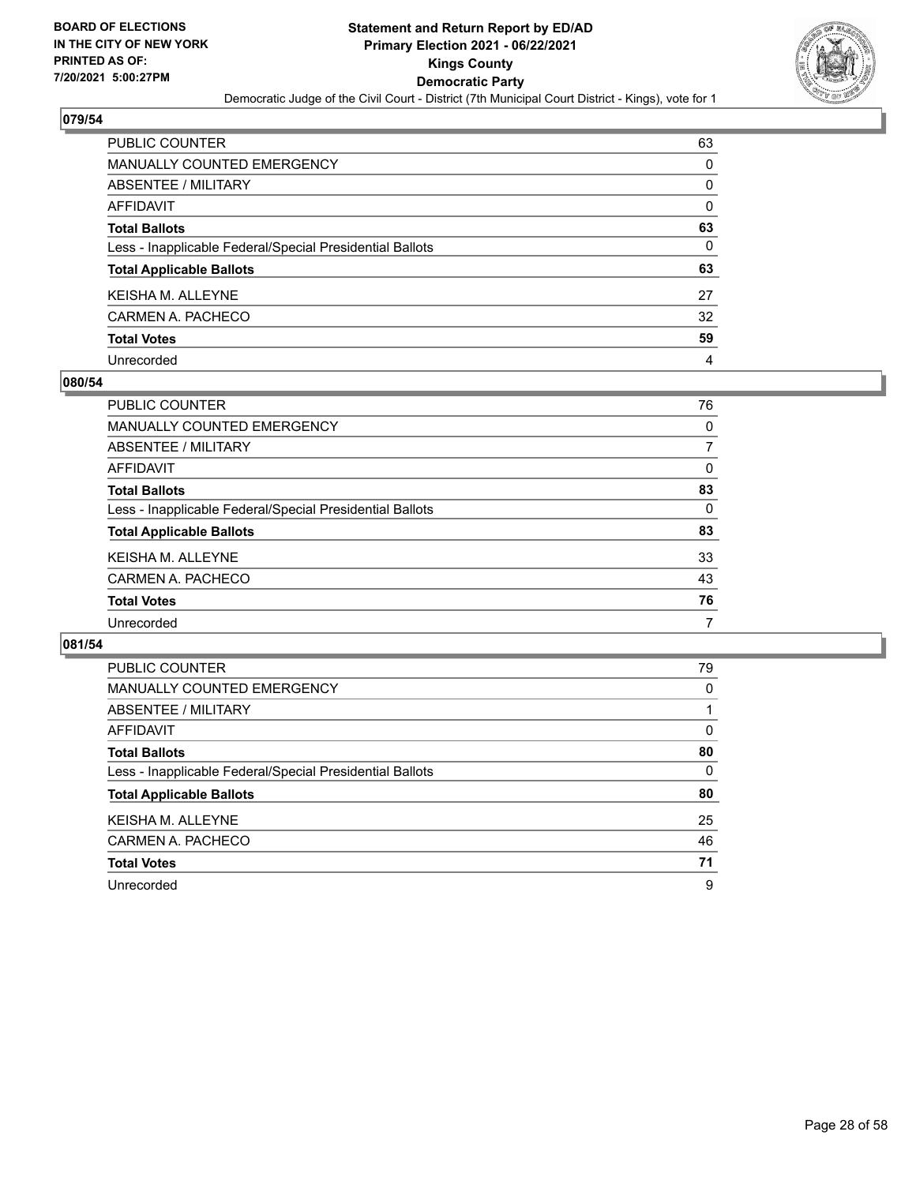BOARD OF ELECTIONS
IN THE CITY OF NEW YORK
PRINTED AS OF:
7/20/2021 5:00:27PM

**Statement and Return Report by ED/AD**
**Primary Election 2021 - 06/22/2021**
**Kings County**
**Democratic Party**
Democratic Judge of the Civil Court - District (7th Municipal Court District - Kings), vote for 1

## 079/54

| | |
|---|---|
| PUBLIC COUNTER | 63 |
| MANUALLY COUNTED EMERGENCY | 0 |
| ABSENTEE / MILITARY | 0 |
| AFFIDAVIT | 0 |
| **Total Ballots** | **63** |
| Less - Inapplicable Federal/Special Presidential Ballots | 0 |
| **Total Applicable Ballots** | **63** |
| KEISHA M. ALLEYNE | 27 |
| CARMEN A. PACHECO | 32 |
| **Total Votes** | **59** |
| Unrecorded | 4 |

## 080/54

| | |
|---|---|
| PUBLIC COUNTER | 76 |
| MANUALLY COUNTED EMERGENCY | 0 |
| ABSENTEE / MILITARY | 7 |
| AFFIDAVIT | 0 |
| **Total Ballots** | **83** |
| Less - Inapplicable Federal/Special Presidential Ballots | 0 |
| **Total Applicable Ballots** | **83** |
| KEISHA M. ALLEYNE | 33 |
| CARMEN A. PACHECO | 43 |
| **Total Votes** | **76** |
| Unrecorded | 7 |

## 081/54

| | |
|---|---|
| PUBLIC COUNTER | 79 |
| MANUALLY COUNTED EMERGENCY | 0 |
| ABSENTEE / MILITARY | 1 |
| AFFIDAVIT | 0 |
| **Total Ballots** | **80** |
| Less - Inapplicable Federal/Special Presidential Ballots | 0 |
| **Total Applicable Ballots** | **80** |
| KEISHA M. ALLEYNE | 25 |
| CARMEN A. PACHECO | 46 |
| **Total Votes** | **71** |
| Unrecorded | 9 |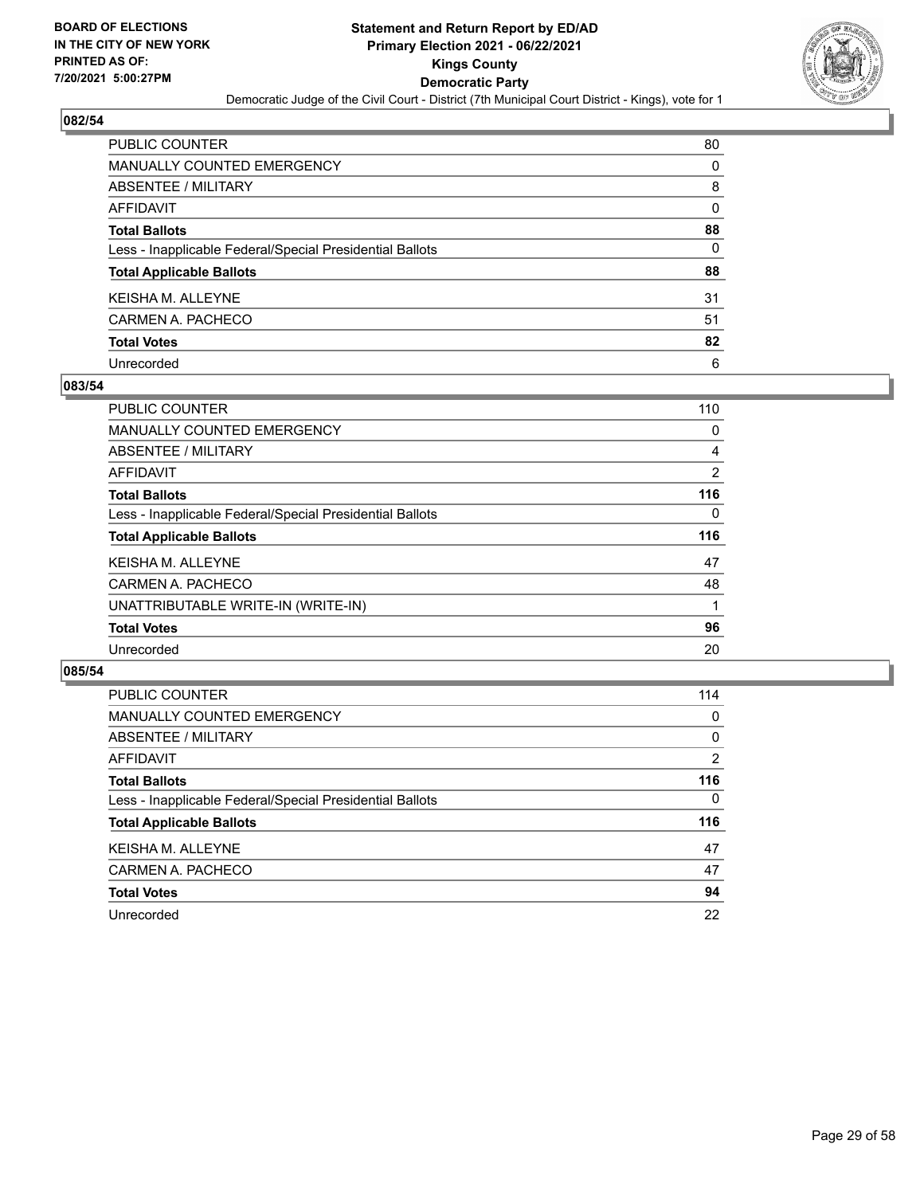**BOARD OF ELECTIONS IN THE CITY OF NEW YORK PRINTED AS OF: 7/20/2021 5:00:27PM**

**Statement and Return Report by ED/AD Primary Election 2021 - 06/22/2021 Kings County Democratic Party**

Democratic Judge of the Civil Court - District (7th Municipal Court District - Kings), vote for 1

## 082/54

| | |
|---|---|
| PUBLIC COUNTER | 80 |
| MANUALLY COUNTED EMERGENCY | 0 |
| ABSENTEE / MILITARY | 8 |
| AFFIDAVIT | 0 |
| **Total Ballots** | **88** |
| Less - Inapplicable Federal/Special Presidential Ballots | 0 |
| **Total Applicable Ballots** | **88** |
| KEISHA M. ALLEYNE | 31 |
| CARMEN A. PACHECO | 51 |
| **Total Votes** | **82** |
| Unrecorded | 6 |

## 083/54

| | |
|---|---|
| PUBLIC COUNTER | 110 |
| MANUALLY COUNTED EMERGENCY | 0 |
| ABSENTEE / MILITARY | 4 |
| AFFIDAVIT | 2 |
| **Total Ballots** | **116** |
| Less - Inapplicable Federal/Special Presidential Ballots | 0 |
| **Total Applicable Ballots** | **116** |
| KEISHA M. ALLEYNE | 47 |
| CARMEN A. PACHECO | 48 |
| UNATTRIBUTABLE WRITE-IN (WRITE-IN) | 1 |
| **Total Votes** | **96** |
| Unrecorded | 20 |

## 085/54

| | |
|---|---|
| PUBLIC COUNTER | 114 |
| MANUALLY COUNTED EMERGENCY | 0 |
| ABSENTEE / MILITARY | 0 |
| AFFIDAVIT | 2 |
| **Total Ballots** | **116** |
| Less - Inapplicable Federal/Special Presidential Ballots | 0 |
| **Total Applicable Ballots** | **116** |
| KEISHA M. ALLEYNE | 47 |
| CARMEN A. PACHECO | 47 |
| **Total Votes** | **94** |
| Unrecorded | 22 |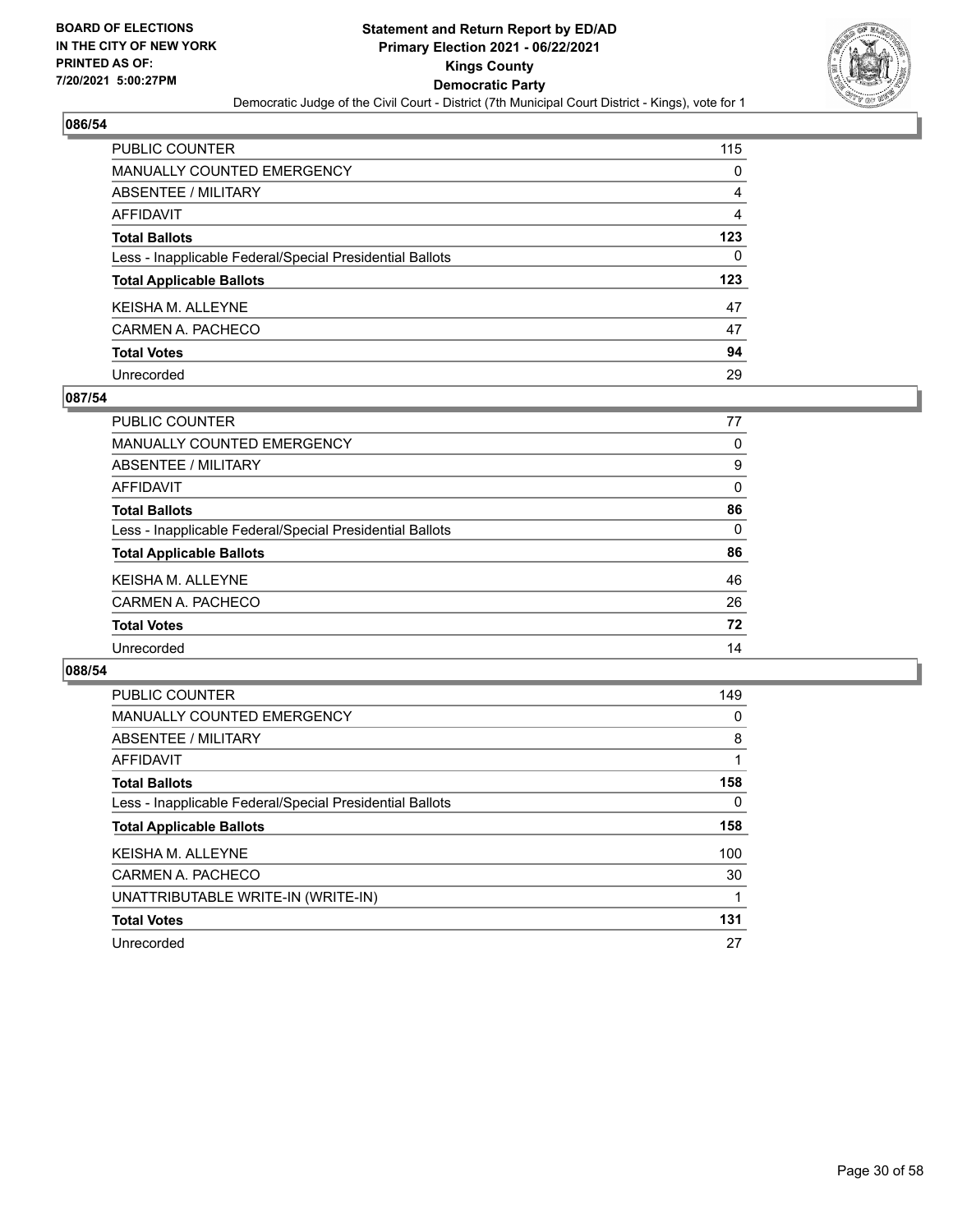BOARD OF ELECTIONS
IN THE CITY OF NEW YORK
PRINTED AS OF:
7/20/2021 5:00:27PM

**Statement and Return Report by ED/AD**
**Primary Election 2021 - 06/22/2021**
**Kings County**
**Democratic Party**
Democratic Judge of the Civil Court - District (7th Municipal Court District - Kings), vote for 1

### 086/54

| | |
|---|---|
| PUBLIC COUNTER | 115 |
| MANUALLY COUNTED EMERGENCY | 0 |
| ABSENTEE / MILITARY | 4 |
| AFFIDAVIT | 4 |
| **Total Ballots** | **123** |
| Less - Inapplicable Federal/Special Presidential Ballots | 0 |
| **Total Applicable Ballots** | **123** |
| KEISHA M. ALLEYNE | 47 |
| CARMEN A. PACHECO | 47 |
| **Total Votes** | **94** |
| Unrecorded | 29 |

### 087/54

| | |
|---|---|
| PUBLIC COUNTER | 77 |
| MANUALLY COUNTED EMERGENCY | 0 |
| ABSENTEE / MILITARY | 9 |
| AFFIDAVIT | 0 |
| **Total Ballots** | **86** |
| Less - Inapplicable Federal/Special Presidential Ballots | 0 |
| **Total Applicable Ballots** | **86** |
| KEISHA M. ALLEYNE | 46 |
| CARMEN A. PACHECO | 26 |
| **Total Votes** | **72** |
| Unrecorded | 14 |

### 088/54

| | |
|---|---|
| PUBLIC COUNTER | 149 |
| MANUALLY COUNTED EMERGENCY | 0 |
| ABSENTEE / MILITARY | 8 |
| AFFIDAVIT | 1 |
| **Total Ballots** | **158** |
| Less - Inapplicable Federal/Special Presidential Ballots | 0 |
| **Total Applicable Ballots** | **158** |
| KEISHA M. ALLEYNE | 100 |
| CARMEN A. PACHECO | 30 |
| UNATTRIBUTABLE WRITE-IN (WRITE-IN) | 1 |
| **Total Votes** | **131** |
| Unrecorded | 27 |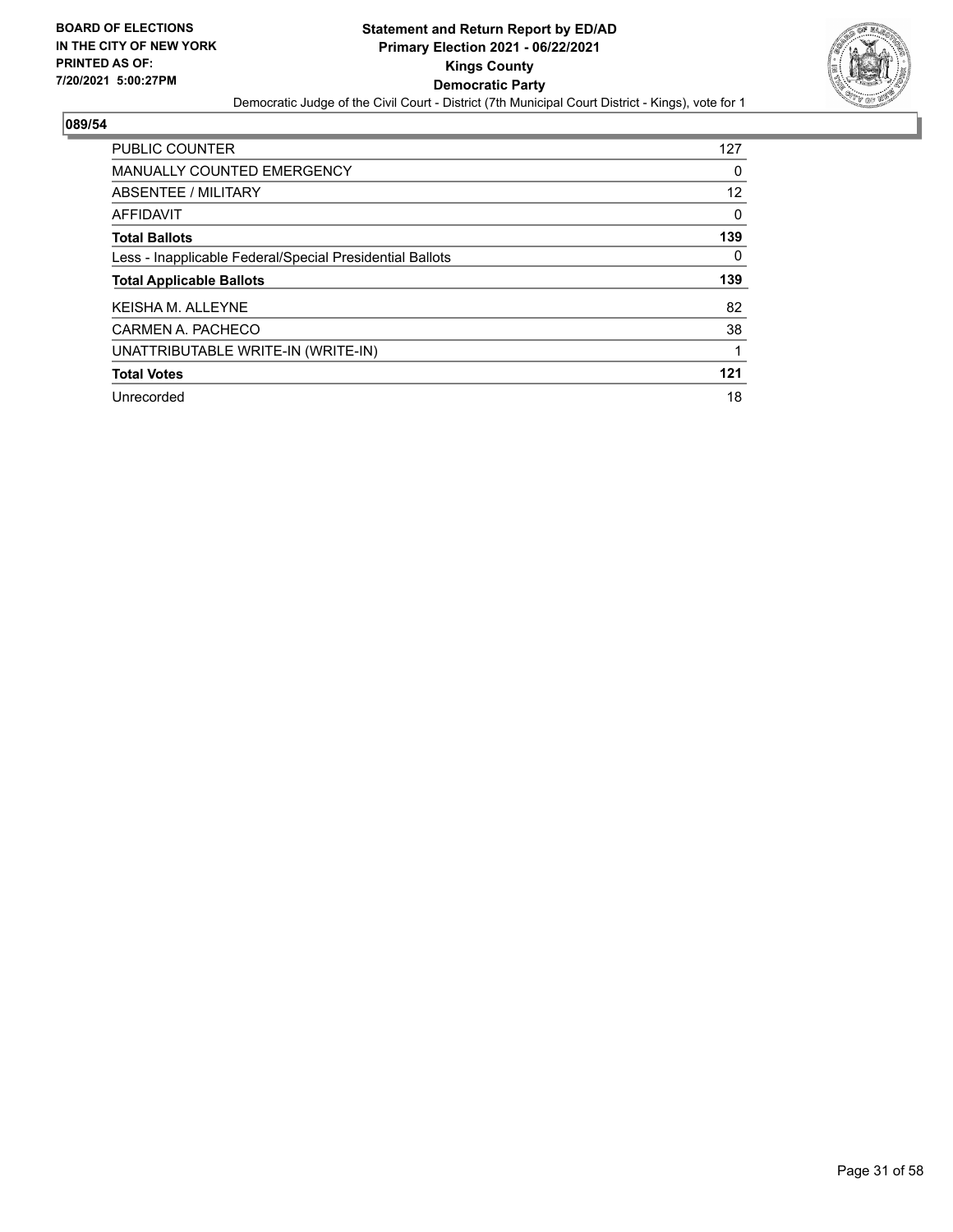BOARD OF ELECTIONS
IN THE CITY OF NEW YORK
PRINTED AS OF:
7/20/2021 5:00:27PM

**Statement and Return Report by ED/AD**
**Primary Election 2021 - 06/22/2021**
**Kings County**
**Democratic Party**
Democratic Judge of the Civil Court - District (7th Municipal Court District - Kings), vote for 1

**089/54**

| | |
|---|---|
| PUBLIC COUNTER | 127 |
| MANUALLY COUNTED EMERGENCY | 0 |
| ABSENTEE / MILITARY | 12 |
| AFFIDAVIT | 0 |
| **Total Ballots** | **139** |
| Less - Inapplicable Federal/Special Presidential Ballots | 0 |
| **Total Applicable Ballots** | **139** |
| KEISHA M. ALLEYNE | 82 |
| CARMEN A. PACHECO | 38 |
| UNATTRIBUTABLE WRITE-IN (WRITE-IN) | 1 |
| **Total Votes** | **121** |
| Unrecorded | 18 |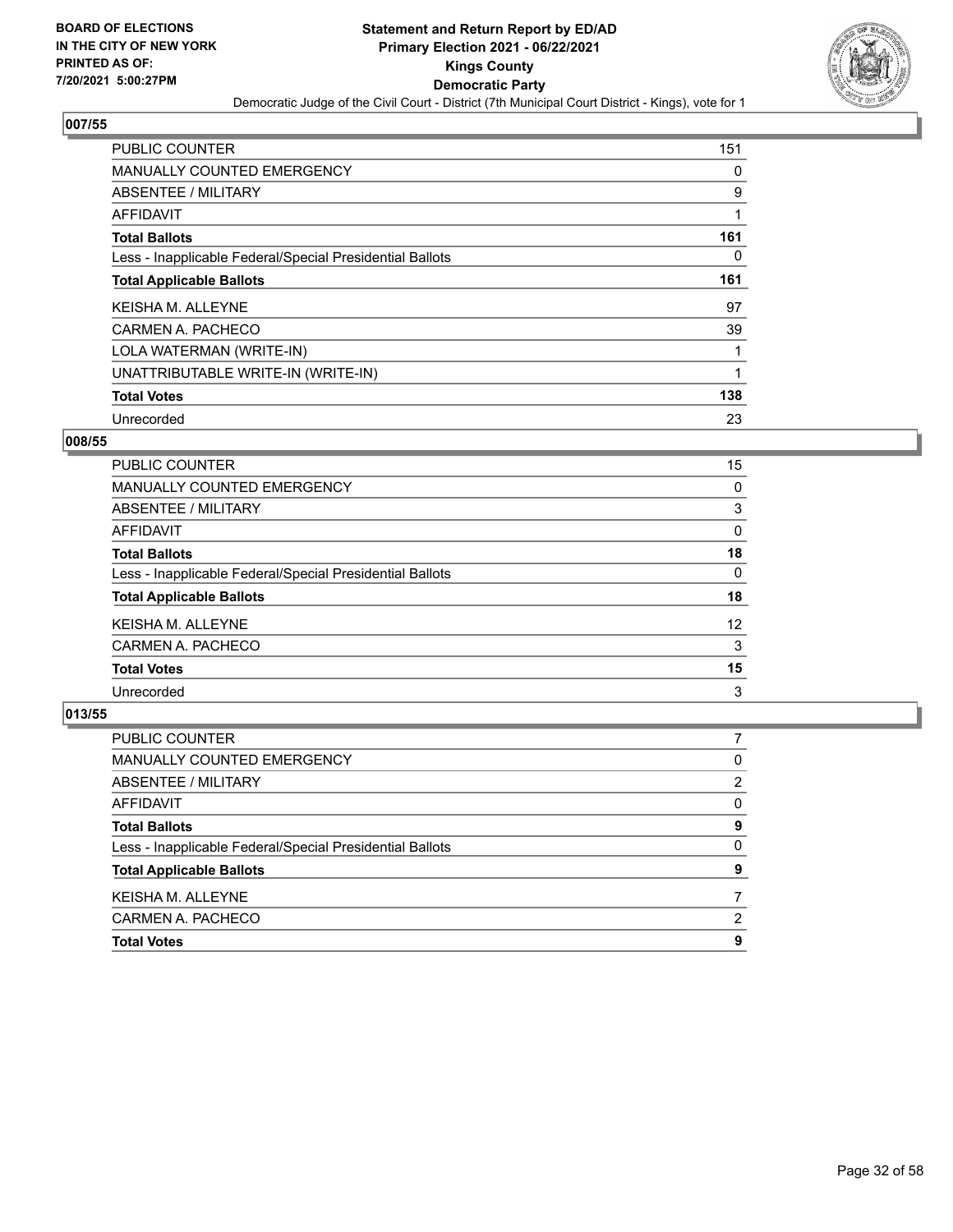## 007/55

| | |
|---|---|
| PUBLIC COUNTER | 151 |
| MANUALLY COUNTED EMERGENCY | 0 |
| ABSENTEE / MILITARY | 9 |
| AFFIDAVIT | 1 |
| **Total Ballots** | **161** |
| Less - Inapplicable Federal/Special Presidential Ballots | 0 |
| **Total Applicable Ballots** | **161** |
| KEISHA M. ALLEYNE | 97 |
| CARMEN A. PACHECO | 39 |
| LOLA WATERMAN (WRITE-IN) | 1 |
| UNATTRIBUTABLE WRITE-IN (WRITE-IN) | 1 |
| **Total Votes** | **138** |
| Unrecorded | 23 |

## 008/55

| | |
|---|---|
| PUBLIC COUNTER | 15 |
| MANUALLY COUNTED EMERGENCY | 0 |
| ABSENTEE / MILITARY | 3 |
| AFFIDAVIT | 0 |
| **Total Ballots** | **18** |
| Less - Inapplicable Federal/Special Presidential Ballots | 0 |
| **Total Applicable Ballots** | **18** |
| KEISHA M. ALLEYNE | 12 |
| CARMEN A. PACHECO | 3 |
| **Total Votes** | **15** |
| Unrecorded | 3 |

## 013/55

| | |
|---|---|
| PUBLIC COUNTER | 7 |
| MANUALLY COUNTED EMERGENCY | 0 |
| ABSENTEE / MILITARY | 2 |
| AFFIDAVIT | 0 |
| **Total Ballots** | **9** |
| Less - Inapplicable Federal/Special Presidential Ballots | 0 |
| **Total Applicable Ballots** | **9** |
| KEISHA M. ALLEYNE | 7 |
| CARMEN A. PACHECO | 2 |
| **Total Votes** | **9** |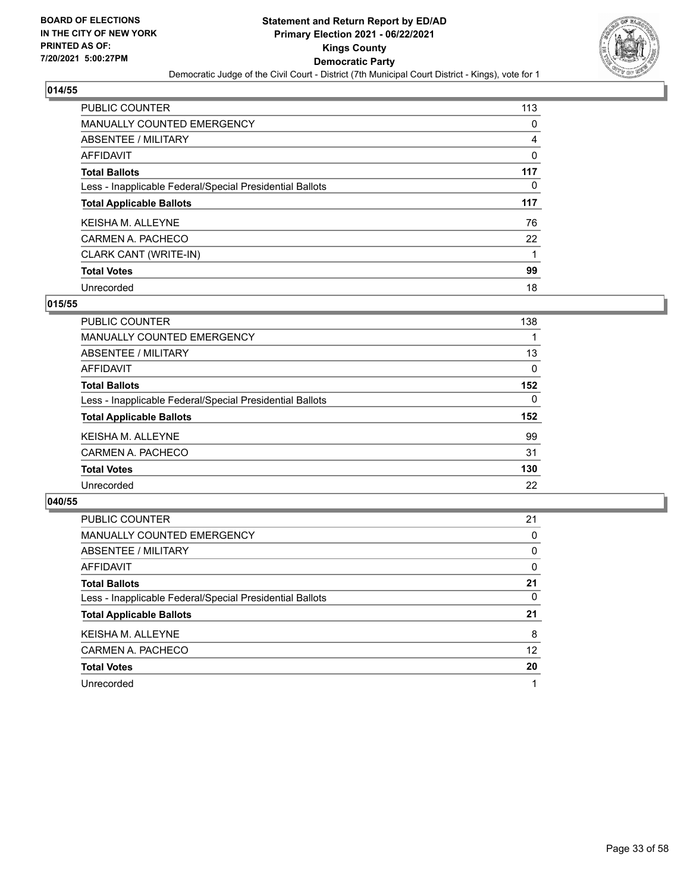BOARD OF ELECTIONS
IN THE CITY OF NEW YORK
PRINTED AS OF:
7/20/2021 5:00:27PM

**Statement and Return Report by ED/AD**
**Primary Election 2021 - 06/22/2021**
**Kings County**
**Democratic Party**
Democratic Judge of the Civil Court - District (7th Municipal Court District - Kings), vote for 1

## 014/55

| | |
|---|---|
| PUBLIC COUNTER | 113 |
| MANUALLY COUNTED EMERGENCY | 0 |
| ABSENTEE / MILITARY | 4 |
| AFFIDAVIT | 0 |
| **Total Ballots** | **117** |
| Less - Inapplicable Federal/Special Presidential Ballots | 0 |
| **Total Applicable Ballots** | **117** |
| KEISHA M. ALLEYNE | 76 |
| CARMEN A. PACHECO | 22 |
| CLARK CANT (WRITE-IN) | 1 |
| **Total Votes** | **99** |
| Unrecorded | 18 |

## 015/55

| | |
|---|---|
| PUBLIC COUNTER | 138 |
| MANUALLY COUNTED EMERGENCY | 1 |
| ABSENTEE / MILITARY | 13 |
| AFFIDAVIT | 0 |
| **Total Ballots** | **152** |
| Less - Inapplicable Federal/Special Presidential Ballots | 0 |
| **Total Applicable Ballots** | **152** |
| KEISHA M. ALLEYNE | 99 |
| CARMEN A. PACHECO | 31 |
| **Total Votes** | **130** |
| Unrecorded | 22 |

## 040/55

| | |
|---|---|
| PUBLIC COUNTER | 21 |
| MANUALLY COUNTED EMERGENCY | 0 |
| ABSENTEE / MILITARY | 0 |
| AFFIDAVIT | 0 |
| **Total Ballots** | **21** |
| Less - Inapplicable Federal/Special Presidential Ballots | 0 |
| **Total Applicable Ballots** | **21** |
| KEISHA M. ALLEYNE | 8 |
| CARMEN A. PACHECO | 12 |
| **Total Votes** | **20** |
| Unrecorded | 1 |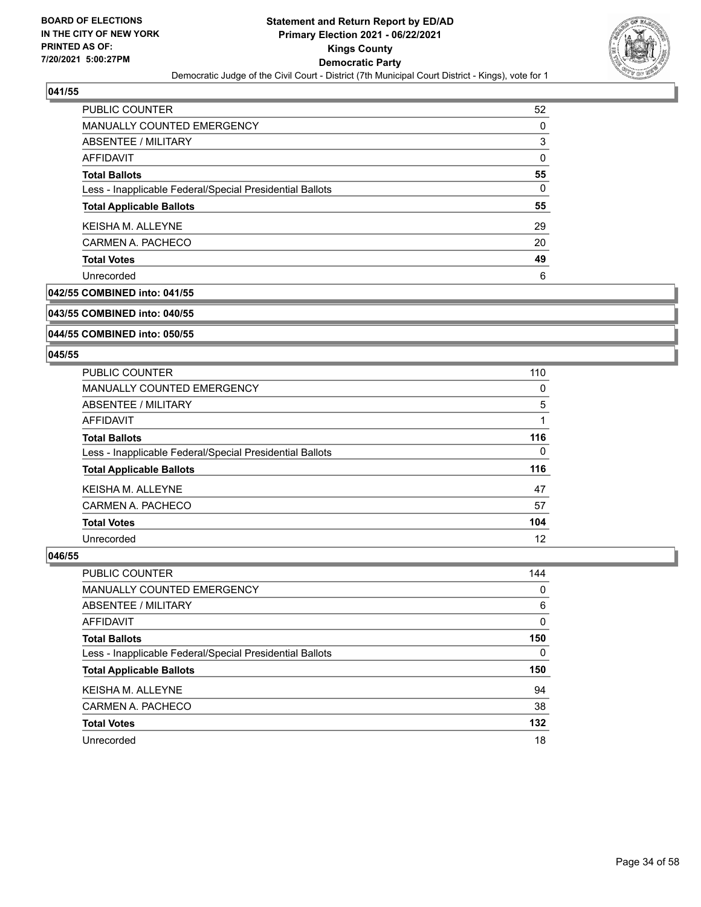## 041/55

| | |
|---|---|
| PUBLIC COUNTER | 52 |
| MANUALLY COUNTED EMERGENCY | 0 |
| ABSENTEE / MILITARY | 3 |
| AFFIDAVIT | 0 |
| **Total Ballots** | **55** |
| Less - Inapplicable Federal/Special Presidential Ballots | 0 |
| **Total Applicable Ballots** | **55** |
| KEISHA M. ALLEYNE | 29 |
| CARMEN A. PACHECO | 20 |
| **Total Votes** | **49** |
| Unrecorded | 6 |

## 042/55 COMBINED into: 041/55

## 043/55 COMBINED into: 040/55

## 044/55 COMBINED into: 050/55

## 045/55

| | |
|---|---|
| PUBLIC COUNTER | 110 |
| MANUALLY COUNTED EMERGENCY | 0 |
| ABSENTEE / MILITARY | 5 |
| AFFIDAVIT | 1 |
| **Total Ballots** | **116** |
| Less - Inapplicable Federal/Special Presidential Ballots | 0 |
| **Total Applicable Ballots** | **116** |
| KEISHA M. ALLEYNE | 47 |
| CARMEN A. PACHECO | 57 |
| **Total Votes** | **104** |
| Unrecorded | 12 |

## 046/55

| | |
|---|---|
| PUBLIC COUNTER | 144 |
| MANUALLY COUNTED EMERGENCY | 0 |
| ABSENTEE / MILITARY | 6 |
| AFFIDAVIT | 0 |
| **Total Ballots** | **150** |
| Less - Inapplicable Federal/Special Presidential Ballots | 0 |
| **Total Applicable Ballots** | **150** |
| KEISHA M. ALLEYNE | 94 |
| CARMEN A. PACHECO | 38 |
| **Total Votes** | **132** |
| Unrecorded | 18 |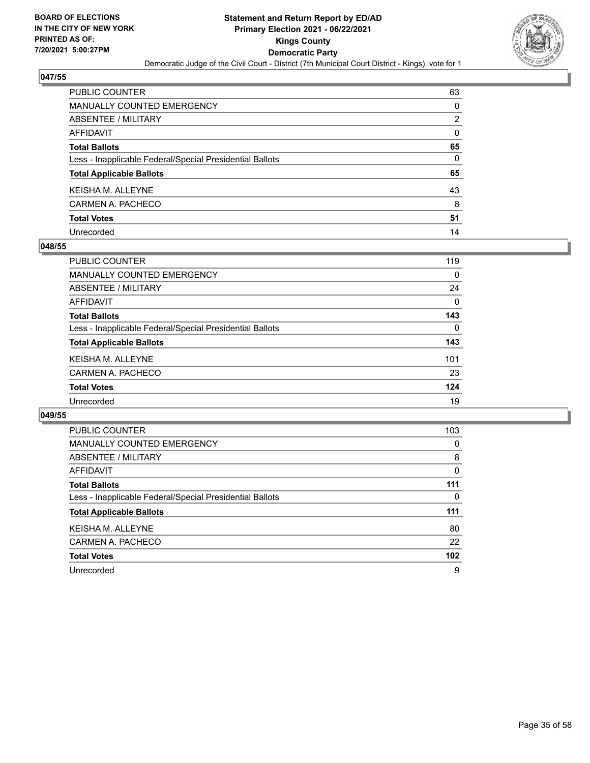BOARD OF ELECTIONS
IN THE CITY OF NEW YORK
PRINTED AS OF:
7/20/2021 5:00:27PM

# Statement and Return Report by ED/AD
## Primary Election 2021 - 06/22/2021
## Kings County
## Democratic Party
### Democratic Judge of the Civil Court - District (7th Municipal Court District - Kings), vote for 1

### 047/55

| | |
|---|---|
| PUBLIC COUNTER | 63 |
| MANUALLY COUNTED EMERGENCY | 0 |
| ABSENTEE / MILITARY | 2 |
| AFFIDAVIT | 0 |
| **Total Ballots** | **65** |
| Less - Inapplicable Federal/Special Presidential Ballots | 0 |
| **Total Applicable Ballots** | **65** |
| KEISHA M. ALLEYNE | 43 |
| CARMEN A. PACHECO | 8 |
| **Total Votes** | **51** |
| Unrecorded | 14 |

### 048/55

| | |
|---|---|
| PUBLIC COUNTER | 119 |
| MANUALLY COUNTED EMERGENCY | 0 |
| ABSENTEE / MILITARY | 24 |
| AFFIDAVIT | 0 |
| **Total Ballots** | **143** |
| Less - Inapplicable Federal/Special Presidential Ballots | 0 |
| **Total Applicable Ballots** | **143** |
| KEISHA M. ALLEYNE | 101 |
| CARMEN A. PACHECO | 23 |
| **Total Votes** | **124** |
| Unrecorded | 19 |

### 049/55

| | |
|---|---|
| PUBLIC COUNTER | 103 |
| MANUALLY COUNTED EMERGENCY | 0 |
| ABSENTEE / MILITARY | 8 |
| AFFIDAVIT | 0 |
| **Total Ballots** | **111** |
| Less - Inapplicable Federal/Special Presidential Ballots | 0 |
| **Total Applicable Ballots** | **111** |
| KEISHA M. ALLEYNE | 80 |
| CARMEN A. PACHECO | 22 |
| **Total Votes** | **102** |
| Unrecorded | 9 |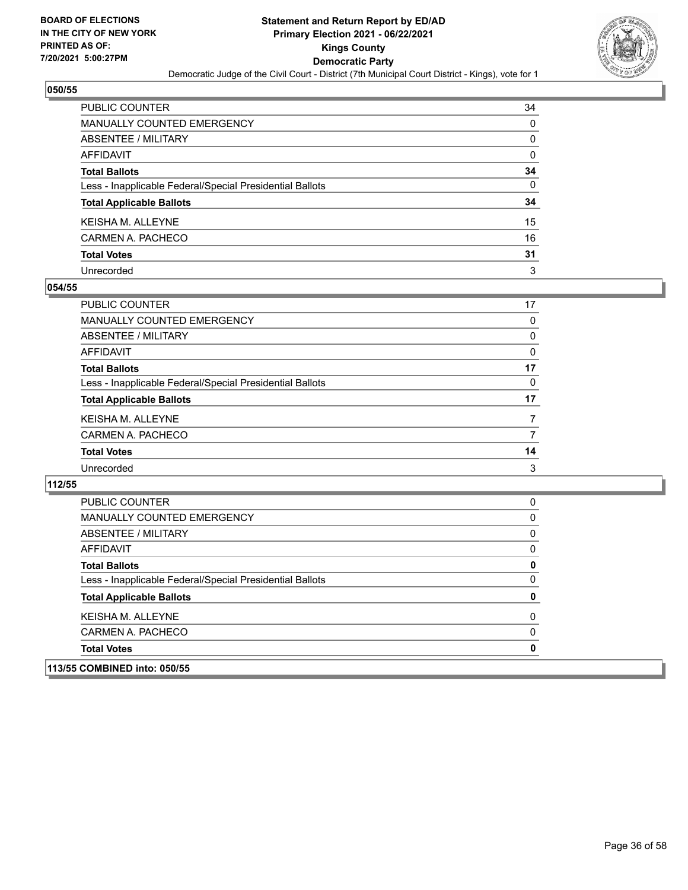**BOARD OF ELECTIONS IN THE CITY OF NEW YORK PRINTED AS OF: 7/20/2021 5:00:27PM**

**Statement and Return Report by ED/AD Primary Election 2021 - 06/22/2021 Kings County Democratic Party**

Democratic Judge of the Civil Court - District (7th Municipal Court District - Kings), vote for 1

## 050/55

| | |
|---|---|
| PUBLIC COUNTER | 34 |
| MANUALLY COUNTED EMERGENCY | 0 |
| ABSENTEE / MILITARY | 0 |
| AFFIDAVIT | 0 |
| **Total Ballots** | **34** |
| Less - Inapplicable Federal/Special Presidential Ballots | 0 |
| **Total Applicable Ballots** | **34** |
| KEISHA M. ALLEYNE | 15 |
| CARMEN A. PACHECO | 16 |
| **Total Votes** | **31** |
| Unrecorded | 3 |

## 054/55

| | |
|---|---|
| PUBLIC COUNTER | 17 |
| MANUALLY COUNTED EMERGENCY | 0 |
| ABSENTEE / MILITARY | 0 |
| AFFIDAVIT | 0 |
| **Total Ballots** | **17** |
| Less - Inapplicable Federal/Special Presidential Ballots | 0 |
| **Total Applicable Ballots** | **17** |
| KEISHA M. ALLEYNE | 7 |
| CARMEN A. PACHECO | 7 |
| **Total Votes** | **14** |
| Unrecorded | 3 |

## 112/55

| | |
|---|---|
| PUBLIC COUNTER | 0 |
| MANUALLY COUNTED EMERGENCY | 0 |
| ABSENTEE / MILITARY | 0 |
| AFFIDAVIT | 0 |
| **Total Ballots** | **0** |
| Less - Inapplicable Federal/Special Presidential Ballots | 0 |
| **Total Applicable Ballots** | **0** |
| KEISHA M. ALLEYNE | 0 |
| CARMEN A. PACHECO | 0 |
| **Total Votes** | **0** |

## 113/55 COMBINED into: 050/55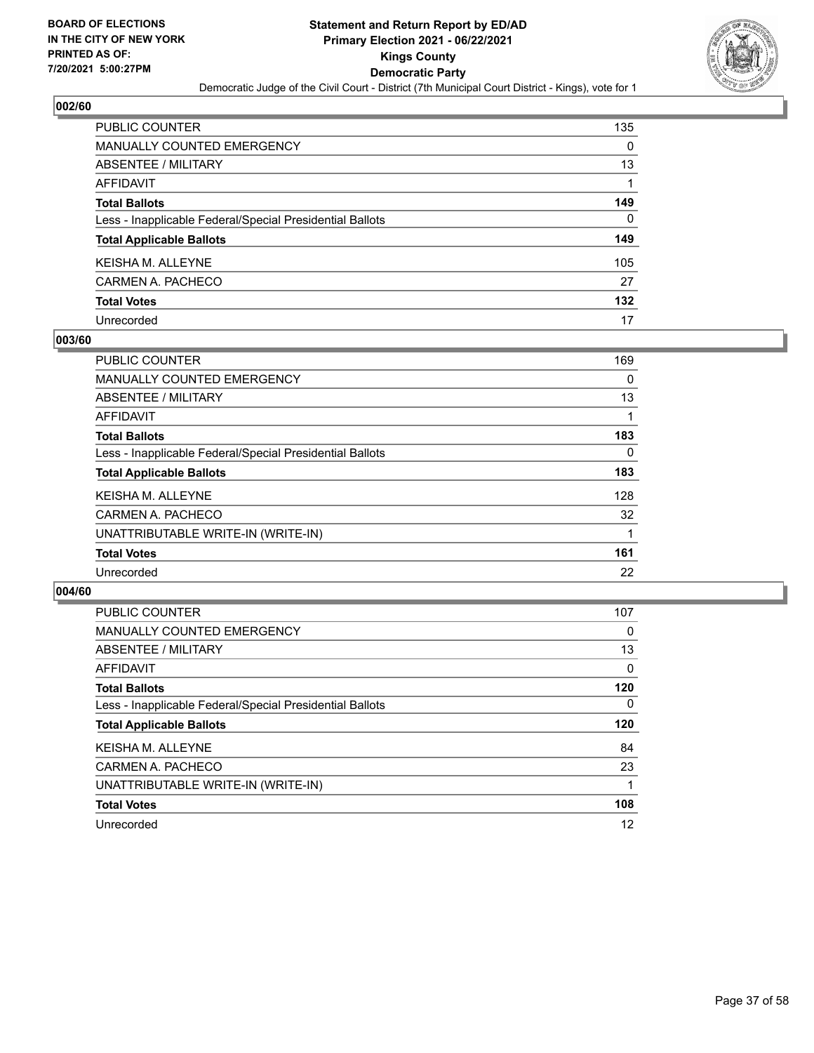BOARD OF ELECTIONS
IN THE CITY OF NEW YORK
PRINTED AS OF:
7/20/2021 5:00:27PM

**Statement and Return Report by ED/AD**
**Primary Election 2021 - 06/22/2021**
**Kings County**
**Democratic Party**
Democratic Judge of the Civil Court - District (7th Municipal Court District - Kings), vote for 1

### 002/60

| | |
|---|---|
| PUBLIC COUNTER | 135 |
| MANUALLY COUNTED EMERGENCY | 0 |
| ABSENTEE / MILITARY | 13 |
| AFFIDAVIT | 1 |
| **Total Ballots** | **149** |
| Less - Inapplicable Federal/Special Presidential Ballots | 0 |
| **Total Applicable Ballots** | **149** |
| KEISHA M. ALLEYNE | 105 |
| CARMEN A. PACHECO | 27 |
| **Total Votes** | **132** |
| Unrecorded | 17 |

### 003/60

| | |
|---|---|
| PUBLIC COUNTER | 169 |
| MANUALLY COUNTED EMERGENCY | 0 |
| ABSENTEE / MILITARY | 13 |
| AFFIDAVIT | 1 |
| **Total Ballots** | **183** |
| Less - Inapplicable Federal/Special Presidential Ballots | 0 |
| **Total Applicable Ballots** | **183** |
| KEISHA M. ALLEYNE | 128 |
| CARMEN A. PACHECO | 32 |
| UNATTRIBUTABLE WRITE-IN (WRITE-IN) | 1 |
| **Total Votes** | **161** |
| Unrecorded | 22 |

### 004/60

| | |
|---|---|
| PUBLIC COUNTER | 107 |
| MANUALLY COUNTED EMERGENCY | 0 |
| ABSENTEE / MILITARY | 13 |
| AFFIDAVIT | 0 |
| **Total Ballots** | **120** |
| Less - Inapplicable Federal/Special Presidential Ballots | 0 |
| **Total Applicable Ballots** | **120** |
| KEISHA M. ALLEYNE | 84 |
| CARMEN A. PACHECO | 23 |
| UNATTRIBUTABLE WRITE-IN (WRITE-IN) | 1 |
| **Total Votes** | **108** |
| Unrecorded | 12 |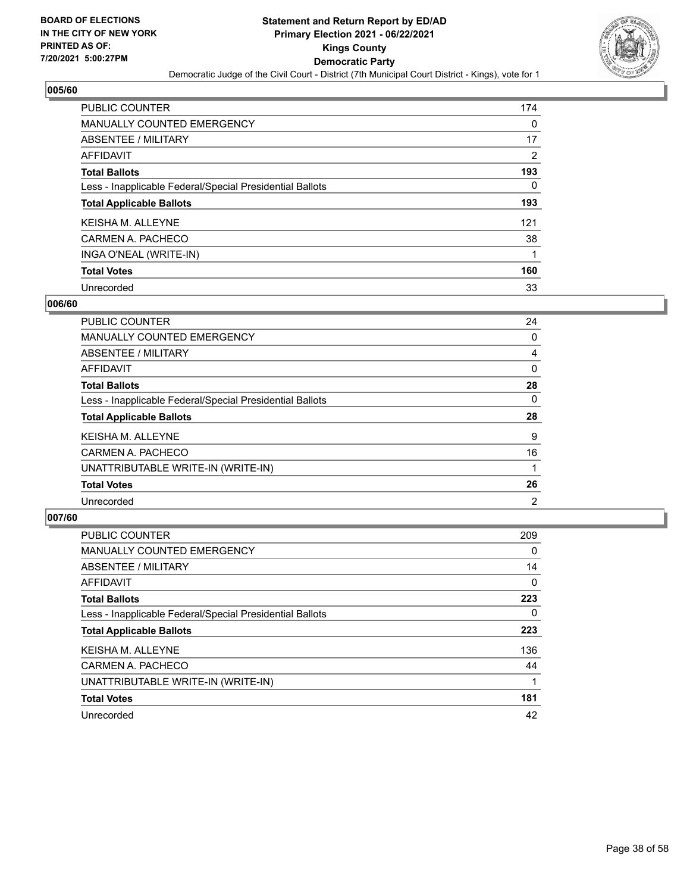BOARD OF ELECTIONS
IN THE CITY OF NEW YORK
PRINTED AS OF:
7/20/2021 5:00:27PM

**Statement and Return Report by ED/AD**
**Primary Election 2021 - 06/22/2021**
**Kings County**
**Democratic Party**
Democratic Judge of the Civil Court - District (7th Municipal Court District - Kings), vote for 1

## 005/60

| | |
|---|---|
| PUBLIC COUNTER | 174 |
| MANUALLY COUNTED EMERGENCY | 0 |
| ABSENTEE / MILITARY | 17 |
| AFFIDAVIT | 2 |
| **Total Ballots** | **193** |
| Less - Inapplicable Federal/Special Presidential Ballots | 0 |
| **Total Applicable Ballots** | **193** |
| KEISHA M. ALLEYNE | 121 |
| CARMEN A. PACHECO | 38 |
| INGA O'NEAL (WRITE-IN) | 1 |
| **Total Votes** | **160** |
| Unrecorded | 33 |

## 006/60

| | |
|---|---|
| PUBLIC COUNTER | 24 |
| MANUALLY COUNTED EMERGENCY | 0 |
| ABSENTEE / MILITARY | 4 |
| AFFIDAVIT | 0 |
| **Total Ballots** | **28** |
| Less - Inapplicable Federal/Special Presidential Ballots | 0 |
| **Total Applicable Ballots** | **28** |
| KEISHA M. ALLEYNE | 9 |
| CARMEN A. PACHECO | 16 |
| UNATTRIBUTABLE WRITE-IN (WRITE-IN) | 1 |
| **Total Votes** | **26** |
| Unrecorded | 2 |

## 007/60

| | |
|---|---|
| PUBLIC COUNTER | 209 |
| MANUALLY COUNTED EMERGENCY | 0 |
| ABSENTEE / MILITARY | 14 |
| AFFIDAVIT | 0 |
| **Total Ballots** | **223** |
| Less - Inapplicable Federal/Special Presidential Ballots | 0 |
| **Total Applicable Ballots** | **223** |
| KEISHA M. ALLEYNE | 136 |
| CARMEN A. PACHECO | 44 |
| UNATTRIBUTABLE WRITE-IN (WRITE-IN) | 1 |
| **Total Votes** | **181** |
| Unrecorded | 42 |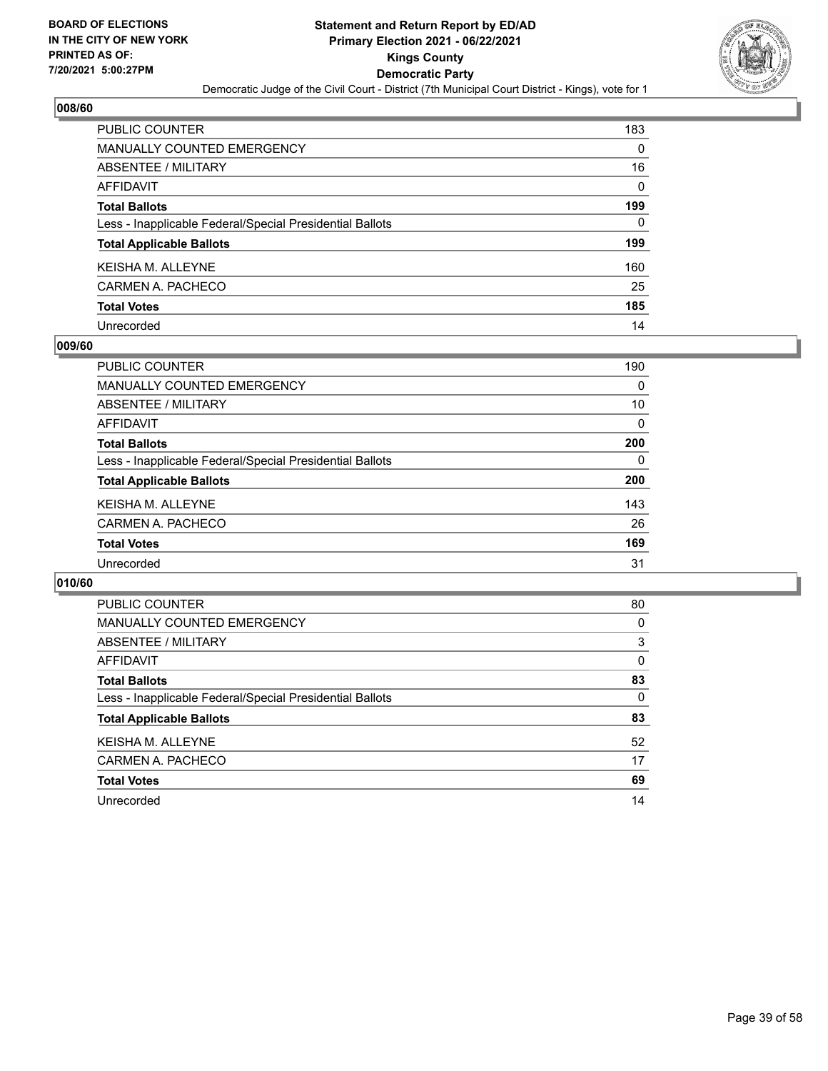**BOARD OF ELECTIONS IN THE CITY OF NEW YORK PRINTED AS OF: 7/20/2021 5:00:27PM**

**Statement and Return Report by ED/AD Primary Election 2021 - 06/22/2021 Kings County Democratic Party**

Democratic Judge of the Civil Court - District (7th Municipal Court District - Kings), vote for 1

## 008/60

| | |
|---|---|
| PUBLIC COUNTER | 183 |
| MANUALLY COUNTED EMERGENCY | 0 |
| ABSENTEE / MILITARY | 16 |
| AFFIDAVIT | 0 |
| **Total Ballots** | **199** |
| Less - Inapplicable Federal/Special Presidential Ballots | 0 |
| **Total Applicable Ballots** | **199** |
| KEISHA M. ALLEYNE | 160 |
| CARMEN A. PACHECO | 25 |
| **Total Votes** | **185** |
| Unrecorded | 14 |

## 009/60

| | |
|---|---|
| PUBLIC COUNTER | 190 |
| MANUALLY COUNTED EMERGENCY | 0 |
| ABSENTEE / MILITARY | 10 |
| AFFIDAVIT | 0 |
| **Total Ballots** | **200** |
| Less - Inapplicable Federal/Special Presidential Ballots | 0 |
| **Total Applicable Ballots** | **200** |
| KEISHA M. ALLEYNE | 143 |
| CARMEN A. PACHECO | 26 |
| **Total Votes** | **169** |
| Unrecorded | 31 |

## 010/60

| | |
|---|---|
| PUBLIC COUNTER | 80 |
| MANUALLY COUNTED EMERGENCY | 0 |
| ABSENTEE / MILITARY | 3 |
| AFFIDAVIT | 0 |
| **Total Ballots** | **83** |
| Less - Inapplicable Federal/Special Presidential Ballots | 0 |
| **Total Applicable Ballots** | **83** |
| KEISHA M. ALLEYNE | 52 |
| CARMEN A. PACHECO | 17 |
| **Total Votes** | **69** |
| Unrecorded | 14 |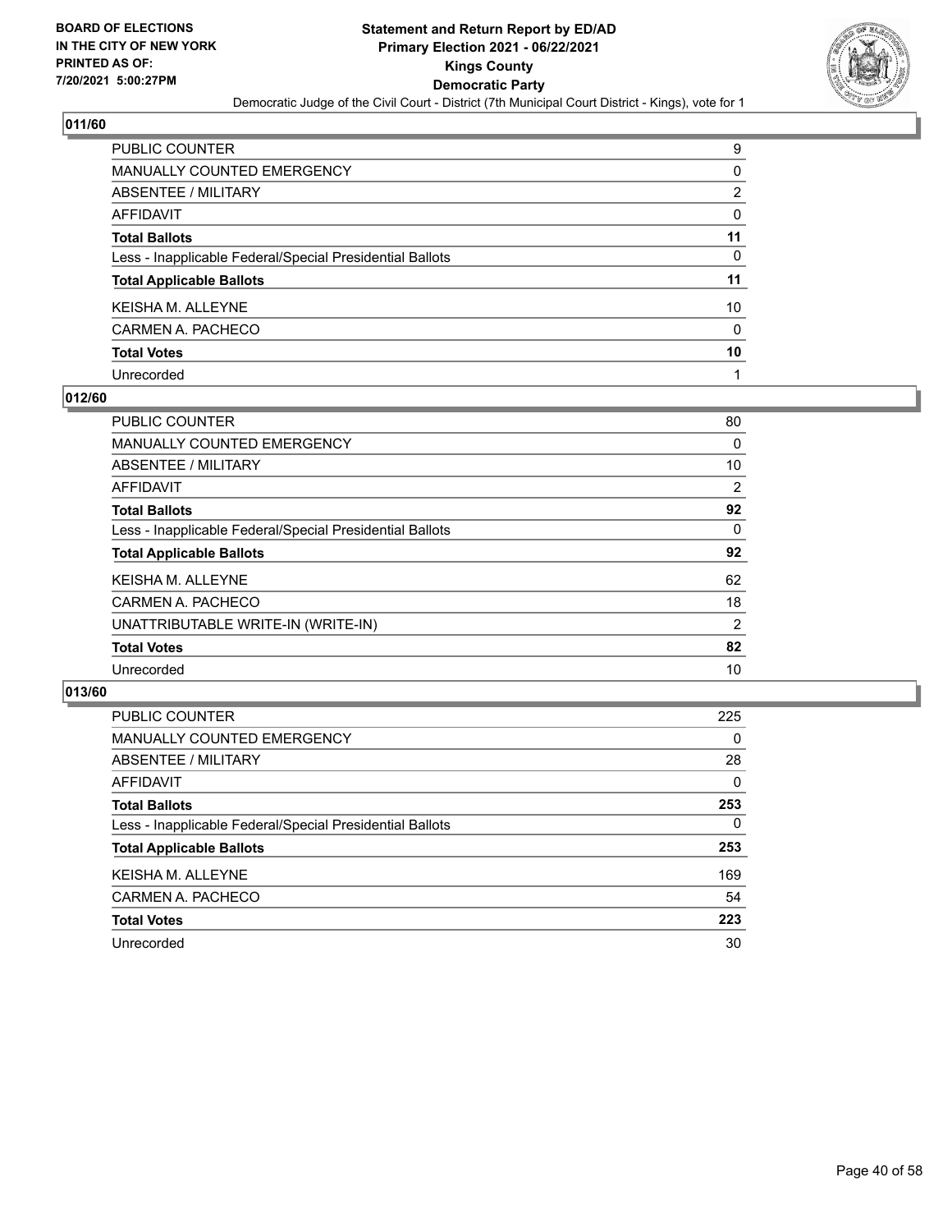BOARD OF ELECTIONS
IN THE CITY OF NEW YORK
PRINTED AS OF:
7/20/2021 5:00:27PM

**Statement and Return Report by ED/AD**
**Primary Election 2021 - 06/22/2021**
**Kings County**
**Democratic Party**
Democratic Judge of the Civil Court - District (7th Municipal Court District - Kings), vote for 1

### 011/60

| | |
|---|---|
| PUBLIC COUNTER | 9 |
| MANUALLY COUNTED EMERGENCY | 0 |
| ABSENTEE / MILITARY | 2 |
| AFFIDAVIT | 0 |
| **Total Ballots** | **11** |
| Less - Inapplicable Federal/Special Presidential Ballots | 0 |
| **Total Applicable Ballots** | **11** |
| KEISHA M. ALLEYNE | 10 |
| CARMEN A. PACHECO | 0 |
| **Total Votes** | **10** |
| Unrecorded | 1 |

### 012/60

| | |
|---|---|
| PUBLIC COUNTER | 80 |
| MANUALLY COUNTED EMERGENCY | 0 |
| ABSENTEE / MILITARY | 10 |
| AFFIDAVIT | 2 |
| **Total Ballots** | **92** |
| Less - Inapplicable Federal/Special Presidential Ballots | 0 |
| **Total Applicable Ballots** | **92** |
| KEISHA M. ALLEYNE | 62 |
| CARMEN A. PACHECO | 18 |
| UNATTRIBUTABLE WRITE-IN (WRITE-IN) | 2 |
| **Total Votes** | **82** |
| Unrecorded | 10 |

### 013/60

| | |
|---|---|
| PUBLIC COUNTER | 225 |
| MANUALLY COUNTED EMERGENCY | 0 |
| ABSENTEE / MILITARY | 28 |
| AFFIDAVIT | 0 |
| **Total Ballots** | **253** |
| Less - Inapplicable Federal/Special Presidential Ballots | 0 |
| **Total Applicable Ballots** | **253** |
| KEISHA M. ALLEYNE | 169 |
| CARMEN A. PACHECO | 54 |
| **Total Votes** | **223** |
| Unrecorded | 30 |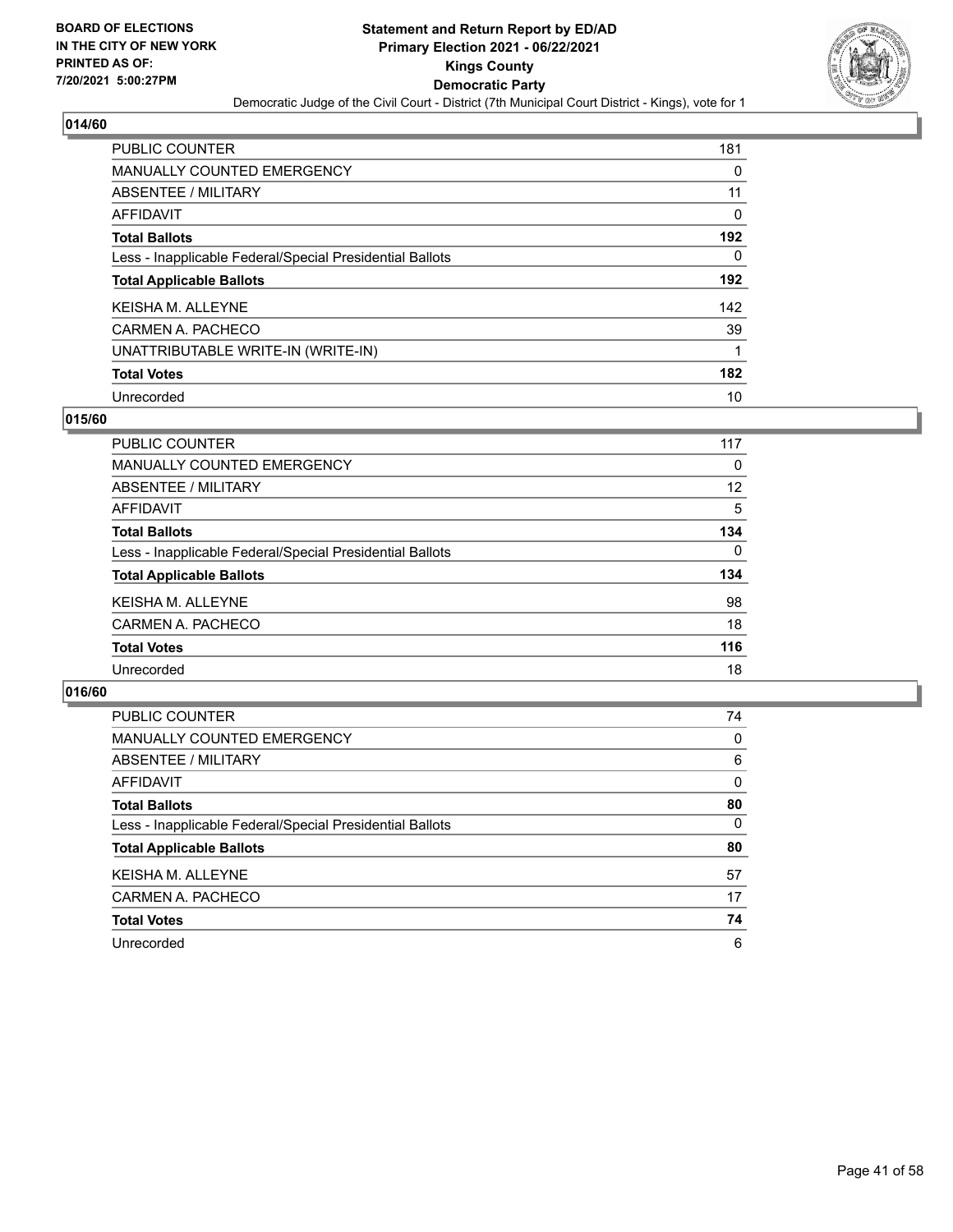## 014/60

| | |
|---|---|
| PUBLIC COUNTER | 181 |
| MANUALLY COUNTED EMERGENCY | 0 |
| ABSENTEE / MILITARY | 11 |
| AFFIDAVIT | 0 |
| **Total Ballots** | **192** |
| Less - Inapplicable Federal/Special Presidential Ballots | 0 |
| **Total Applicable Ballots** | **192** |
| KEISHA M. ALLEYNE | 142 |
| CARMEN A. PACHECO | 39 |
| UNATTRIBUTABLE WRITE-IN (WRITE-IN) | 1 |
| **Total Votes** | **182** |
| Unrecorded | 10 |

## 015/60

| | |
|---|---|
| PUBLIC COUNTER | 117 |
| MANUALLY COUNTED EMERGENCY | 0 |
| ABSENTEE / MILITARY | 12 |
| AFFIDAVIT | 5 |
| **Total Ballots** | **134** |
| Less - Inapplicable Federal/Special Presidential Ballots | 0 |
| **Total Applicable Ballots** | **134** |
| KEISHA M. ALLEYNE | 98 |
| CARMEN A. PACHECO | 18 |
| **Total Votes** | **116** |
| Unrecorded | 18 |

## 016/60

| | |
|---|---|
| PUBLIC COUNTER | 74 |
| MANUALLY COUNTED EMERGENCY | 0 |
| ABSENTEE / MILITARY | 6 |
| AFFIDAVIT | 0 |
| **Total Ballots** | **80** |
| Less - Inapplicable Federal/Special Presidential Ballots | 0 |
| **Total Applicable Ballots** | **80** |
| KEISHA M. ALLEYNE | 57 |
| CARMEN A. PACHECO | 17 |
| **Total Votes** | **74** |
| Unrecorded | 6 |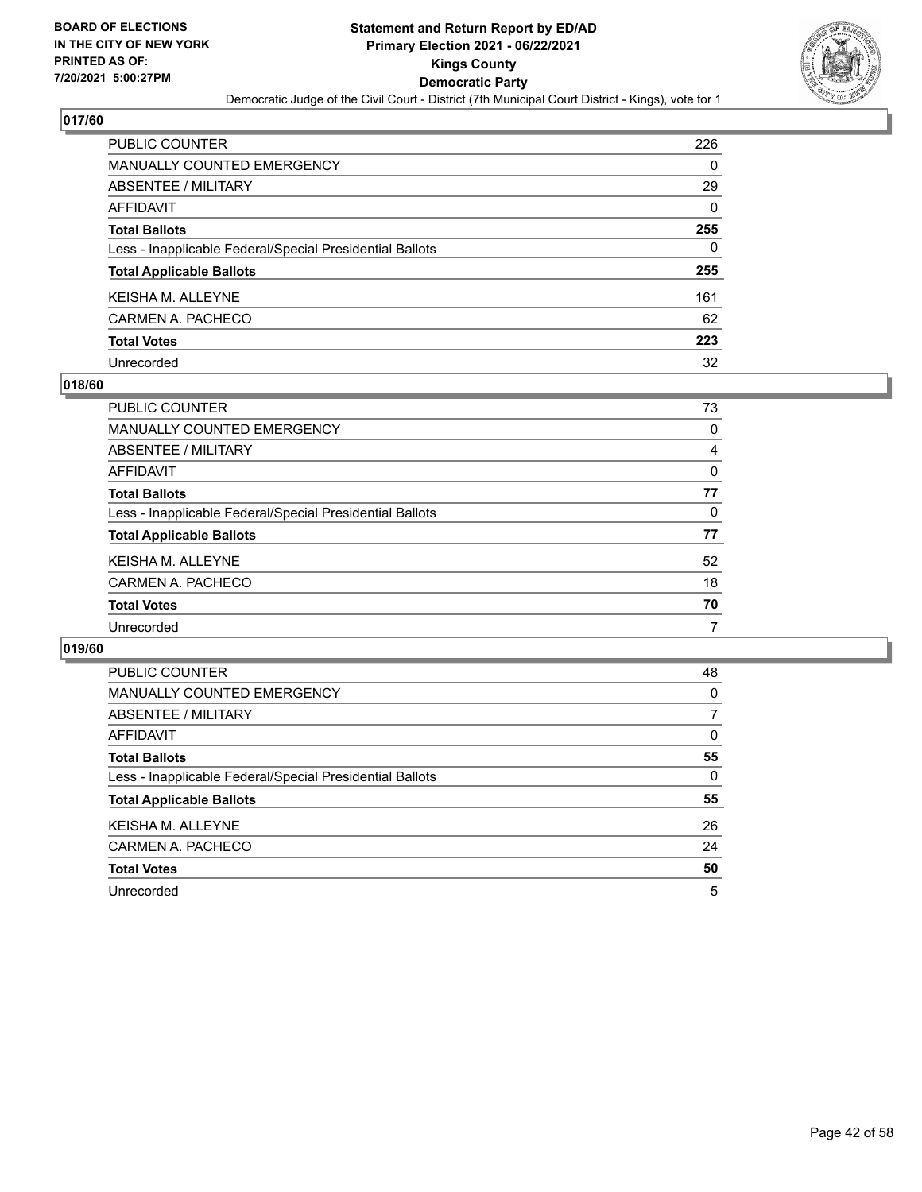## 017/60

| | |
|---|---|
| PUBLIC COUNTER | 226 |
| MANUALLY COUNTED EMERGENCY | 0 |
| ABSENTEE / MILITARY | 29 |
| AFFIDAVIT | 0 |
| **Total Ballots** | **255** |
| Less - Inapplicable Federal/Special Presidential Ballots | 0 |
| **Total Applicable Ballots** | **255** |
| KEISHA M. ALLEYNE | 161 |
| CARMEN A. PACHECO | 62 |
| **Total Votes** | **223** |
| Unrecorded | 32 |

## 018/60

| | |
|---|---|
| PUBLIC COUNTER | 73 |
| MANUALLY COUNTED EMERGENCY | 0 |
| ABSENTEE / MILITARY | 4 |
| AFFIDAVIT | 0 |
| **Total Ballots** | **77** |
| Less - Inapplicable Federal/Special Presidential Ballots | 0 |
| **Total Applicable Ballots** | **77** |
| KEISHA M. ALLEYNE | 52 |
| CARMEN A. PACHECO | 18 |
| **Total Votes** | **70** |
| Unrecorded | 7 |

## 019/60

| | |
|---|---|
| PUBLIC COUNTER | 48 |
| MANUALLY COUNTED EMERGENCY | 0 |
| ABSENTEE / MILITARY | 7 |
| AFFIDAVIT | 0 |
| **Total Ballots** | **55** |
| Less - Inapplicable Federal/Special Presidential Ballots | 0 |
| **Total Applicable Ballots** | **55** |
| KEISHA M. ALLEYNE | 26 |
| CARMEN A. PACHECO | 24 |
| **Total Votes** | **50** |
| Unrecorded | 5 |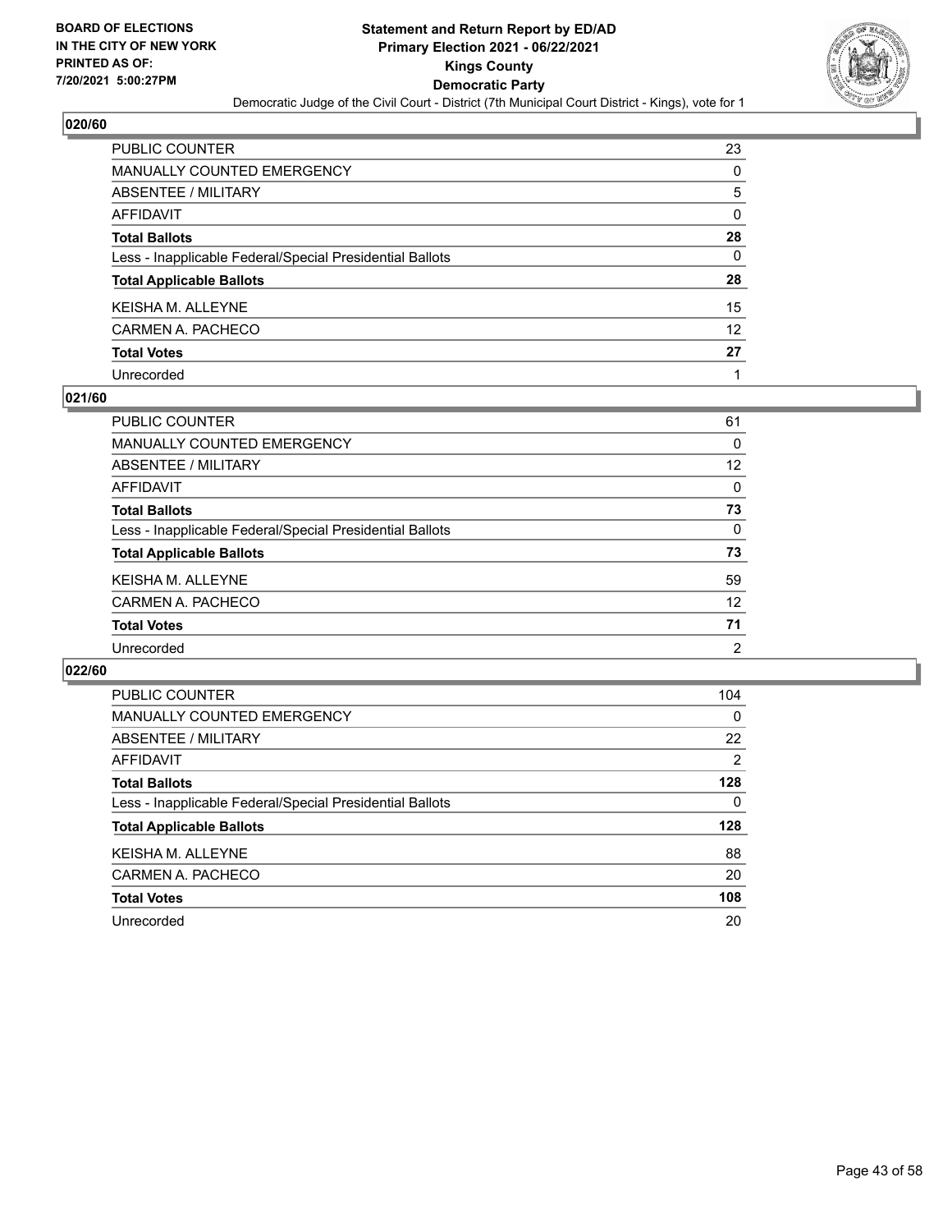BOARD OF ELECTIONS
IN THE CITY OF NEW YORK
PRINTED AS OF:
7/20/2021 5:00:27PM

**Statement and Return Report by ED/AD**
**Primary Election 2021 - 06/22/2021**
**Kings County**
**Democratic Party**
Democratic Judge of the Civil Court - District (7th Municipal Court District - Kings), vote for 1

## 020/60

| | |
|---|---|
| PUBLIC COUNTER | 23 |
| MANUALLY COUNTED EMERGENCY | 0 |
| ABSENTEE / MILITARY | 5 |
| AFFIDAVIT | 0 |
| **Total Ballots** | **28** |
| Less - Inapplicable Federal/Special Presidential Ballots | 0 |
| **Total Applicable Ballots** | **28** |
| KEISHA M. ALLEYNE | 15 |
| CARMEN A. PACHECO | 12 |
| **Total Votes** | **27** |
| Unrecorded | 1 |

## 021/60

| | |
|---|---|
| PUBLIC COUNTER | 61 |
| MANUALLY COUNTED EMERGENCY | 0 |
| ABSENTEE / MILITARY | 12 |
| AFFIDAVIT | 0 |
| **Total Ballots** | **73** |
| Less - Inapplicable Federal/Special Presidential Ballots | 0 |
| **Total Applicable Ballots** | **73** |
| KEISHA M. ALLEYNE | 59 |
| CARMEN A. PACHECO | 12 |
| **Total Votes** | **71** |
| Unrecorded | 2 |

## 022/60

| | |
|---|---|
| PUBLIC COUNTER | 104 |
| MANUALLY COUNTED EMERGENCY | 0 |
| ABSENTEE / MILITARY | 22 |
| AFFIDAVIT | 2 |
| **Total Ballots** | **128** |
| Less - Inapplicable Federal/Special Presidential Ballots | 0 |
| **Total Applicable Ballots** | **128** |
| KEISHA M. ALLEYNE | 88 |
| CARMEN A. PACHECO | 20 |
| **Total Votes** | **108** |
| Unrecorded | 20 |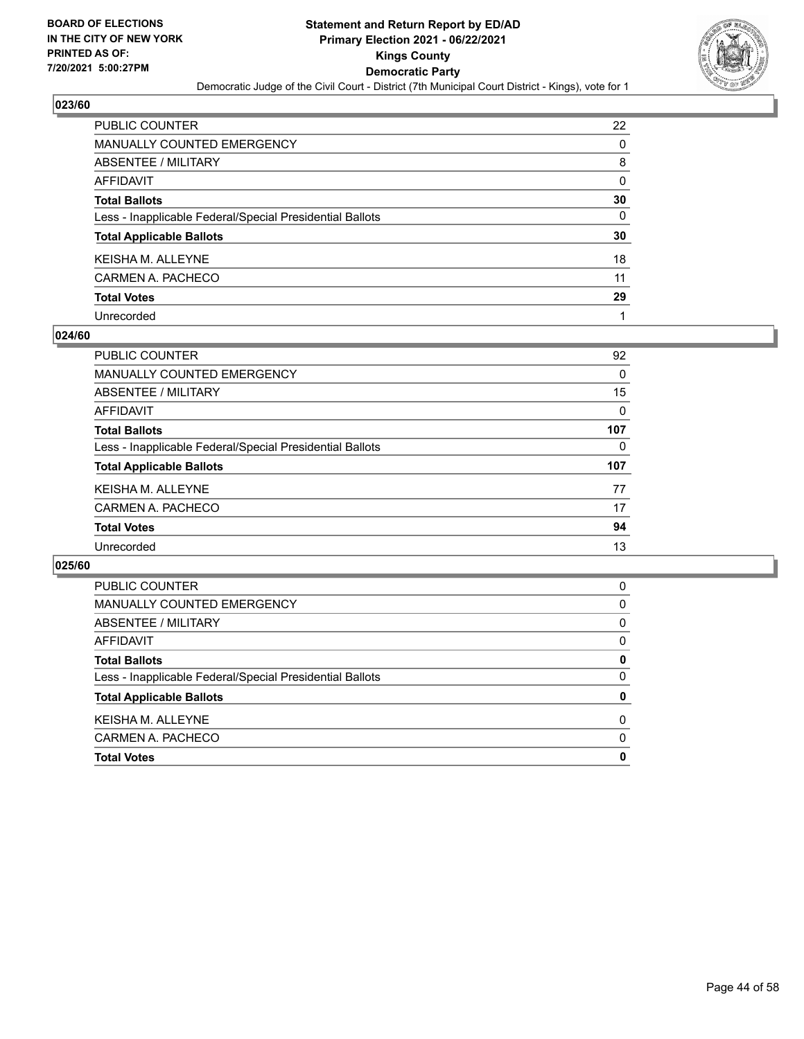## 023/60

| | |
|---|---|
| PUBLIC COUNTER | 22 |
| MANUALLY COUNTED EMERGENCY | 0 |
| ABSENTEE / MILITARY | 8 |
| AFFIDAVIT | 0 |
| **Total Ballots** | **30** |
| Less - Inapplicable Federal/Special Presidential Ballots | 0 |
| **Total Applicable Ballots** | **30** |
| KEISHA M. ALLEYNE | 18 |
| CARMEN A. PACHECO | 11 |
| **Total Votes** | **29** |
| Unrecorded | 1 |

## 024/60

| | |
|---|---|
| PUBLIC COUNTER | 92 |
| MANUALLY COUNTED EMERGENCY | 0 |
| ABSENTEE / MILITARY | 15 |
| AFFIDAVIT | 0 |
| **Total Ballots** | **107** |
| Less - Inapplicable Federal/Special Presidential Ballots | 0 |
| **Total Applicable Ballots** | **107** |
| KEISHA M. ALLEYNE | 77 |
| CARMEN A. PACHECO | 17 |
| **Total Votes** | **94** |
| Unrecorded | 13 |

## 025/60

| | |
|---|---|
| PUBLIC COUNTER | 0 |
| MANUALLY COUNTED EMERGENCY | 0 |
| ABSENTEE / MILITARY | 0 |
| AFFIDAVIT | 0 |
| **Total Ballots** | **0** |
| Less - Inapplicable Federal/Special Presidential Ballots | 0 |
| **Total Applicable Ballots** | **0** |
| KEISHA M. ALLEYNE | 0 |
| CARMEN A. PACHECO | 0 |
| **Total Votes** | **0** |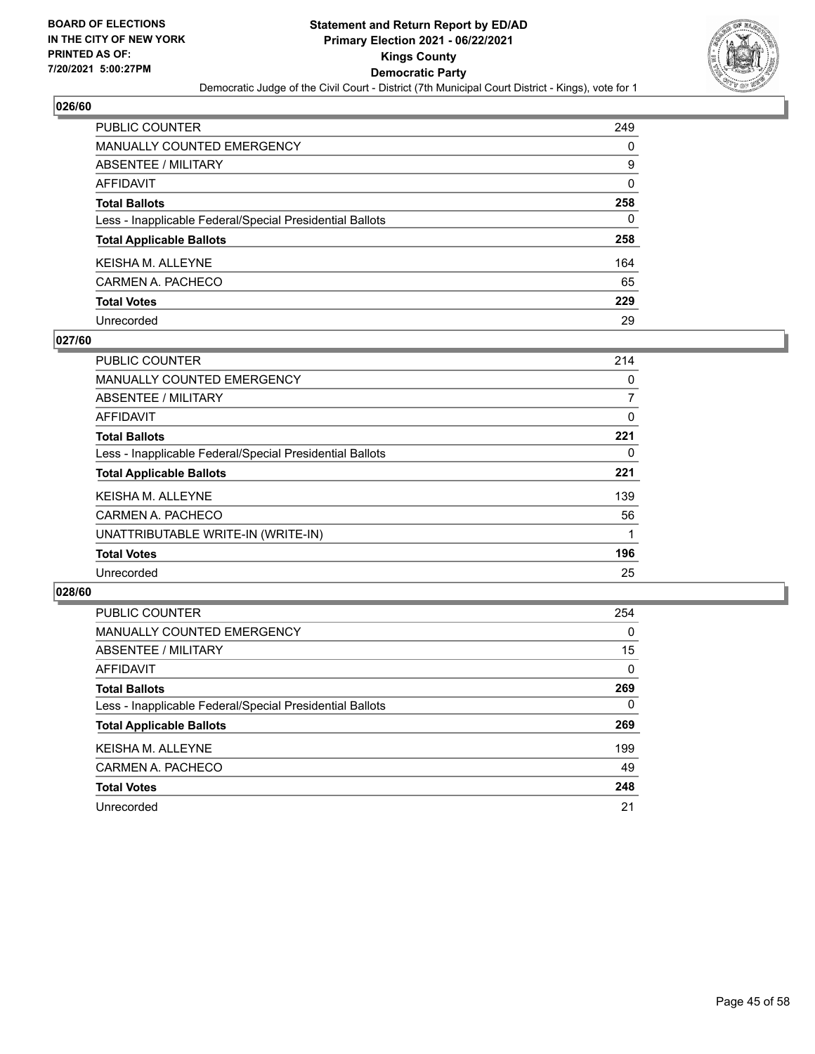## 026/60

| | |
|---|---|
| PUBLIC COUNTER | 249 |
| MANUALLY COUNTED EMERGENCY | 0 |
| ABSENTEE / MILITARY | 9 |
| AFFIDAVIT | 0 |
| **Total Ballots** | **258** |
| Less - Inapplicable Federal/Special Presidential Ballots | 0 |
| **Total Applicable Ballots** | **258** |
| KEISHA M. ALLEYNE | 164 |
| CARMEN A. PACHECO | 65 |
| **Total Votes** | **229** |
| Unrecorded | 29 |

## 027/60

| | |
|---|---|
| PUBLIC COUNTER | 214 |
| MANUALLY COUNTED EMERGENCY | 0 |
| ABSENTEE / MILITARY | 7 |
| AFFIDAVIT | 0 |
| **Total Ballots** | **221** |
| Less - Inapplicable Federal/Special Presidential Ballots | 0 |
| **Total Applicable Ballots** | **221** |
| KEISHA M. ALLEYNE | 139 |
| CARMEN A. PACHECO | 56 |
| UNATTRIBUTABLE WRITE-IN (WRITE-IN) | 1 |
| **Total Votes** | **196** |
| Unrecorded | 25 |

## 028/60

| | |
|---|---|
| PUBLIC COUNTER | 254 |
| MANUALLY COUNTED EMERGENCY | 0 |
| ABSENTEE / MILITARY | 15 |
| AFFIDAVIT | 0 |
| **Total Ballots** | **269** |
| Less - Inapplicable Federal/Special Presidential Ballots | 0 |
| **Total Applicable Ballots** | **269** |
| KEISHA M. ALLEYNE | 199 |
| CARMEN A. PACHECO | 49 |
| **Total Votes** | **248** |
| Unrecorded | 21 |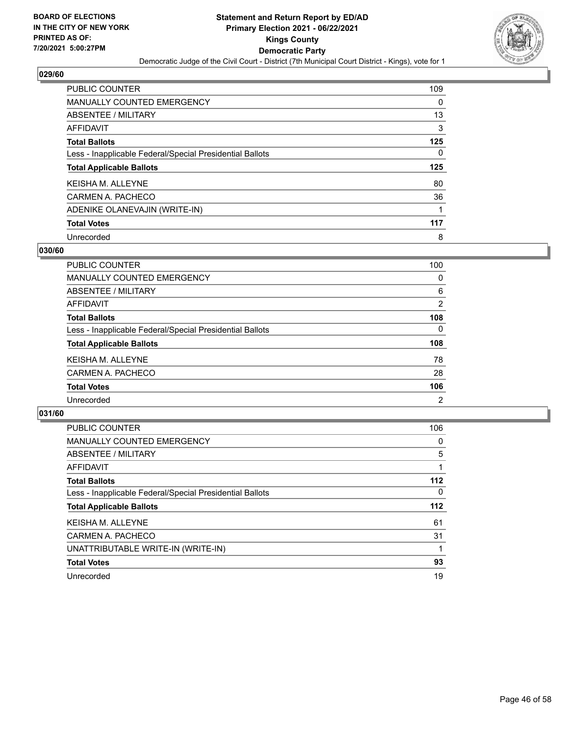BOARD OF ELECTIONS
IN THE CITY OF NEW YORK
PRINTED AS OF:
7/20/2021 5:00:27PM

**Statement and Return Report by ED/AD**
**Primary Election 2021 - 06/22/2021**
**Kings County**
**Democratic Party**
Democratic Judge of the Civil Court - District (7th Municipal Court District - Kings), vote for 1

### 029/60

| | |
|---|---|
| PUBLIC COUNTER | 109 |
| MANUALLY COUNTED EMERGENCY | 0 |
| ABSENTEE / MILITARY | 13 |
| AFFIDAVIT | 3 |
| **Total Ballots** | **125** |
| Less - Inapplicable Federal/Special Presidential Ballots | 0 |
| **Total Applicable Ballots** | **125** |
| KEISHA M. ALLEYNE | 80 |
| CARMEN A. PACHECO | 36 |
| ADENIKE OLANEVAJIN (WRITE-IN) | 1 |
| **Total Votes** | **117** |
| Unrecorded | 8 |

### 030/60

| | |
|---|---|
| PUBLIC COUNTER | 100 |
| MANUALLY COUNTED EMERGENCY | 0 |
| ABSENTEE / MILITARY | 6 |
| AFFIDAVIT | 2 |
| **Total Ballots** | **108** |
| Less - Inapplicable Federal/Special Presidential Ballots | 0 |
| **Total Applicable Ballots** | **108** |
| KEISHA M. ALLEYNE | 78 |
| CARMEN A. PACHECO | 28 |
| **Total Votes** | **106** |
| Unrecorded | 2 |

### 031/60

| | |
|---|---|
| PUBLIC COUNTER | 106 |
| MANUALLY COUNTED EMERGENCY | 0 |
| ABSENTEE / MILITARY | 5 |
| AFFIDAVIT | 1 |
| **Total Ballots** | **112** |
| Less - Inapplicable Federal/Special Presidential Ballots | 0 |
| **Total Applicable Ballots** | **112** |
| KEISHA M. ALLEYNE | 61 |
| CARMEN A. PACHECO | 31 |
| UNATTRIBUTABLE WRITE-IN (WRITE-IN) | 1 |
| **Total Votes** | **93** |
| Unrecorded | 19 |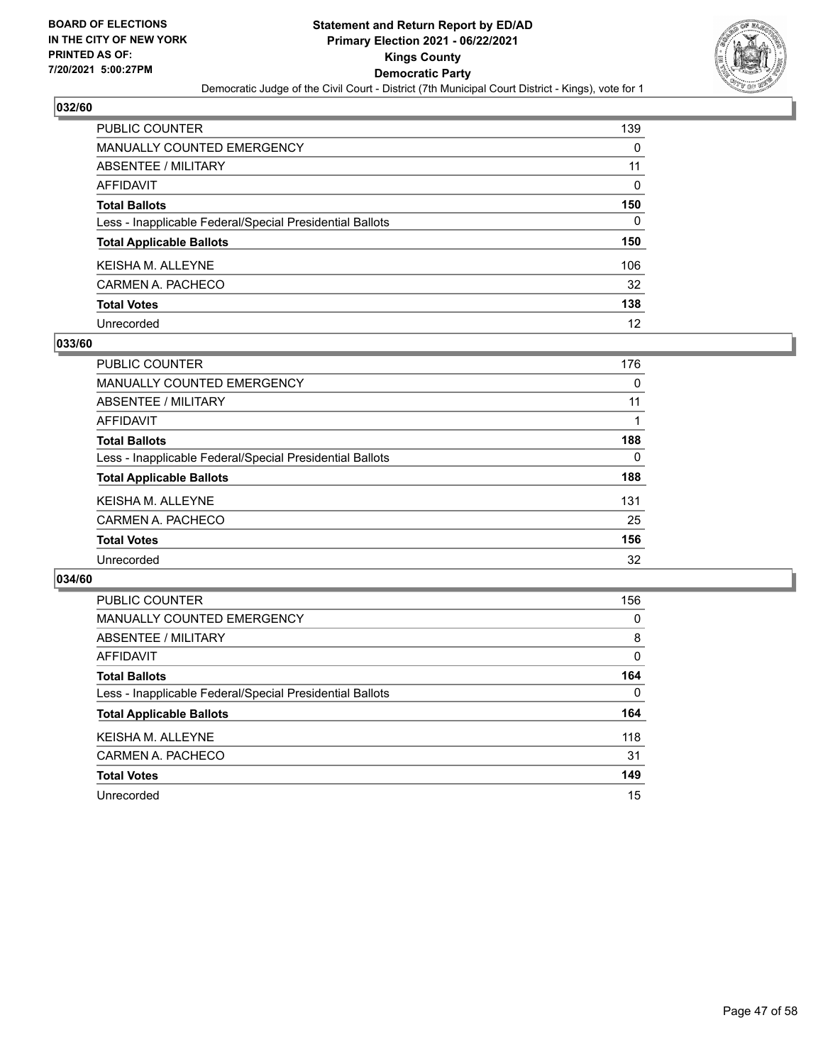BOARD OF ELECTIONS
IN THE CITY OF NEW YORK
PRINTED AS OF:
7/20/2021 5:00:27PM

**Statement and Return Report by ED/AD**
**Primary Election 2021 - 06/22/2021**
**Kings County**
**Democratic Party**
Democratic Judge of the Civil Court - District (7th Municipal Court District - Kings), vote for 1

## 032/60

| | |
|---|---|
| PUBLIC COUNTER | 139 |
| MANUALLY COUNTED EMERGENCY | 0 |
| ABSENTEE / MILITARY | 11 |
| AFFIDAVIT | 0 |
| **Total Ballots** | **150** |
| Less - Inapplicable Federal/Special Presidential Ballots | 0 |
| **Total Applicable Ballots** | **150** |
| KEISHA M. ALLEYNE | 106 |
| CARMEN A. PACHECO | 32 |
| **Total Votes** | **138** |
| Unrecorded | 12 |

## 033/60

| | |
|---|---|
| PUBLIC COUNTER | 176 |
| MANUALLY COUNTED EMERGENCY | 0 |
| ABSENTEE / MILITARY | 11 |
| AFFIDAVIT | 1 |
| **Total Ballots** | **188** |
| Less - Inapplicable Federal/Special Presidential Ballots | 0 |
| **Total Applicable Ballots** | **188** |
| KEISHA M. ALLEYNE | 131 |
| CARMEN A. PACHECO | 25 |
| **Total Votes** | **156** |
| Unrecorded | 32 |

## 034/60

| | |
|---|---|
| PUBLIC COUNTER | 156 |
| MANUALLY COUNTED EMERGENCY | 0 |
| ABSENTEE / MILITARY | 8 |
| AFFIDAVIT | 0 |
| **Total Ballots** | **164** |
| Less - Inapplicable Federal/Special Presidential Ballots | 0 |
| **Total Applicable Ballots** | **164** |
| KEISHA M. ALLEYNE | 118 |
| CARMEN A. PACHECO | 31 |
| **Total Votes** | **149** |
| Unrecorded | 15 |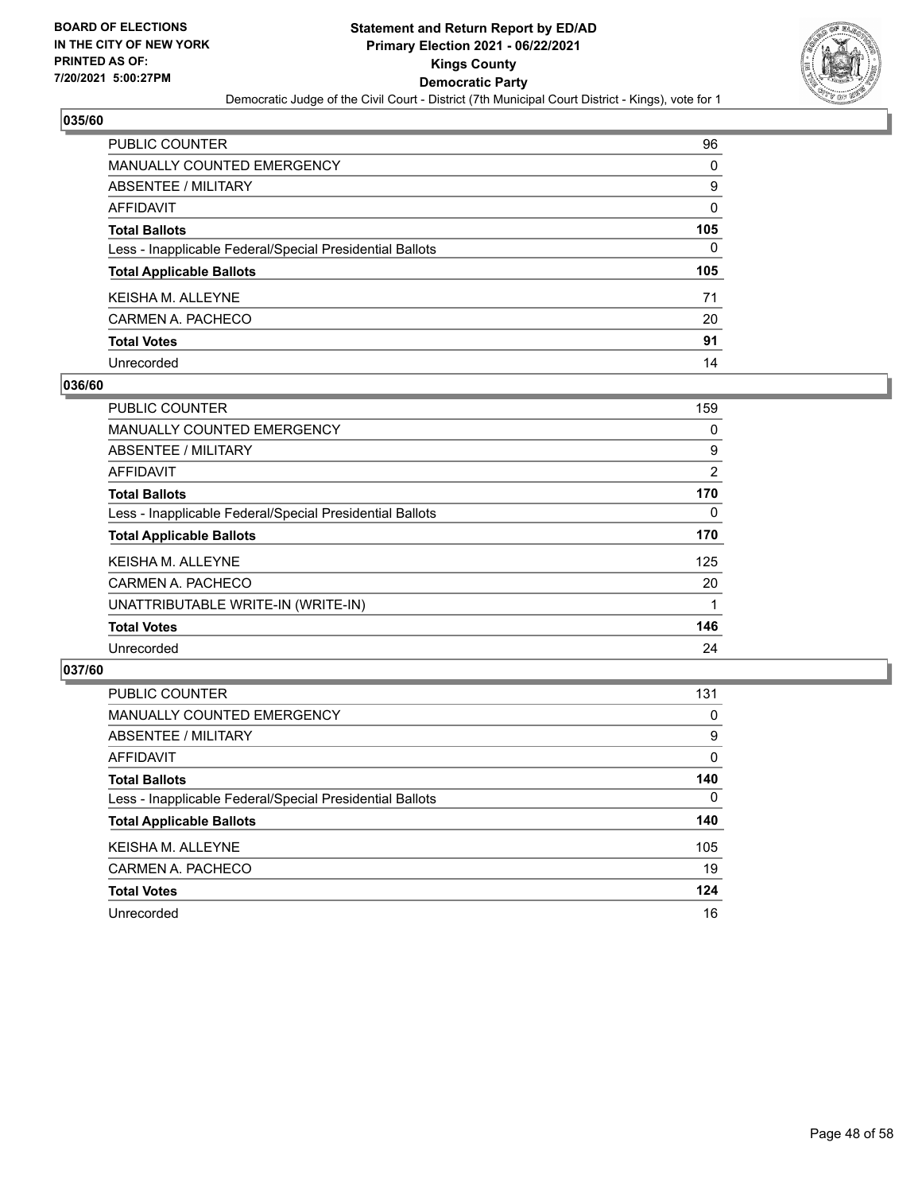**BOARD OF ELECTIONS IN THE CITY OF NEW YORK PRINTED AS OF: 7/20/2021 5:00:27PM**

# Statement and Return Report by ED/AD
## Primary Election 2021 - 06/22/2021
## Kings County
## Democratic Party
### Democratic Judge of the Civil Court - District (7th Municipal Court District - Kings), vote for 1

## 035/60

| | |
|---|---|
| PUBLIC COUNTER | 96 |
| MANUALLY COUNTED EMERGENCY | 0 |
| ABSENTEE / MILITARY | 9 |
| AFFIDAVIT | 0 |
| **Total Ballots** | **105** |
| Less - Inapplicable Federal/Special Presidential Ballots | 0 |
| **Total Applicable Ballots** | **105** |
| KEISHA M. ALLEYNE | 71 |
| CARMEN A. PACHECO | 20 |
| **Total Votes** | **91** |
| Unrecorded | 14 |

## 036/60

| | |
|---|---|
| PUBLIC COUNTER | 159 |
| MANUALLY COUNTED EMERGENCY | 0 |
| ABSENTEE / MILITARY | 9 |
| AFFIDAVIT | 2 |
| **Total Ballots** | **170** |
| Less - Inapplicable Federal/Special Presidential Ballots | 0 |
| **Total Applicable Ballots** | **170** |
| KEISHA M. ALLEYNE | 125 |
| CARMEN A. PACHECO | 20 |
| UNATTRIBUTABLE WRITE-IN (WRITE-IN) | 1 |
| **Total Votes** | **146** |
| Unrecorded | 24 |

## 037/60

| | |
|---|---|
| PUBLIC COUNTER | 131 |
| MANUALLY COUNTED EMERGENCY | 0 |
| ABSENTEE / MILITARY | 9 |
| AFFIDAVIT | 0 |
| **Total Ballots** | **140** |
| Less - Inapplicable Federal/Special Presidential Ballots | 0 |
| **Total Applicable Ballots** | **140** |
| KEISHA M. ALLEYNE | 105 |
| CARMEN A. PACHECO | 19 |
| **Total Votes** | **124** |
| Unrecorded | 16 |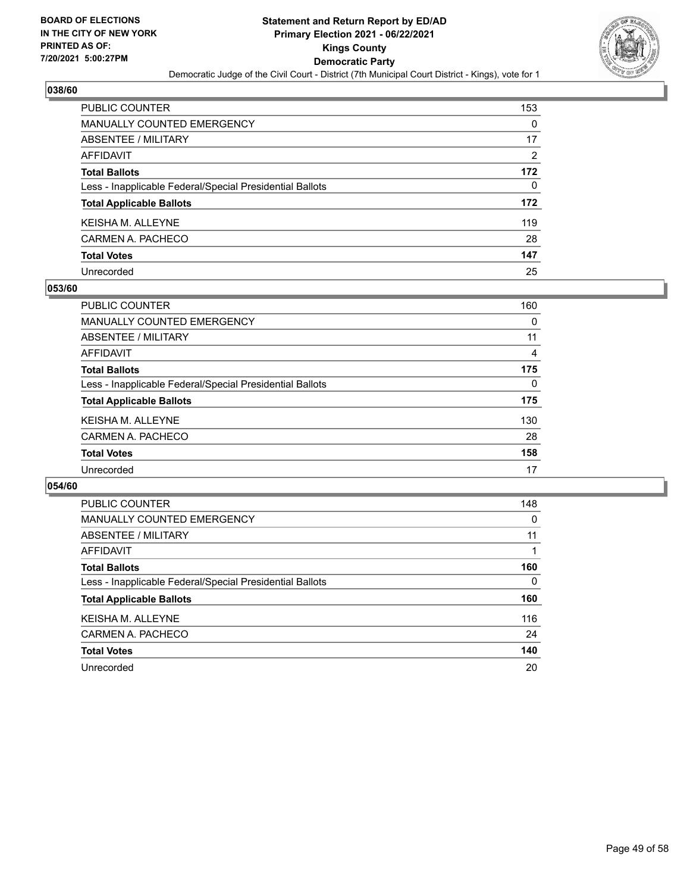### 038/60

| | |
|---|---|
| PUBLIC COUNTER | 153 |
| MANUALLY COUNTED EMERGENCY | 0 |
| ABSENTEE / MILITARY | 17 |
| AFFIDAVIT | 2 |
| **Total Ballots** | **172** |
| Less - Inapplicable Federal/Special Presidential Ballots | 0 |
| **Total Applicable Ballots** | **172** |
| KEISHA M. ALLEYNE | 119 |
| CARMEN A. PACHECO | 28 |
| **Total Votes** | **147** |
| Unrecorded | 25 |

### 053/60

| | |
|---|---|
| PUBLIC COUNTER | 160 |
| MANUALLY COUNTED EMERGENCY | 0 |
| ABSENTEE / MILITARY | 11 |
| AFFIDAVIT | 4 |
| **Total Ballots** | **175** |
| Less - Inapplicable Federal/Special Presidential Ballots | 0 |
| **Total Applicable Ballots** | **175** |
| KEISHA M. ALLEYNE | 130 |
| CARMEN A. PACHECO | 28 |
| **Total Votes** | **158** |
| Unrecorded | 17 |

### 054/60

| | |
|---|---|
| PUBLIC COUNTER | 148 |
| MANUALLY COUNTED EMERGENCY | 0 |
| ABSENTEE / MILITARY | 11 |
| AFFIDAVIT | 1 |
| **Total Ballots** | **160** |
| Less - Inapplicable Federal/Special Presidential Ballots | 0 |
| **Total Applicable Ballots** | **160** |
| KEISHA M. ALLEYNE | 116 |
| CARMEN A. PACHECO | 24 |
| **Total Votes** | **140** |
| Unrecorded | 20 |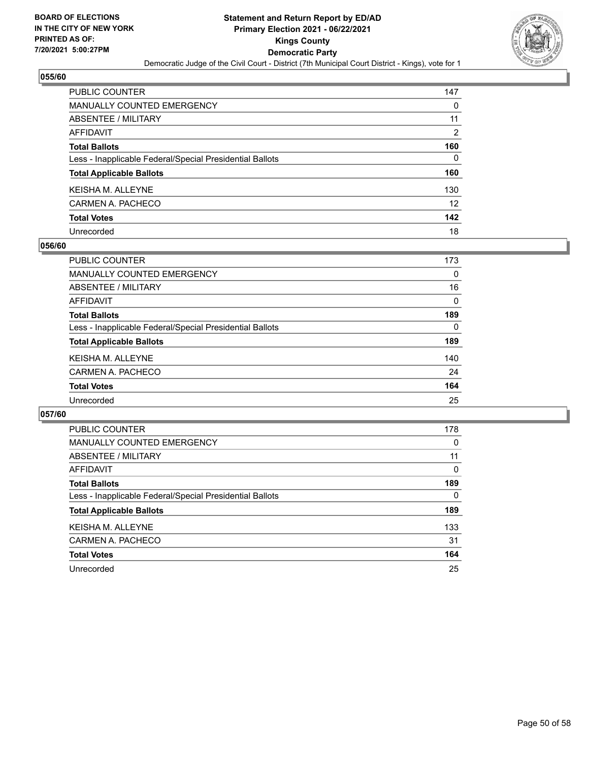## 055/60

| | |
|---|---|
| PUBLIC COUNTER | 147 |
| MANUALLY COUNTED EMERGENCY | 0 |
| ABSENTEE / MILITARY | 11 |
| AFFIDAVIT | 2 |
| **Total Ballots** | **160** |
| Less - Inapplicable Federal/Special Presidential Ballots | 0 |
| **Total Applicable Ballots** | **160** |
| KEISHA M. ALLEYNE | 130 |
| CARMEN A. PACHECO | 12 |
| **Total Votes** | **142** |
| Unrecorded | 18 |

## 056/60

| | |
|---|---|
| PUBLIC COUNTER | 173 |
| MANUALLY COUNTED EMERGENCY | 0 |
| ABSENTEE / MILITARY | 16 |
| AFFIDAVIT | 0 |
| **Total Ballots** | **189** |
| Less - Inapplicable Federal/Special Presidential Ballots | 0 |
| **Total Applicable Ballots** | **189** |
| KEISHA M. ALLEYNE | 140 |
| CARMEN A. PACHECO | 24 |
| **Total Votes** | **164** |
| Unrecorded | 25 |

## 057/60

| | |
|---|---|
| PUBLIC COUNTER | 178 |
| MANUALLY COUNTED EMERGENCY | 0 |
| ABSENTEE / MILITARY | 11 |
| AFFIDAVIT | 0 |
| **Total Ballots** | **189** |
| Less - Inapplicable Federal/Special Presidential Ballots | 0 |
| **Total Applicable Ballots** | **189** |
| KEISHA M. ALLEYNE | 133 |
| CARMEN A. PACHECO | 31 |
| **Total Votes** | **164** |
| Unrecorded | 25 |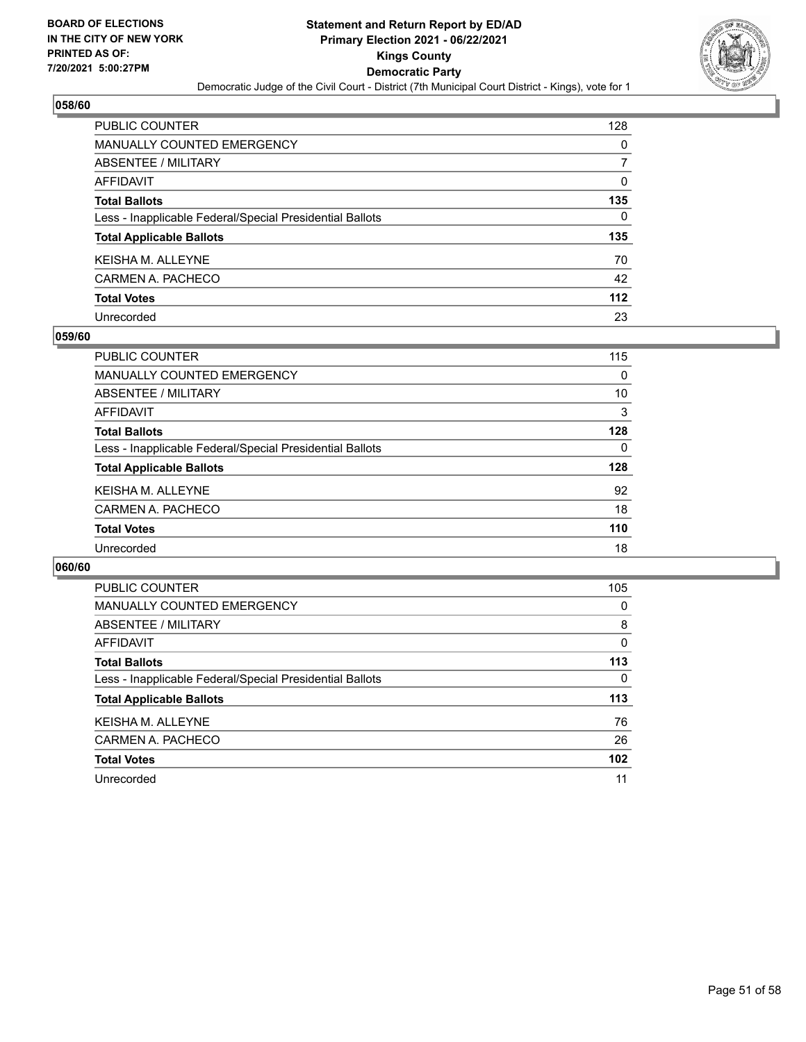## 058/60

| | |
|---|---|
| PUBLIC COUNTER | 128 |
| MANUALLY COUNTED EMERGENCY | 0 |
| ABSENTEE / MILITARY | 7 |
| AFFIDAVIT | 0 |
| **Total Ballots** | **135** |
| Less - Inapplicable Federal/Special Presidential Ballots | 0 |
| **Total Applicable Ballots** | **135** |
| KEISHA M. ALLEYNE | 70 |
| CARMEN A. PACHECO | 42 |
| **Total Votes** | **112** |
| Unrecorded | 23 |

## 059/60

| | |
|---|---|
| PUBLIC COUNTER | 115 |
| MANUALLY COUNTED EMERGENCY | 0 |
| ABSENTEE / MILITARY | 10 |
| AFFIDAVIT | 3 |
| **Total Ballots** | **128** |
| Less - Inapplicable Federal/Special Presidential Ballots | 0 |
| **Total Applicable Ballots** | **128** |
| KEISHA M. ALLEYNE | 92 |
| CARMEN A. PACHECO | 18 |
| **Total Votes** | **110** |
| Unrecorded | 18 |

## 060/60

| | |
|---|---|
| PUBLIC COUNTER | 105 |
| MANUALLY COUNTED EMERGENCY | 0 |
| ABSENTEE / MILITARY | 8 |
| AFFIDAVIT | 0 |
| **Total Ballots** | **113** |
| Less - Inapplicable Federal/Special Presidential Ballots | 0 |
| **Total Applicable Ballots** | **113** |
| KEISHA M. ALLEYNE | 76 |
| CARMEN A. PACHECO | 26 |
| **Total Votes** | **102** |
| Unrecorded | 11 |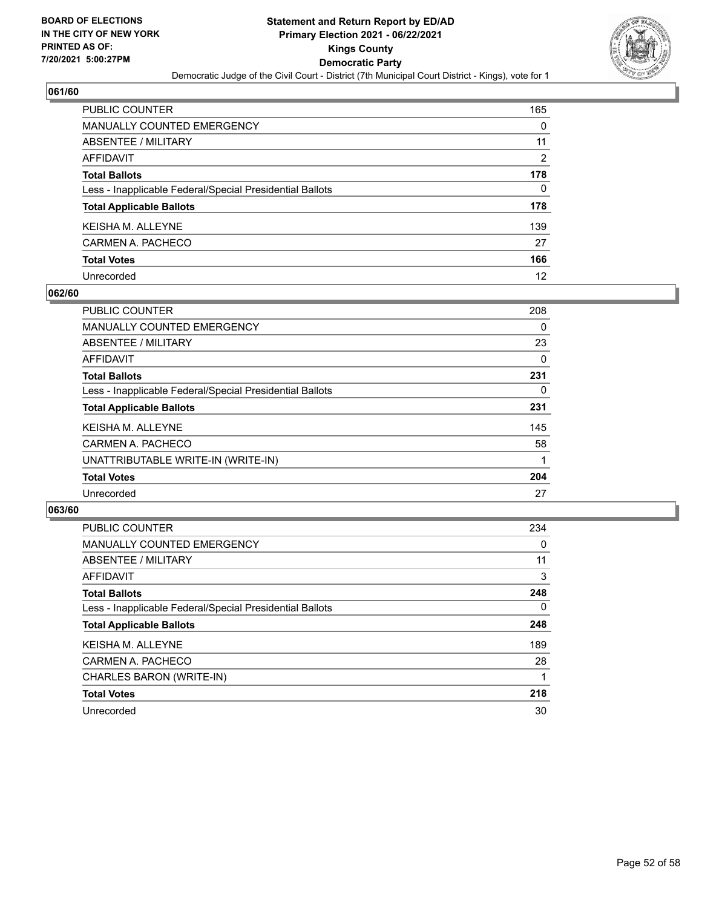BOARD OF ELECTIONS
IN THE CITY OF NEW YORK
PRINTED AS OF:
7/20/2021 5:00:27PM

**Statement and Return Report by ED/AD**
**Primary Election 2021 - 06/22/2021**
**Kings County**
**Democratic Party**
Democratic Judge of the Civil Court - District (7th Municipal Court District - Kings), vote for 1

## 061/60

| | |
|---|---|
| PUBLIC COUNTER | 165 |
| MANUALLY COUNTED EMERGENCY | 0 |
| ABSENTEE / MILITARY | 11 |
| AFFIDAVIT | 2 |
| **Total Ballots** | **178** |
| Less - Inapplicable Federal/Special Presidential Ballots | 0 |
| **Total Applicable Ballots** | **178** |
| KEISHA M. ALLEYNE | 139 |
| CARMEN A. PACHECO | 27 |
| **Total Votes** | **166** |
| Unrecorded | 12 |

## 062/60

| | |
|---|---|
| PUBLIC COUNTER | 208 |
| MANUALLY COUNTED EMERGENCY | 0 |
| ABSENTEE / MILITARY | 23 |
| AFFIDAVIT | 0 |
| **Total Ballots** | **231** |
| Less - Inapplicable Federal/Special Presidential Ballots | 0 |
| **Total Applicable Ballots** | **231** |
| KEISHA M. ALLEYNE | 145 |
| CARMEN A. PACHECO | 58 |
| UNATTRIBUTABLE WRITE-IN (WRITE-IN) | 1 |
| **Total Votes** | **204** |
| Unrecorded | 27 |

## 063/60

| | |
|---|---|
| PUBLIC COUNTER | 234 |
| MANUALLY COUNTED EMERGENCY | 0 |
| ABSENTEE / MILITARY | 11 |
| AFFIDAVIT | 3 |
| **Total Ballots** | **248** |
| Less - Inapplicable Federal/Special Presidential Ballots | 0 |
| **Total Applicable Ballots** | **248** |
| KEISHA M. ALLEYNE | 189 |
| CARMEN A. PACHECO | 28 |
| CHARLES BARON (WRITE-IN) | 1 |
| **Total Votes** | **218** |
| Unrecorded | 30 |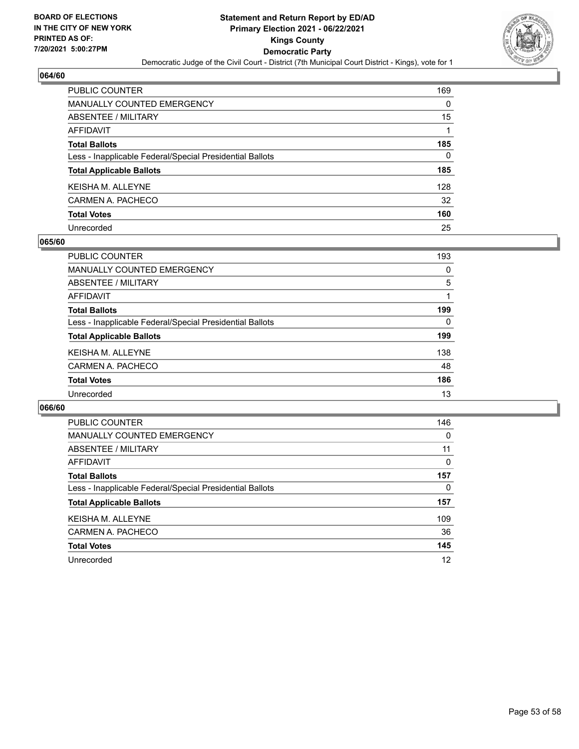### 064/60

| | |
|---|---|
| PUBLIC COUNTER | 169 |
| MANUALLY COUNTED EMERGENCY | 0 |
| ABSENTEE / MILITARY | 15 |
| AFFIDAVIT | 1 |
| **Total Ballots** | **185** |
| Less - Inapplicable Federal/Special Presidential Ballots | 0 |
| **Total Applicable Ballots** | **185** |
| KEISHA M. ALLEYNE | 128 |
| CARMEN A. PACHECO | 32 |
| **Total Votes** | **160** |
| Unrecorded | 25 |

### 065/60

| | |
|---|---|
| PUBLIC COUNTER | 193 |
| MANUALLY COUNTED EMERGENCY | 0 |
| ABSENTEE / MILITARY | 5 |
| AFFIDAVIT | 1 |
| **Total Ballots** | **199** |
| Less - Inapplicable Federal/Special Presidential Ballots | 0 |
| **Total Applicable Ballots** | **199** |
| KEISHA M. ALLEYNE | 138 |
| CARMEN A. PACHECO | 48 |
| **Total Votes** | **186** |
| Unrecorded | 13 |

### 066/60

| | |
|---|---|
| PUBLIC COUNTER | 146 |
| MANUALLY COUNTED EMERGENCY | 0 |
| ABSENTEE / MILITARY | 11 |
| AFFIDAVIT | 0 |
| **Total Ballots** | **157** |
| Less - Inapplicable Federal/Special Presidential Ballots | 0 |
| **Total Applicable Ballots** | **157** |
| KEISHA M. ALLEYNE | 109 |
| CARMEN A. PACHECO | 36 |
| **Total Votes** | **145** |
| Unrecorded | 12 |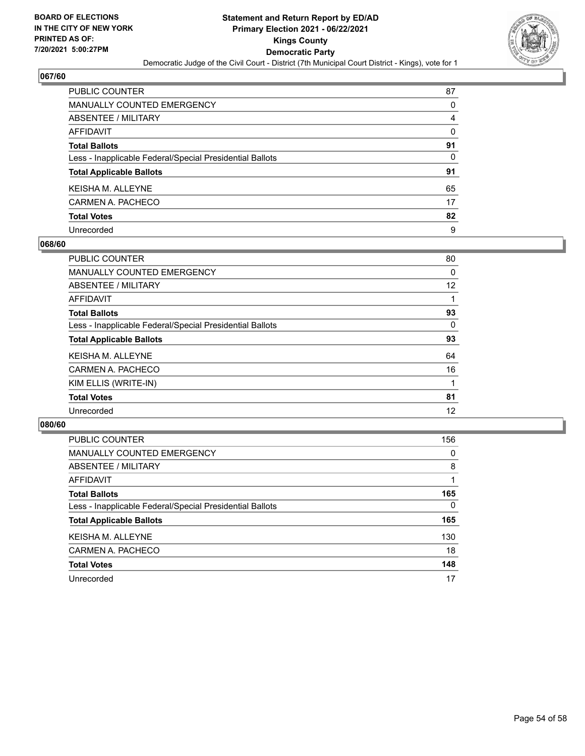BOARD OF ELECTIONS
IN THE CITY OF NEW YORK
PRINTED AS OF:
7/20/2021 5:00:27PM

**Statement and Return Report by ED/AD**
**Primary Election 2021 - 06/22/2021**
**Kings County**
**Democratic Party**
Democratic Judge of the Civil Court - District (7th Municipal Court District - Kings), vote for 1

## 067/60

| | |
|---|---|
| PUBLIC COUNTER | 87 |
| MANUALLY COUNTED EMERGENCY | 0 |
| ABSENTEE / MILITARY | 4 |
| AFFIDAVIT | 0 |
| **Total Ballots** | **91** |
| Less - Inapplicable Federal/Special Presidential Ballots | 0 |
| **Total Applicable Ballots** | **91** |
| KEISHA M. ALLEYNE | 65 |
| CARMEN A. PACHECO | 17 |
| **Total Votes** | **82** |
| Unrecorded | 9 |

## 068/60

| | |
|---|---|
| PUBLIC COUNTER | 80 |
| MANUALLY COUNTED EMERGENCY | 0 |
| ABSENTEE / MILITARY | 12 |
| AFFIDAVIT | 1 |
| **Total Ballots** | **93** |
| Less - Inapplicable Federal/Special Presidential Ballots | 0 |
| **Total Applicable Ballots** | **93** |
| KEISHA M. ALLEYNE | 64 |
| CARMEN A. PACHECO | 16 |
| KIM ELLIS (WRITE-IN) | 1 |
| **Total Votes** | **81** |
| Unrecorded | 12 |

## 080/60

| | |
|---|---|
| PUBLIC COUNTER | 156 |
| MANUALLY COUNTED EMERGENCY | 0 |
| ABSENTEE / MILITARY | 8 |
| AFFIDAVIT | 1 |
| **Total Ballots** | **165** |
| Less - Inapplicable Federal/Special Presidential Ballots | 0 |
| **Total Applicable Ballots** | **165** |
| KEISHA M. ALLEYNE | 130 |
| CARMEN A. PACHECO | 18 |
| **Total Votes** | **148** |
| Unrecorded | 17 |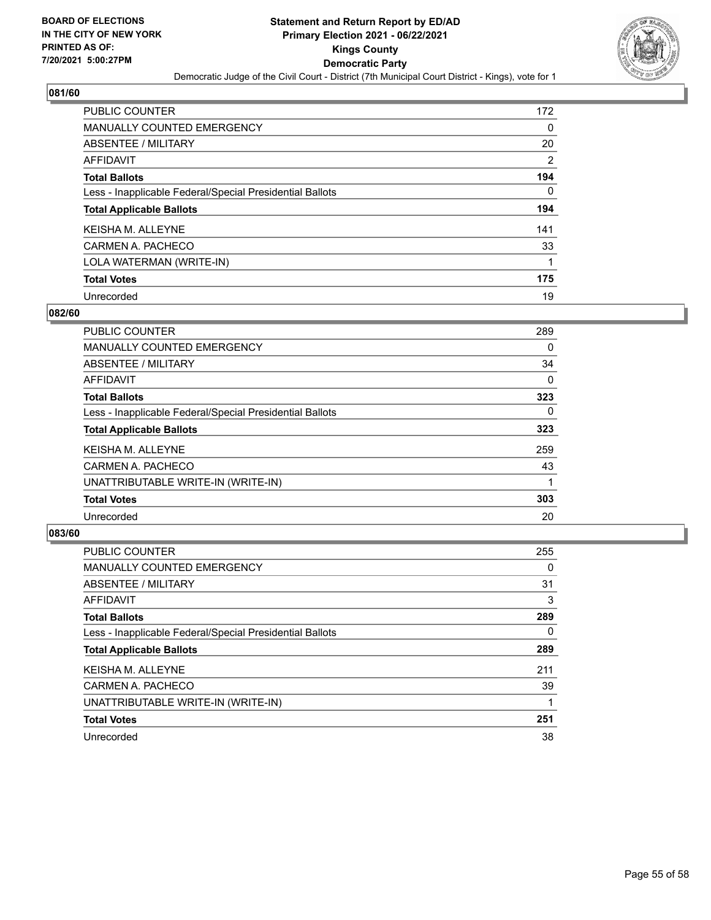**BOARD OF ELECTIONS IN THE CITY OF NEW YORK PRINTED AS OF: 7/20/2021 5:00:27PM**

# Statement and Return Report by ED/AD
## Primary Election 2021 - 06/22/2021
## Kings County
## Democratic Party
### Democratic Judge of the Civil Court - District (7th Municipal Court District - Kings), vote for 1

### 081/60

| | |
|---|---|
| PUBLIC COUNTER | 172 |
| MANUALLY COUNTED EMERGENCY | 0 |
| ABSENTEE / MILITARY | 20 |
| AFFIDAVIT | 2 |
| **Total Ballots** | **194** |
| Less - Inapplicable Federal/Special Presidential Ballots | 0 |
| **Total Applicable Ballots** | **194** |
| KEISHA M. ALLEYNE | 141 |
| CARMEN A. PACHECO | 33 |
| LOLA WATERMAN (WRITE-IN) | 1 |
| **Total Votes** | **175** |
| Unrecorded | 19 |

### 082/60

| | |
|---|---|
| PUBLIC COUNTER | 289 |
| MANUALLY COUNTED EMERGENCY | 0 |
| ABSENTEE / MILITARY | 34 |
| AFFIDAVIT | 0 |
| **Total Ballots** | **323** |
| Less - Inapplicable Federal/Special Presidential Ballots | 0 |
| **Total Applicable Ballots** | **323** |
| KEISHA M. ALLEYNE | 259 |
| CARMEN A. PACHECO | 43 |
| UNATTRIBUTABLE WRITE-IN (WRITE-IN) | 1 |
| **Total Votes** | **303** |
| Unrecorded | 20 |

### 083/60

| | |
|---|---|
| PUBLIC COUNTER | 255 |
| MANUALLY COUNTED EMERGENCY | 0 |
| ABSENTEE / MILITARY | 31 |
| AFFIDAVIT | 3 |
| **Total Ballots** | **289** |
| Less - Inapplicable Federal/Special Presidential Ballots | 0 |
| **Total Applicable Ballots** | **289** |
| KEISHA M. ALLEYNE | 211 |
| CARMEN A. PACHECO | 39 |
| UNATTRIBUTABLE WRITE-IN (WRITE-IN) | 1 |
| **Total Votes** | **251** |
| Unrecorded | 38 |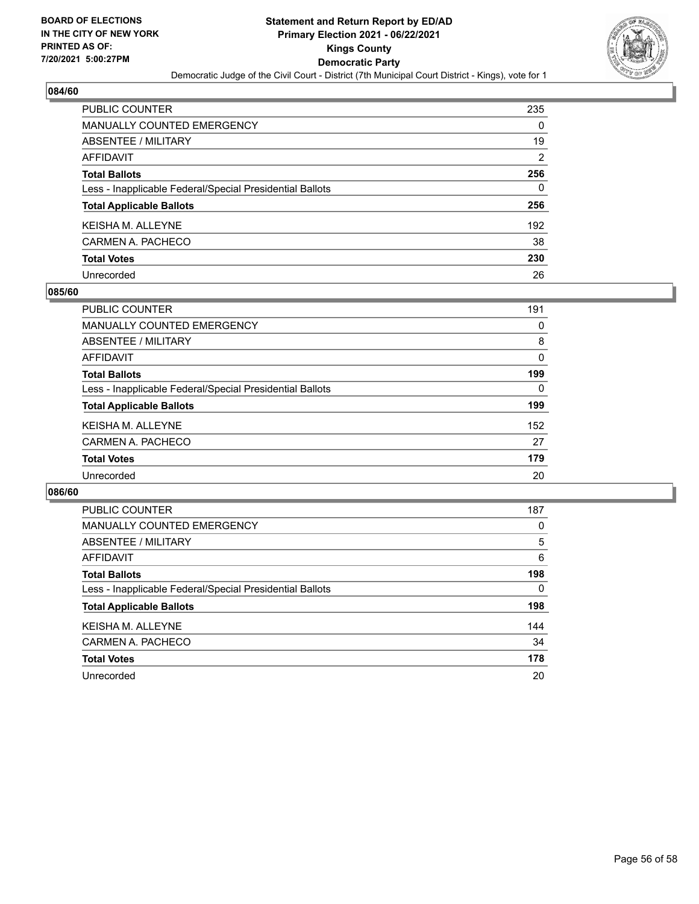## 084/60

| | |
|---|---|
| PUBLIC COUNTER | 235 |
| MANUALLY COUNTED EMERGENCY | 0 |
| ABSENTEE / MILITARY | 19 |
| AFFIDAVIT | 2 |
| **Total Ballots** | **256** |
| Less - Inapplicable Federal/Special Presidential Ballots | 0 |
| **Total Applicable Ballots** | **256** |
| KEISHA M. ALLEYNE | 192 |
| CARMEN A. PACHECO | 38 |
| **Total Votes** | **230** |
| Unrecorded | 26 |

## 085/60

| | |
|---|---|
| PUBLIC COUNTER | 191 |
| MANUALLY COUNTED EMERGENCY | 0 |
| ABSENTEE / MILITARY | 8 |
| AFFIDAVIT | 0 |
| **Total Ballots** | **199** |
| Less - Inapplicable Federal/Special Presidential Ballots | 0 |
| **Total Applicable Ballots** | **199** |
| KEISHA M. ALLEYNE | 152 |
| CARMEN A. PACHECO | 27 |
| **Total Votes** | **179** |
| Unrecorded | 20 |

## 086/60

| | |
|---|---|
| PUBLIC COUNTER | 187 |
| MANUALLY COUNTED EMERGENCY | 0 |
| ABSENTEE / MILITARY | 5 |
| AFFIDAVIT | 6 |
| **Total Ballots** | **198** |
| Less - Inapplicable Federal/Special Presidential Ballots | 0 |
| **Total Applicable Ballots** | **198** |
| KEISHA M. ALLEYNE | 144 |
| CARMEN A. PACHECO | 34 |
| **Total Votes** | **178** |
| Unrecorded | 20 |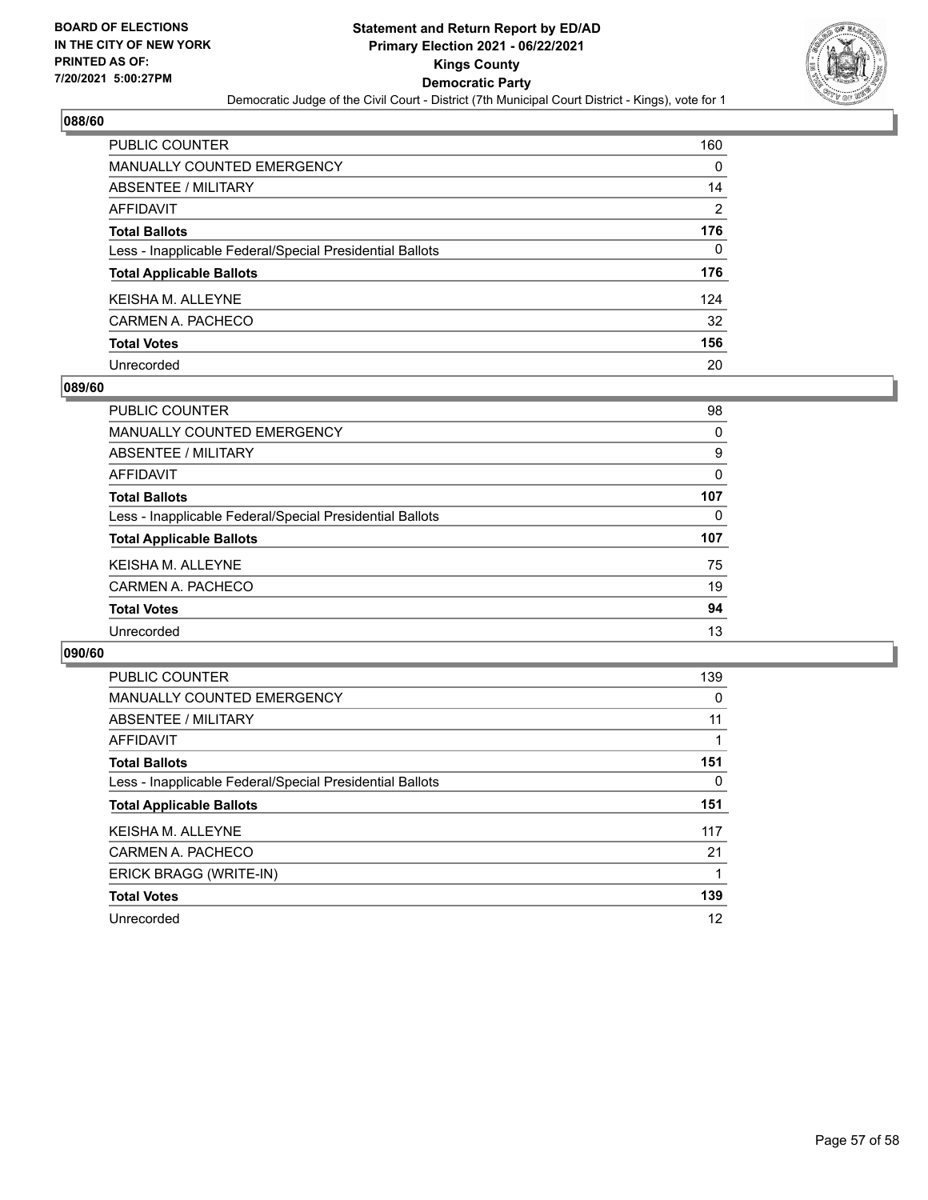## 088/60

| | |
|---|---|
| PUBLIC COUNTER | 160 |
| MANUALLY COUNTED EMERGENCY | 0 |
| ABSENTEE / MILITARY | 14 |
| AFFIDAVIT | 2 |
| **Total Ballots** | **176** |
| Less - Inapplicable Federal/Special Presidential Ballots | 0 |
| **Total Applicable Ballots** | **176** |
| KEISHA M. ALLEYNE | 124 |
| CARMEN A. PACHECO | 32 |
| **Total Votes** | **156** |
| Unrecorded | 20 |

## 089/60

| | |
|---|---|
| PUBLIC COUNTER | 98 |
| MANUALLY COUNTED EMERGENCY | 0 |
| ABSENTEE / MILITARY | 9 |
| AFFIDAVIT | 0 |
| **Total Ballots** | **107** |
| Less - Inapplicable Federal/Special Presidential Ballots | 0 |
| **Total Applicable Ballots** | **107** |
| KEISHA M. ALLEYNE | 75 |
| CARMEN A. PACHECO | 19 |
| **Total Votes** | **94** |
| Unrecorded | 13 |

## 090/60

| | |
|---|---|
| PUBLIC COUNTER | 139 |
| MANUALLY COUNTED EMERGENCY | 0 |
| ABSENTEE / MILITARY | 11 |
| AFFIDAVIT | 1 |
| **Total Ballots** | **151** |
| Less - Inapplicable Federal/Special Presidential Ballots | 0 |
| **Total Applicable Ballots** | **151** |
| KEISHA M. ALLEYNE | 117 |
| CARMEN A. PACHECO | 21 |
| ERICK BRAGG (WRITE-IN) | 1 |
| **Total Votes** | **139** |
| Unrecorded | 12 |